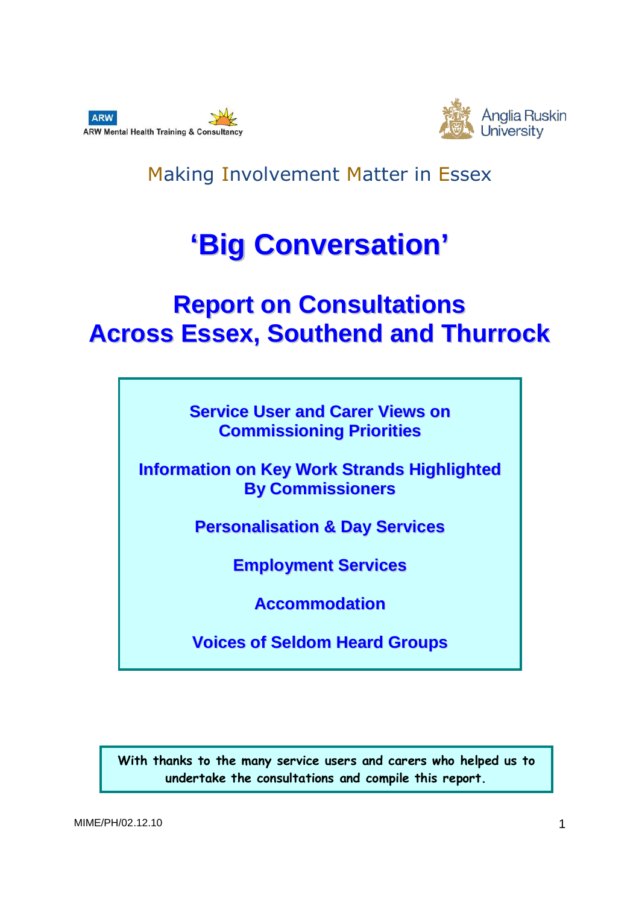ARW Mental Health Training & Consultancy

Anglia Ruskin University

Making Involvement Matter in Essex

# 'Big Conversation'

## Report on Consultations Across Essex, Southend and Thurrock

**Service User and Carer Views on Commissioning Priorities**

**Information on Key Work Strands Highlighted By Commissioners**

**Personalisation & Day Services**

**Employment Services**

**Accommodation**

**Voices of Seldom Heard Groups**

With thanks to the many service users and carers who helped us to undertake the consultations and compile this report.

MIME/PH/02.12.10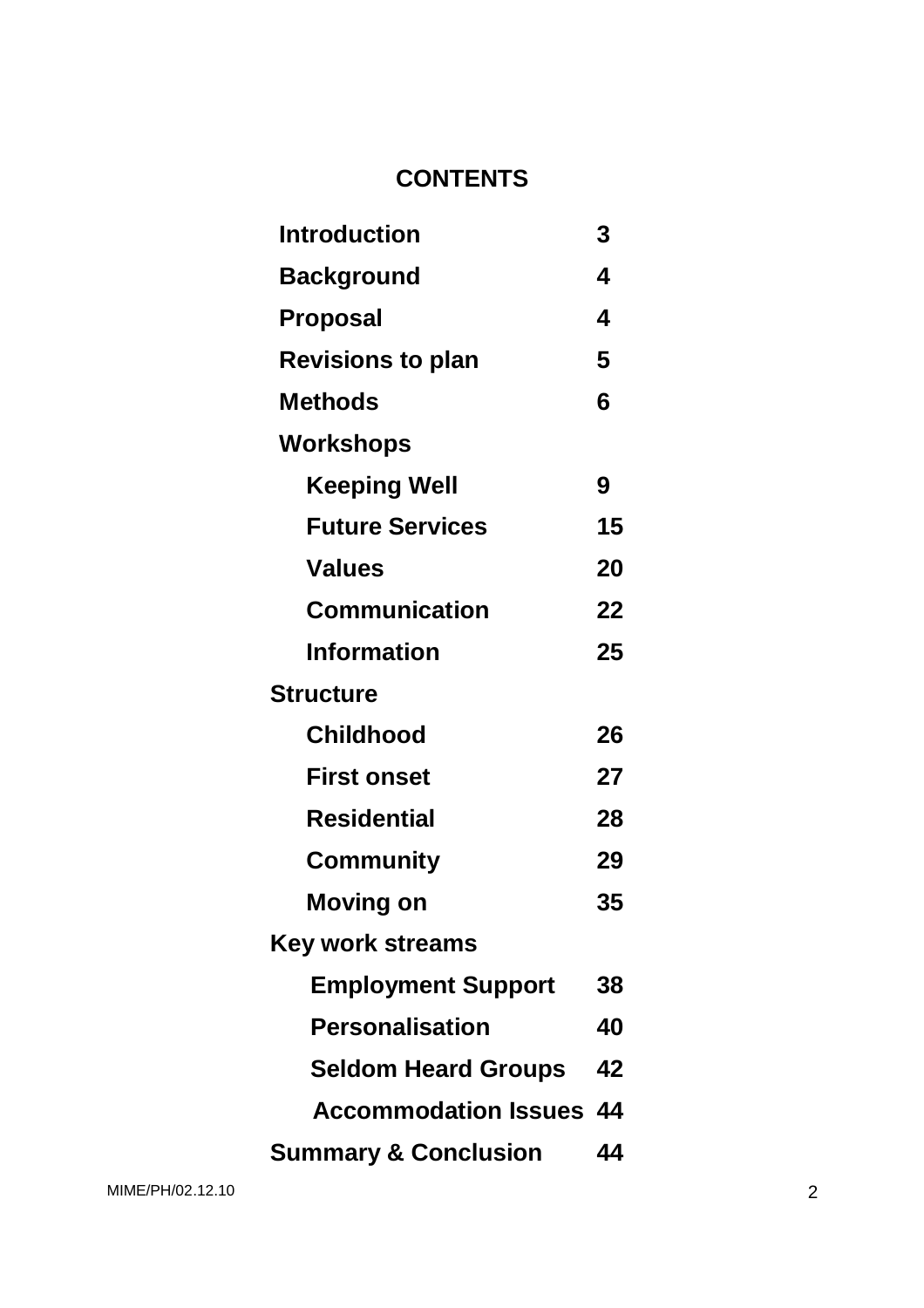# CONTENTS

| | |
|---|---|
| **Introduction** | **3** |
| **Background** | **4** |
| **Proposal** | **4** |
| **Revisions to plan** | **5** |
| **Methods** | **6** |
| **Workshops** | |
| **Keeping Well** | **9** |
| **Future Services** | **15** |
| **Values** | **20** |
| **Communication** | **22** |
| **Information** | **25** |
| **Structure** | |
| **Childhood** | **26** |
| **First onset** | **27** |
| **Residential** | **28** |
| **Community** | **29** |
| **Moving on** | **35** |
| **Key work streams** | |
| **Employment Support** | **38** |
| **Personalisation** | **40** |
| **Seldom Heard Groups** | **42** |
| **Accommodation Issues** | **44** |
| **Summary & Conclusion** | **44** |

MIME/PH/02.12.10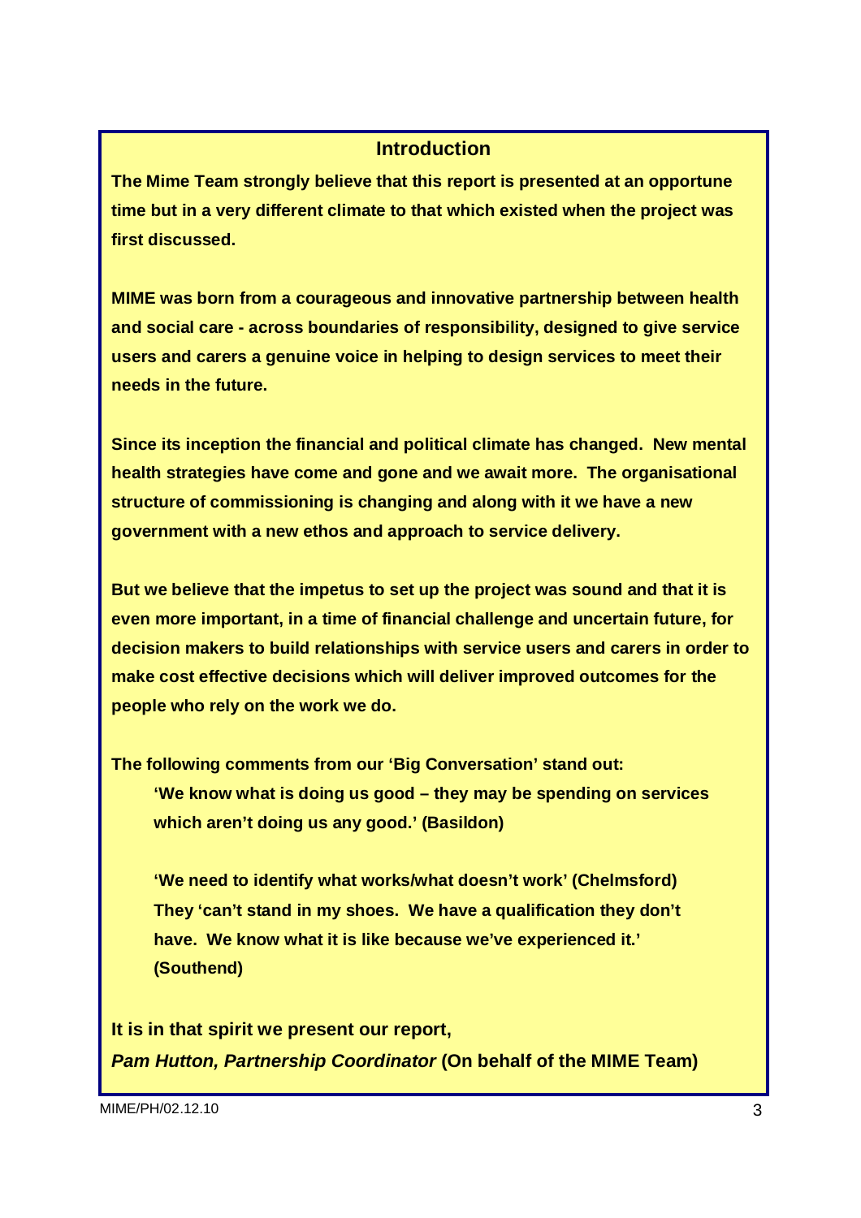## Introduction

**The Mime Team strongly believe that this report is presented at an opportune time but in a very different climate to that which existed when the project was first discussed.**

**MIME was born from a courageous and innovative partnership between health and social care - across boundaries of responsibility, designed to give service users and carers a genuine voice in helping to design services to meet their needs in the future.**

**Since its inception the financial and political climate has changed. New mental health strategies have come and gone and we await more. The organisational structure of commissioning is changing and along with it we have a new government with a new ethos and approach to service delivery.**

**But we believe that the impetus to set up the project was sound and that it is even more important, in a time of financial challenge and uncertain future, for decision makers to build relationships with service users and carers in order to make cost effective decisions which will deliver improved outcomes for the people who rely on the work we do.**

**The following comments from our 'Big Conversation' stand out:**

> **'We know what is doing us good – they may be spending on services which aren't doing us any good.' (Basildon)**
>
> **'We need to identify what works/what doesn't work' (Chelmsford)**
> **They 'can't stand in my shoes. We have a qualification they don't have. We know what it is like because we've experienced it.' (Southend)**

**It is in that spirit we present our report,**
***Pam Hutton, Partnership Coordinator* (On behalf of the MIME Team)**

MIME/PH/02.12.10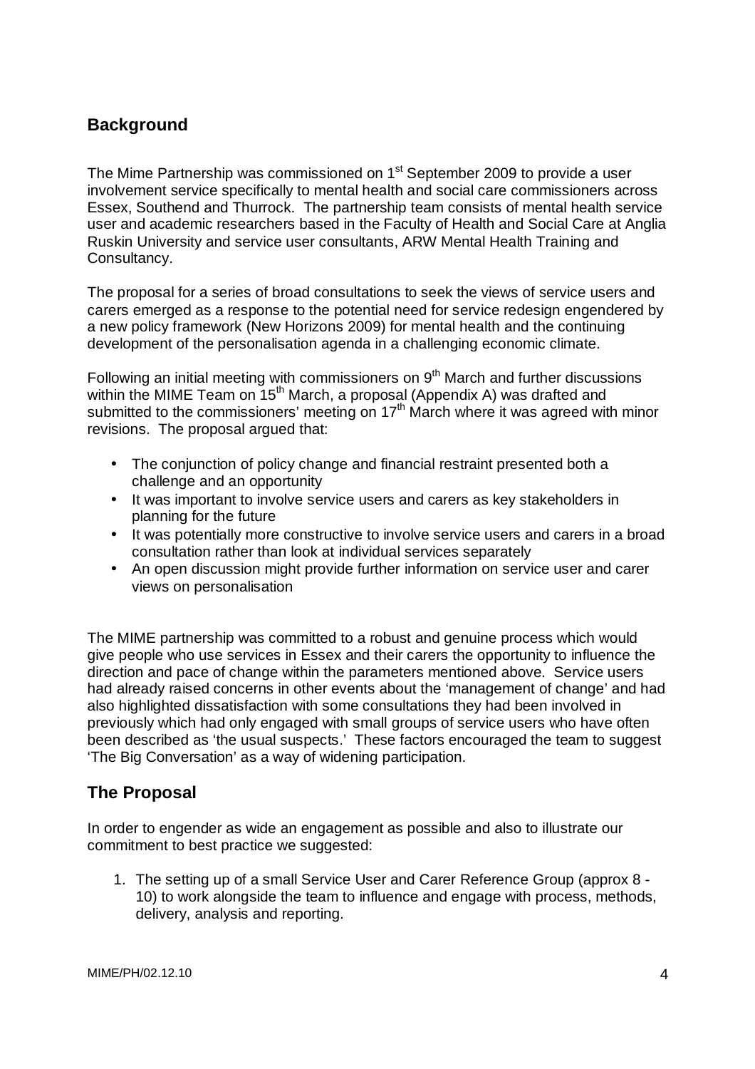## Background

The Mime Partnership was commissioned on 1st September 2009 to provide a user involvement service specifically to mental health and social care commissioners across Essex, Southend and Thurrock. The partnership team consists of mental health service user and academic researchers based in the Faculty of Health and Social Care at Anglia Ruskin University and service user consultants, ARW Mental Health Training and Consultancy.

The proposal for a series of broad consultations to seek the views of service users and carers emerged as a response to the potential need for service redesign engendered by a new policy framework (New Horizons 2009) for mental health and the continuing development of the personalisation agenda in a challenging economic climate.

Following an initial meeting with commissioners on 9th March and further discussions within the MIME Team on 15th March, a proposal (Appendix A) was drafted and submitted to the commissioners' meeting on 17th March where it was agreed with minor revisions. The proposal argued that:

- The conjunction of policy change and financial restraint presented both a challenge and an opportunity
- It was important to involve service users and carers as key stakeholders in planning for the future
- It was potentially more constructive to involve service users and carers in a broad consultation rather than look at individual services separately
- An open discussion might provide further information on service user and carer views on personalisation

The MIME partnership was committed to a robust and genuine process which would give people who use services in Essex and their carers the opportunity to influence the direction and pace of change within the parameters mentioned above. Service users had already raised concerns in other events about the 'management of change' and had also highlighted dissatisfaction with some consultations they had been involved in previously which had only engaged with small groups of service users who have often been described as 'the usual suspects.' These factors encouraged the team to suggest 'The Big Conversation' as a way of widening participation.

## The Proposal

In order to engender as wide an engagement as possible and also to illustrate our commitment to best practice we suggested:

1. The setting up of a small Service User and Carer Reference Group (approx 8 - 10) to work alongside the team to influence and engage with process, methods, delivery, analysis and reporting.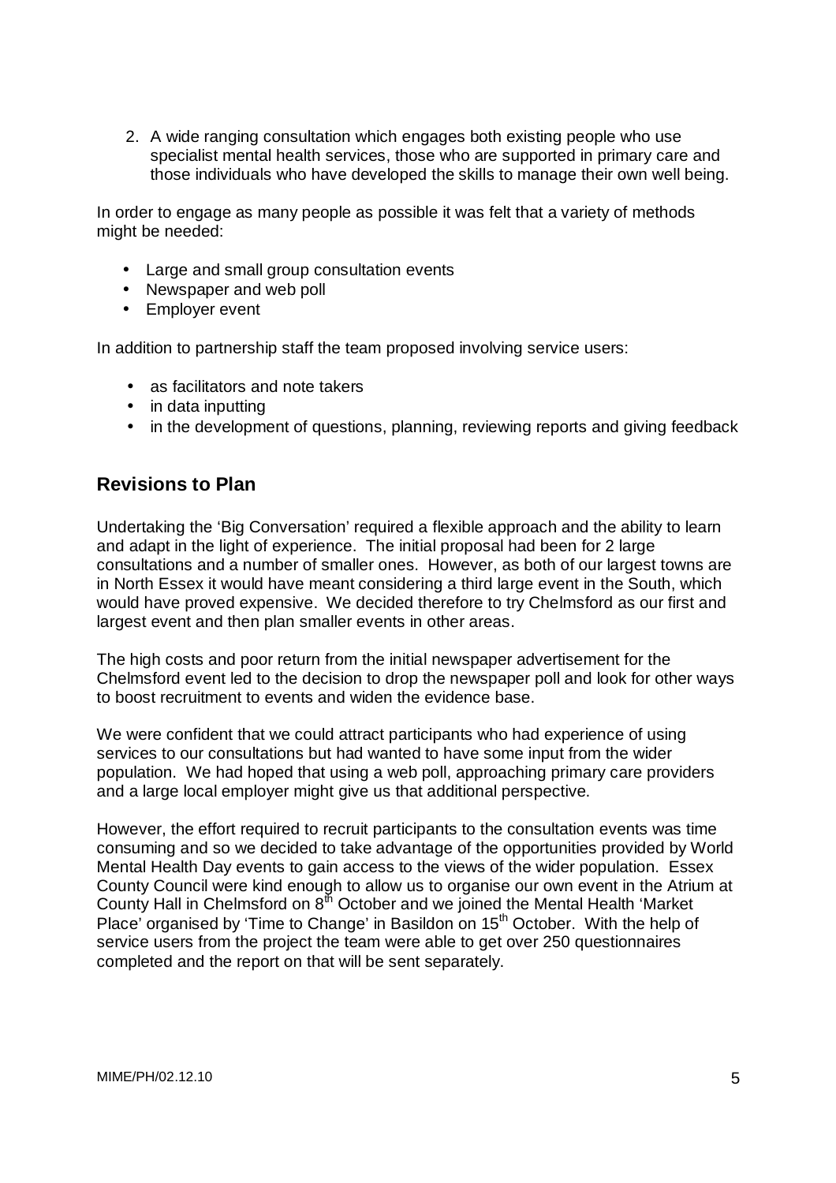2. A wide ranging consultation which engages both existing people who use specialist mental health services, those who are supported in primary care and those individuals who have developed the skills to manage their own well being.

In order to engage as many people as possible it was felt that a variety of methods might be needed:

- Large and small group consultation events
- Newspaper and web poll
- Employer event

In addition to partnership staff the team proposed involving service users:

- as facilitators and note takers
- in data inputting
- in the development of questions, planning, reviewing reports and giving feedback

## Revisions to Plan

Undertaking the 'Big Conversation' required a flexible approach and the ability to learn and adapt in the light of experience. The initial proposal had been for 2 large consultations and a number of smaller ones. However, as both of our largest towns are in North Essex it would have meant considering a third large event in the South, which would have proved expensive. We decided therefore to try Chelmsford as our first and largest event and then plan smaller events in other areas.

The high costs and poor return from the initial newspaper advertisement for the Chelmsford event led to the decision to drop the newspaper poll and look for other ways to boost recruitment to events and widen the evidence base.

We were confident that we could attract participants who had experience of using services to our consultations but had wanted to have some input from the wider population. We had hoped that using a web poll, approaching primary care providers and a large local employer might give us that additional perspective.

However, the effort required to recruit participants to the consultation events was time consuming and so we decided to take advantage of the opportunities provided by World Mental Health Day events to gain access to the views of the wider population. Essex County Council were kind enough to allow us to organise our own event in the Atrium at County Hall in Chelmsford on 8th October and we joined the Mental Health 'Market Place' organised by 'Time to Change' in Basildon on 15th October. With the help of service users from the project the team were able to get over 250 questionnaires completed and the report on that will be sent separately.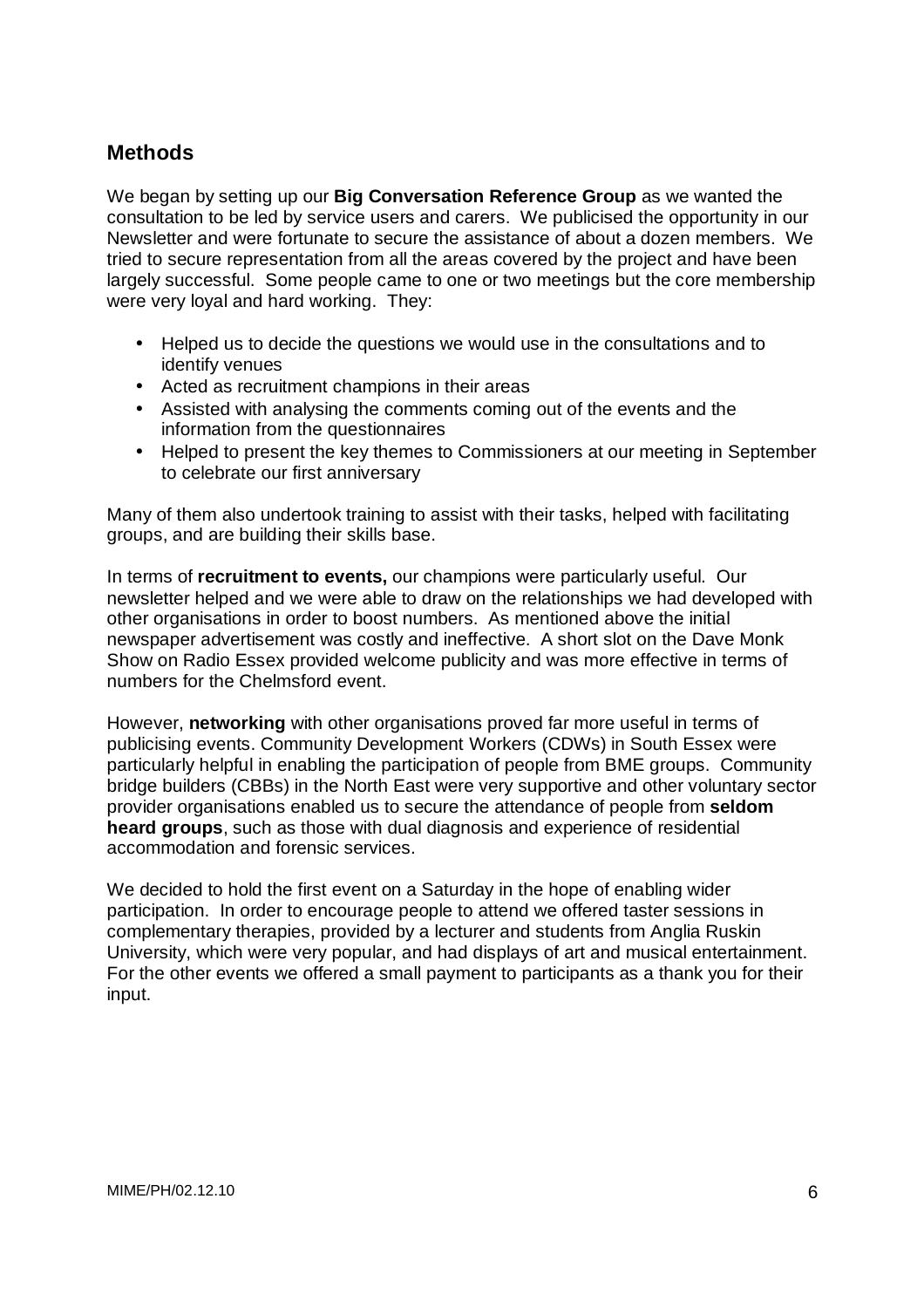## Methods

We began by setting up our **Big Conversation Reference Group** as we wanted the consultation to be led by service users and carers. We publicised the opportunity in our Newsletter and were fortunate to secure the assistance of about a dozen members. We tried to secure representation from all the areas covered by the project and have been largely successful. Some people came to one or two meetings but the core membership were very loyal and hard working. They:

- Helped us to decide the questions we would use in the consultations and to identify venues
- Acted as recruitment champions in their areas
- Assisted with analysing the comments coming out of the events and the information from the questionnaires
- Helped to present the key themes to Commissioners at our meeting in September to celebrate our first anniversary

Many of them also undertook training to assist with their tasks, helped with facilitating groups, and are building their skills base.

In terms of **recruitment to events,** our champions were particularly useful. Our newsletter helped and we were able to draw on the relationships we had developed with other organisations in order to boost numbers. As mentioned above the initial newspaper advertisement was costly and ineffective. A short slot on the Dave Monk Show on Radio Essex provided welcome publicity and was more effective in terms of numbers for the Chelmsford event.

However, **networking** with other organisations proved far more useful in terms of publicising events. Community Development Workers (CDWs) in South Essex were particularly helpful in enabling the participation of people from BME groups. Community bridge builders (CBBs) in the North East were very supportive and other voluntary sector provider organisations enabled us to secure the attendance of people from **seldom heard groups**, such as those with dual diagnosis and experience of residential accommodation and forensic services.

We decided to hold the first event on a Saturday in the hope of enabling wider participation. In order to encourage people to attend we offered taster sessions in complementary therapies, provided by a lecturer and students from Anglia Ruskin University, which were very popular, and had displays of art and musical entertainment. For the other events we offered a small payment to participants as a thank you for their input.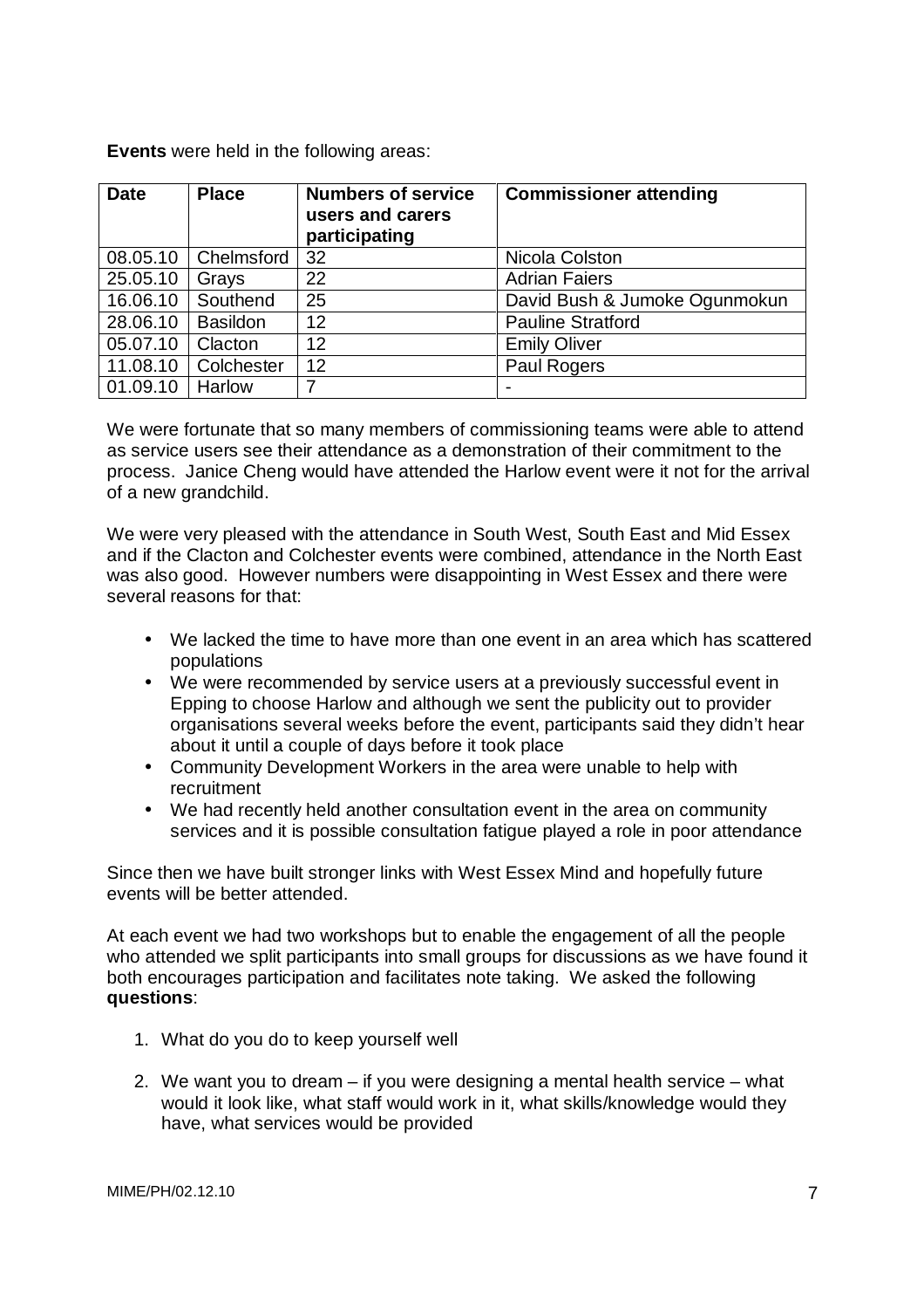**Events** were held in the following areas:

| Date | Place | Numbers of service users and carers participating | Commissioner attending |
|---|---|---|---|
| 08.05.10 | Chelmsford | 32 | Nicola Colston |
| 25.05.10 | Grays | 22 | Adrian Faiers |
| 16.06.10 | Southend | 25 | David Bush & Jumoke Ogunmokun |
| 28.06.10 | Basildon | 12 | Pauline Stratford |
| 05.07.10 | Clacton | 12 | Emily Oliver |
| 11.08.10 | Colchester | 12 | Paul Rogers |
| 01.09.10 | Harlow | 7 | - |

We were fortunate that so many members of commissioning teams were able to attend as service users see their attendance as a demonstration of their commitment to the process. Janice Cheng would have attended the Harlow event were it not for the arrival of a new grandchild.

We were very pleased with the attendance in South West, South East and Mid Essex and if the Clacton and Colchester events were combined, attendance in the North East was also good. However numbers were disappointing in West Essex and there were several reasons for that:

- We lacked the time to have more than one event in an area which has scattered populations
- We were recommended by service users at a previously successful event in Epping to choose Harlow and although we sent the publicity out to provider organisations several weeks before the event, participants said they didn't hear about it until a couple of days before it took place
- Community Development Workers in the area were unable to help with recruitment
- We had recently held another consultation event in the area on community services and it is possible consultation fatigue played a role in poor attendance

Since then we have built stronger links with West Essex Mind and hopefully future events will be better attended.

At each event we had two workshops but to enable the engagement of all the people who attended we split participants into small groups for discussions as we have found it both encourages participation and facilitates note taking. We asked the following **questions**:

1. What do you do to keep yourself well

2. We want you to dream – if you were designing a mental health service – what would it look like, what staff would work in it, what skills/knowledge would they have, what services would be provided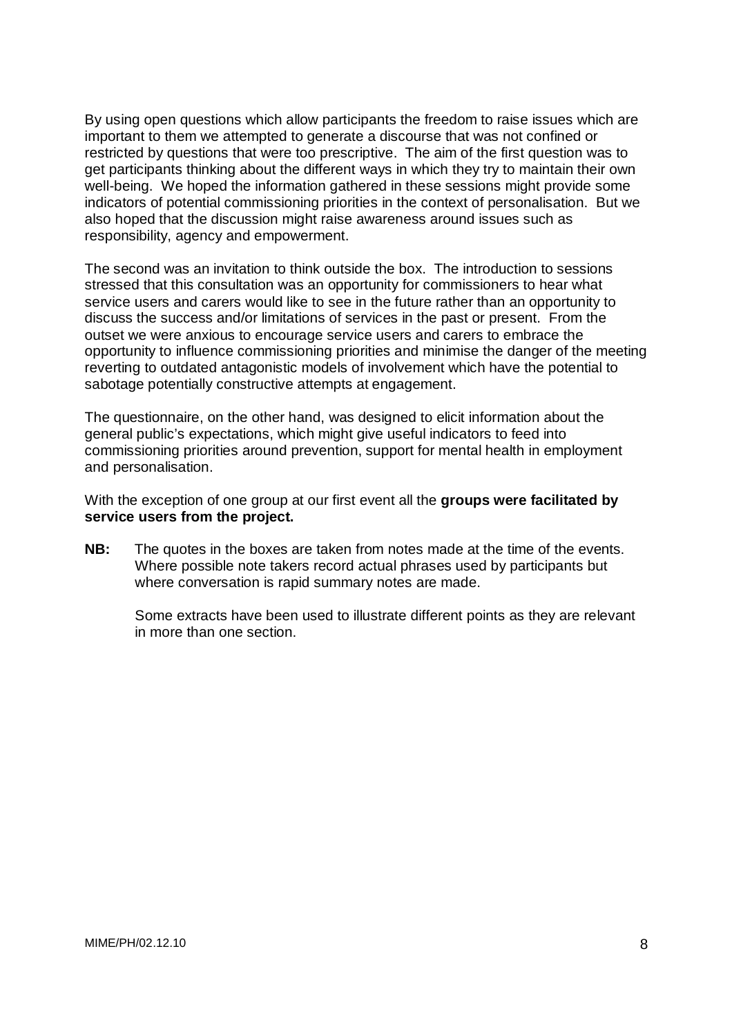By using open questions which allow participants the freedom to raise issues which are important to them we attempted to generate a discourse that was not confined or restricted by questions that were too prescriptive. The aim of the first question was to get participants thinking about the different ways in which they try to maintain their own well-being. We hoped the information gathered in these sessions might provide some indicators of potential commissioning priorities in the context of personalisation. But we also hoped that the discussion might raise awareness around issues such as responsibility, agency and empowerment.

The second was an invitation to think outside the box. The introduction to sessions stressed that this consultation was an opportunity for commissioners to hear what service users and carers would like to see in the future rather than an opportunity to discuss the success and/or limitations of services in the past or present. From the outset we were anxious to encourage service users and carers to embrace the opportunity to influence commissioning priorities and minimise the danger of the meeting reverting to outdated antagonistic models of involvement which have the potential to sabotage potentially constructive attempts at engagement.

The questionnaire, on the other hand, was designed to elicit information about the general public's expectations, which might give useful indicators to feed into commissioning priorities around prevention, support for mental health in employment and personalisation.

With the exception of one group at our first event all the **groups were facilitated by service users from the project.**

**NB:** The quotes in the boxes are taken from notes made at the time of the events. Where possible note takers record actual phrases used by participants but where conversation is rapid summary notes are made.

Some extracts have been used to illustrate different points as they are relevant in more than one section.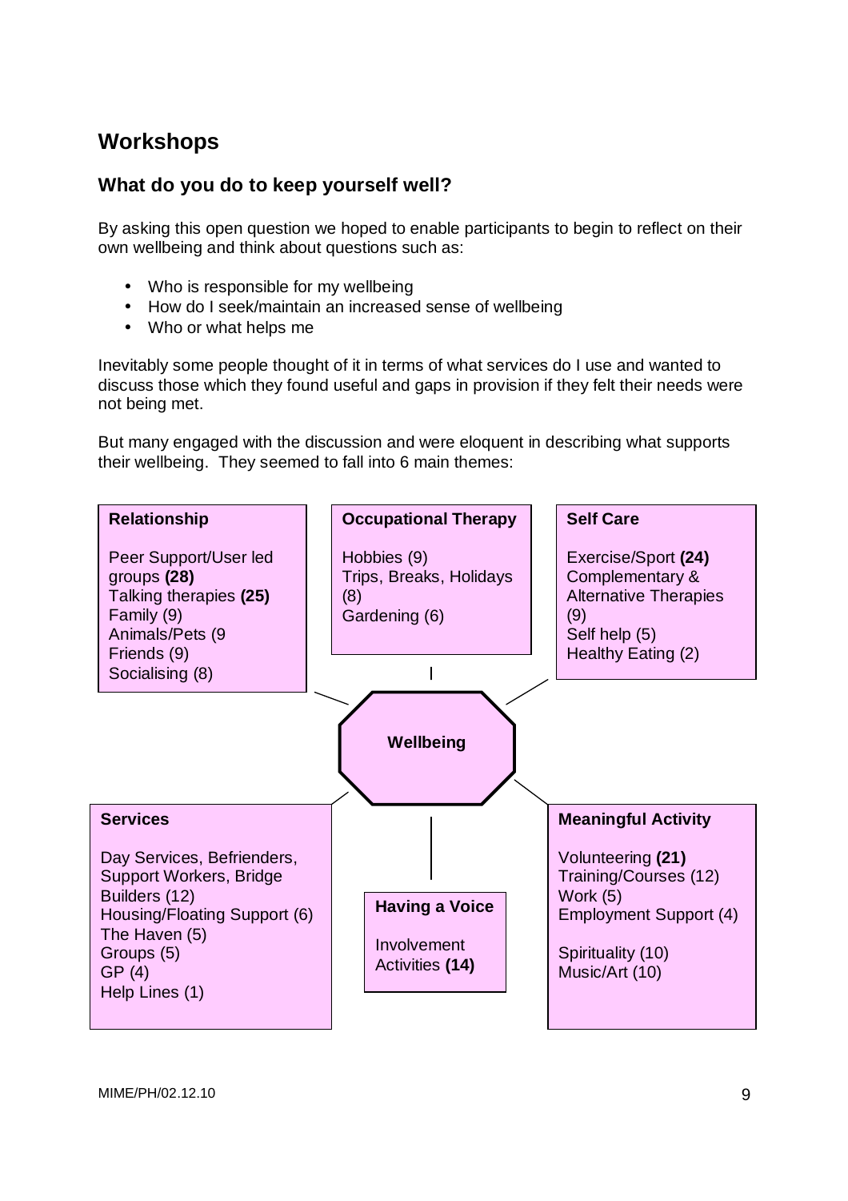## Workshops

### What do you do to keep yourself well?

By asking this open question we hoped to enable participants to begin to reflect on their own wellbeing and think about questions such as:

- Who is responsible for my wellbeing
- How do I seek/maintain an increased sense of wellbeing
- Who or what helps me

Inevitably some people thought of it in terms of what services do I use and wanted to discuss those which they found useful and gaps in provision if they felt their needs were not being met.

But many engaged with the discussion and were eloquent in describing what supports their wellbeing. They seemed to fall into 6 main themes:

**Wellbeing**

**Relationship**

Peer Support/User led groups **(28)**
Talking therapies **(25)**
Family (9)
Animals/Pets (9
Friends (9)
Socialising (8)

**Occupational Therapy**

Hobbies (9)
Trips, Breaks, Holidays (8)
Gardening (6)

**Self Care**

Exercise/Sport **(24)**
Complementary & Alternative Therapies (9)
Self help (5)
Healthy Eating (2)

**Services**

Day Services, Befrienders, Support Workers, Bridge Builders (12)
Housing/Floating Support (6)
The Haven (5)
Groups (5)
GP (4)
Help Lines (1)

**Having a Voice**

Involvement Activities **(14)**

**Meaningful Activity**

Volunteering **(21)**
Training/Courses (12)
Work (5)
Employment Support (4)

Spirituality (10)
Music/Art (10)

MIME/PH/02.12.10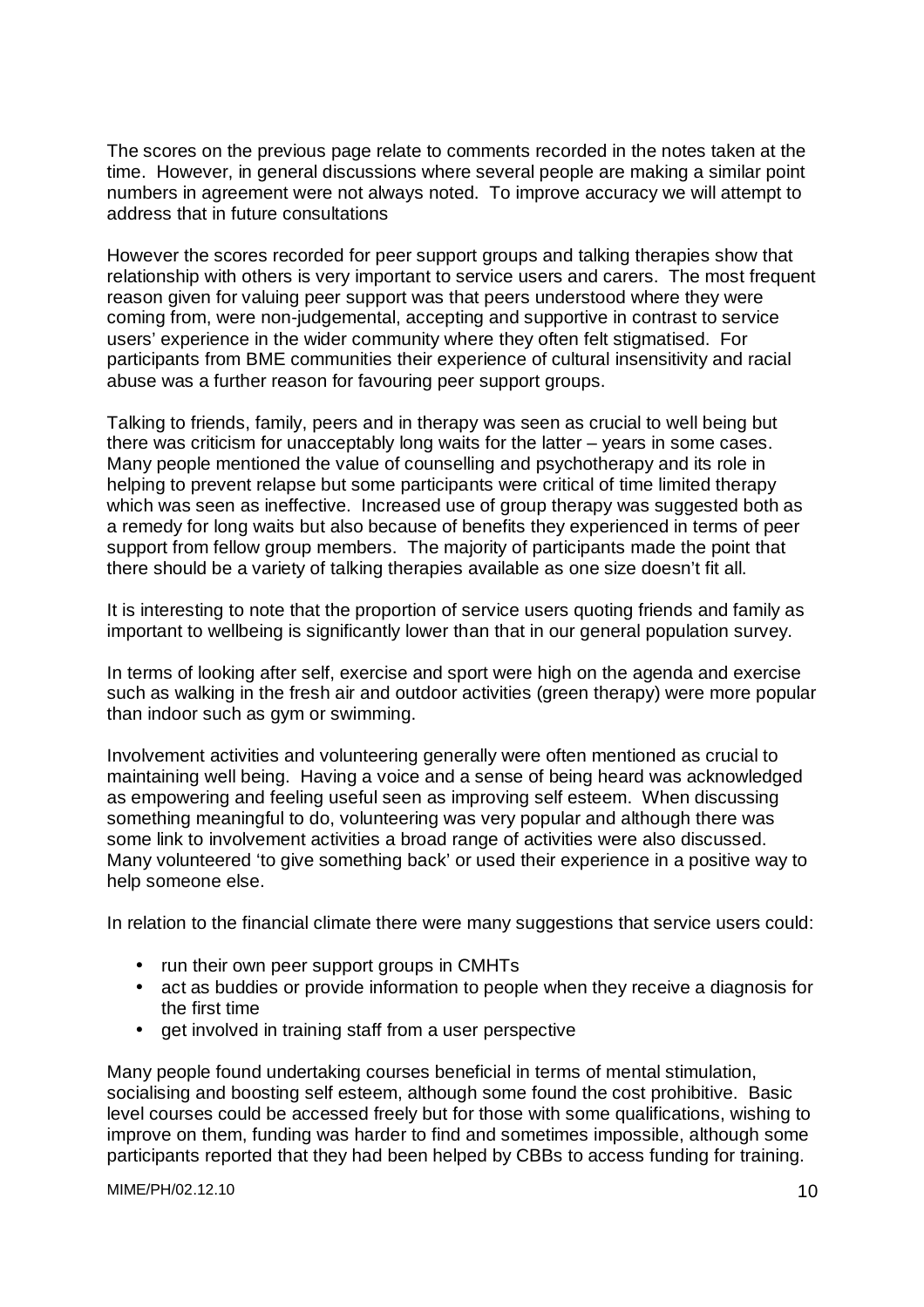The scores on the previous page relate to comments recorded in the notes taken at the time. However, in general discussions where several people are making a similar point numbers in agreement were not always noted. To improve accuracy we will attempt to address that in future consultations

However the scores recorded for peer support groups and talking therapies show that relationship with others is very important to service users and carers. The most frequent reason given for valuing peer support was that peers understood where they were coming from, were non-judgemental, accepting and supportive in contrast to service users' experience in the wider community where they often felt stigmatised. For participants from BME communities their experience of cultural insensitivity and racial abuse was a further reason for favouring peer support groups.

Talking to friends, family, peers and in therapy was seen as crucial to well being but there was criticism for unacceptably long waits for the latter – years in some cases. Many people mentioned the value of counselling and psychotherapy and its role in helping to prevent relapse but some participants were critical of time limited therapy which was seen as ineffective. Increased use of group therapy was suggested both as a remedy for long waits but also because of benefits they experienced in terms of peer support from fellow group members. The majority of participants made the point that there should be a variety of talking therapies available as one size doesn't fit all.

It is interesting to note that the proportion of service users quoting friends and family as important to wellbeing is significantly lower than that in our general population survey.

In terms of looking after self, exercise and sport were high on the agenda and exercise such as walking in the fresh air and outdoor activities (green therapy) were more popular than indoor such as gym or swimming.

Involvement activities and volunteering generally were often mentioned as crucial to maintaining well being. Having a voice and a sense of being heard was acknowledged as empowering and feeling useful seen as improving self esteem. When discussing something meaningful to do, volunteering was very popular and although there was some link to involvement activities a broad range of activities were also discussed. Many volunteered 'to give something back' or used their experience in a positive way to help someone else.

In relation to the financial climate there were many suggestions that service users could:

- run their own peer support groups in CMHTs
- act as buddies or provide information to people when they receive a diagnosis for the first time
- get involved in training staff from a user perspective

Many people found undertaking courses beneficial in terms of mental stimulation, socialising and boosting self esteem, although some found the cost prohibitive. Basic level courses could be accessed freely but for those with some qualifications, wishing to improve on them, funding was harder to find and sometimes impossible, although some participants reported that they had been helped by CBBs to access funding for training.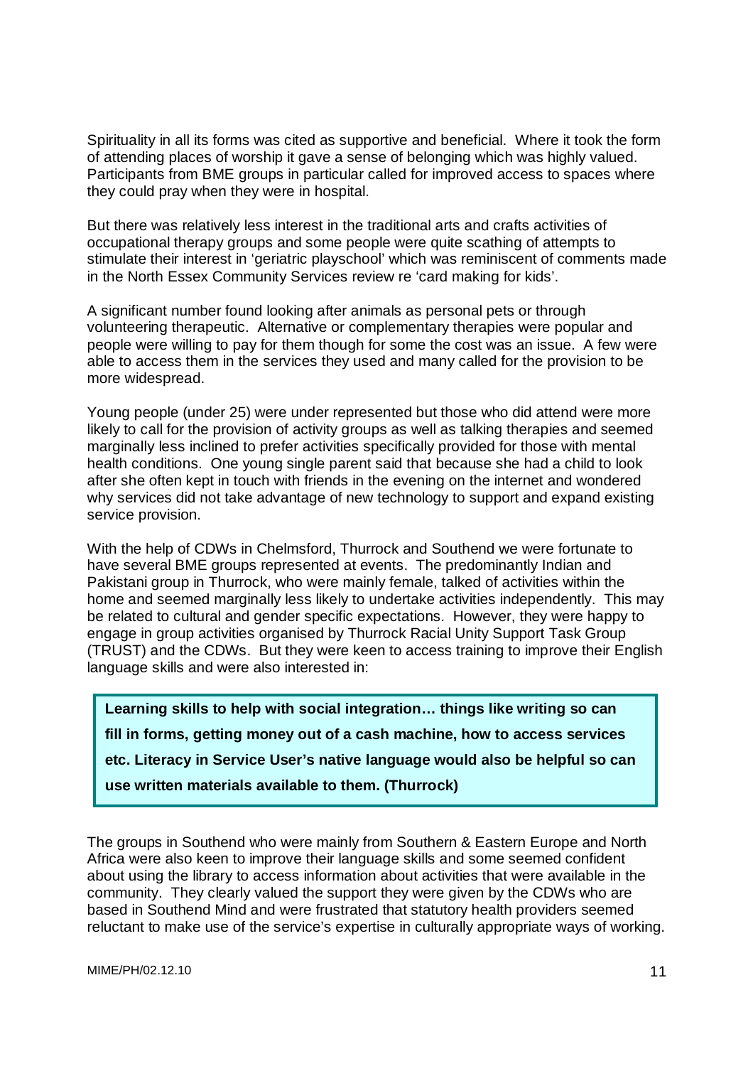Spirituality in all its forms was cited as supportive and beneficial. Where it took the form of attending places of worship it gave a sense of belonging which was highly valued. Participants from BME groups in particular called for improved access to spaces where they could pray when they were in hospital.

But there was relatively less interest in the traditional arts and crafts activities of occupational therapy groups and some people were quite scathing of attempts to stimulate their interest in 'geriatric playschool' which was reminiscent of comments made in the North Essex Community Services review re 'card making for kids'.

A significant number found looking after animals as personal pets or through volunteering therapeutic. Alternative or complementary therapies were popular and people were willing to pay for them though for some the cost was an issue. A few were able to access them in the services they used and many called for the provision to be more widespread.

Young people (under 25) were under represented but those who did attend were more likely to call for the provision of activity groups as well as talking therapies and seemed marginally less inclined to prefer activities specifically provided for those with mental health conditions. One young single parent said that because she had a child to look after she often kept in touch with friends in the evening on the internet and wondered why services did not take advantage of new technology to support and expand existing service provision.

With the help of CDWs in Chelmsford, Thurrock and Southend we were fortunate to have several BME groups represented at events. The predominantly Indian and Pakistani group in Thurrock, who were mainly female, talked of activities within the home and seemed marginally less likely to undertake activities independently. This may be related to cultural and gender specific expectations. However, they were happy to engage in group activities organised by Thurrock Racial Unity Support Task Group (TRUST) and the CDWs. But they were keen to access training to improve their English language skills and were also interested in:

> **Learning skills to help with social integration… things like writing so can fill in forms, getting money out of a cash machine, how to access services etc. Literacy in Service User's native language would also be helpful so can use written materials available to them. (Thurrock)**

The groups in Southend who were mainly from Southern & Eastern Europe and North Africa were also keen to improve their language skills and some seemed confident about using the library to access information about activities that were available in the community. They clearly valued the support they were given by the CDWs who are based in Southend Mind and were frustrated that statutory health providers seemed reluctant to make use of the service's expertise in culturally appropriate ways of working.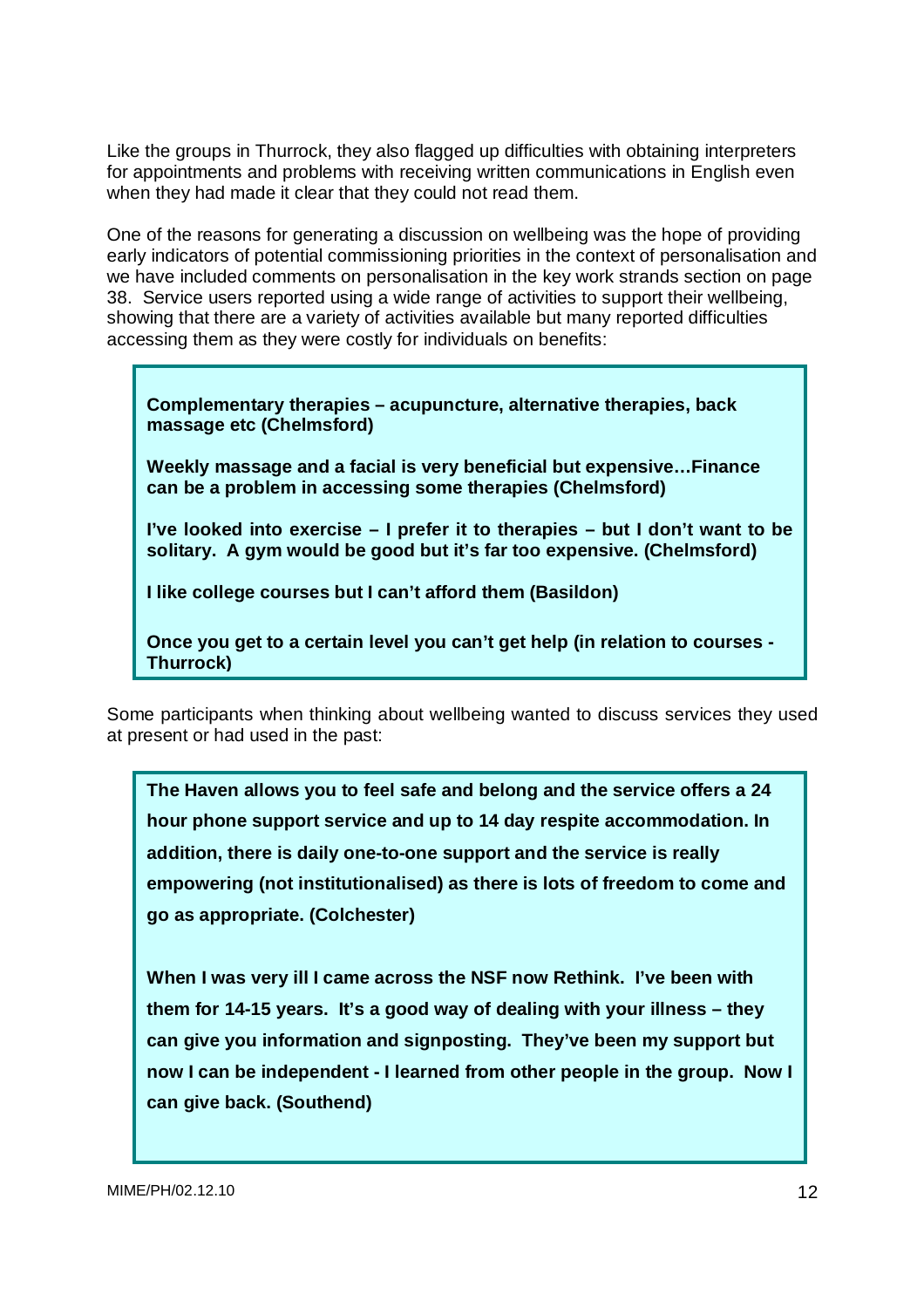Like the groups in Thurrock, they also flagged up difficulties with obtaining interpreters for appointments and problems with receiving written communications in English even when they had made it clear that they could not read them.

One of the reasons for generating a discussion on wellbeing was the hope of providing early indicators of potential commissioning priorities in the context of personalisation and we have included comments on personalisation in the key work strands section on page 38. Service users reported using a wide range of activities to support their wellbeing, showing that there are a variety of activities available but many reported difficulties accessing them as they were costly for individuals on benefits:

> **Complementary therapies – acupuncture, alternative therapies, back massage etc (Chelmsford)**
>
> **Weekly massage and a facial is very beneficial but expensive…Finance can be a problem in accessing some therapies (Chelmsford)**
>
> **I've looked into exercise – I prefer it to therapies – but I don't want to be solitary. A gym would be good but it's far too expensive. (Chelmsford)**
>
> **I like college courses but I can't afford them (Basildon)**
>
> **Once you get to a certain level you can't get help (in relation to courses - Thurrock)**

Some participants when thinking about wellbeing wanted to discuss services they used at present or had used in the past:

> **The Haven allows you to feel safe and belong and the service offers a 24 hour phone support service and up to 14 day respite accommodation. In addition, there is daily one-to-one support and the service is really empowering (not institutionalised) as there is lots of freedom to come and go as appropriate. (Colchester)**
>
> **When I was very ill I came across the NSF now Rethink. I've been with them for 14-15 years. It's a good way of dealing with your illness – they can give you information and signposting. They've been my support but now I can be independent - I learned from other people in the group. Now I can give back. (Southend)**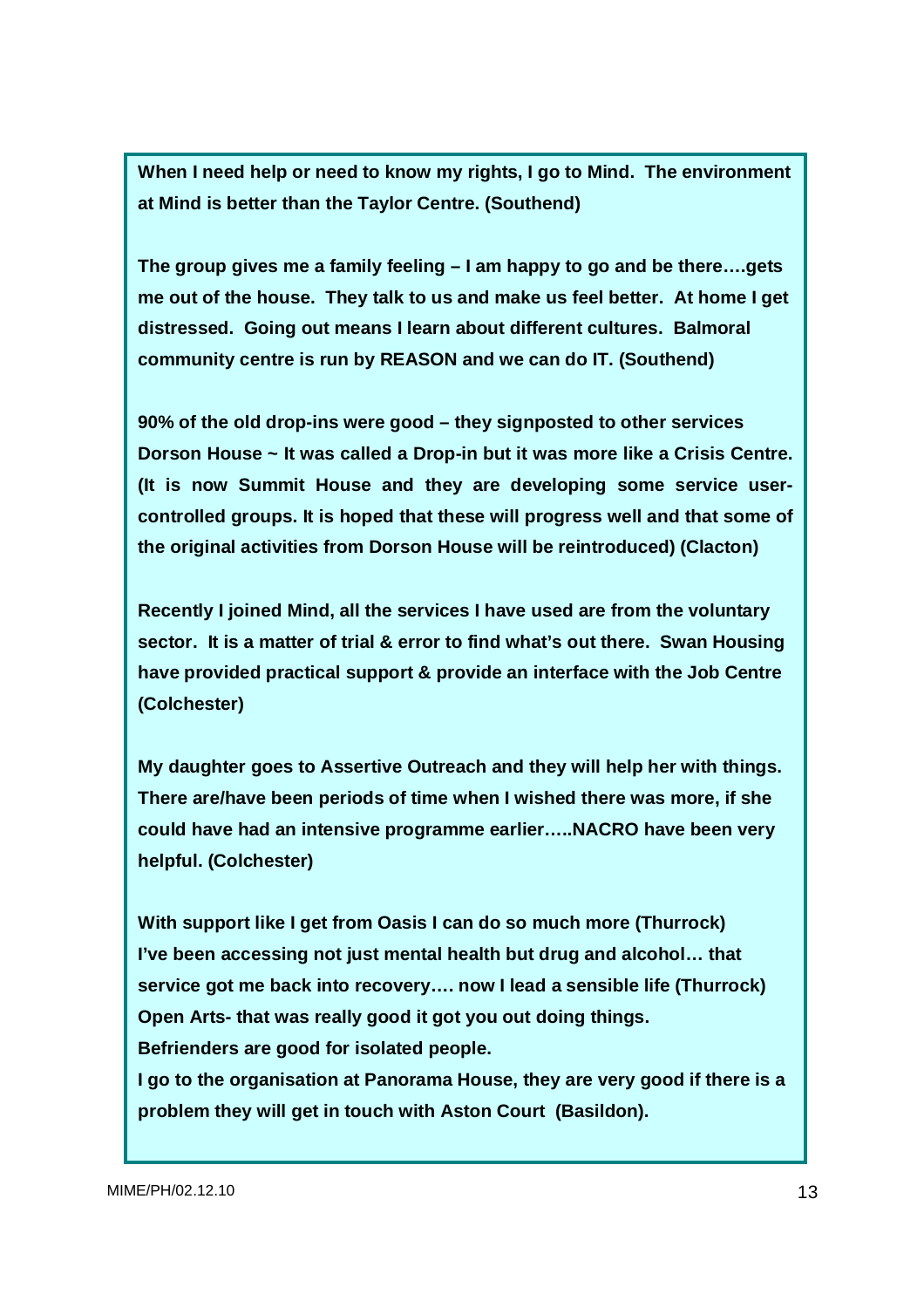**When I need help or need to know my rights, I go to Mind. The environment at Mind is better than the Taylor Centre. (Southend)**

**The group gives me a family feeling – I am happy to go and be there….gets me out of the house. They talk to us and make us feel better. At home I get distressed. Going out means I learn about different cultures. Balmoral community centre is run by REASON and we can do IT. (Southend)**

**90% of the old drop-ins were good – they signposted to other services**
**Dorson House ~ It was called a Drop-in but it was more like a Crisis Centre. (It is now Summit House and they are developing some service user-controlled groups. It is hoped that these will progress well and that some of the original activities from Dorson House will be reintroduced) (Clacton)**

**Recently I joined Mind, all the services I have used are from the voluntary sector. It is a matter of trial & error to find what's out there. Swan Housing have provided practical support & provide an interface with the Job Centre (Colchester)**

**My daughter goes to Assertive Outreach and they will help her with things. There are/have been periods of time when I wished there was more, if she could have had an intensive programme earlier…..NACRO have been very helpful. (Colchester)**

**With support like I get from Oasis I can do so much more (Thurrock)**
**I've been accessing not just mental health but drug and alcohol… that service got me back into recovery…. now I lead a sensible life (Thurrock)**
**Open Arts- that was really good it got you out doing things.**
**Befrienders are good for isolated people.**
**I go to the organisation at Panorama House, they are very good if there is a problem they will get in touch with Aston Court (Basildon).**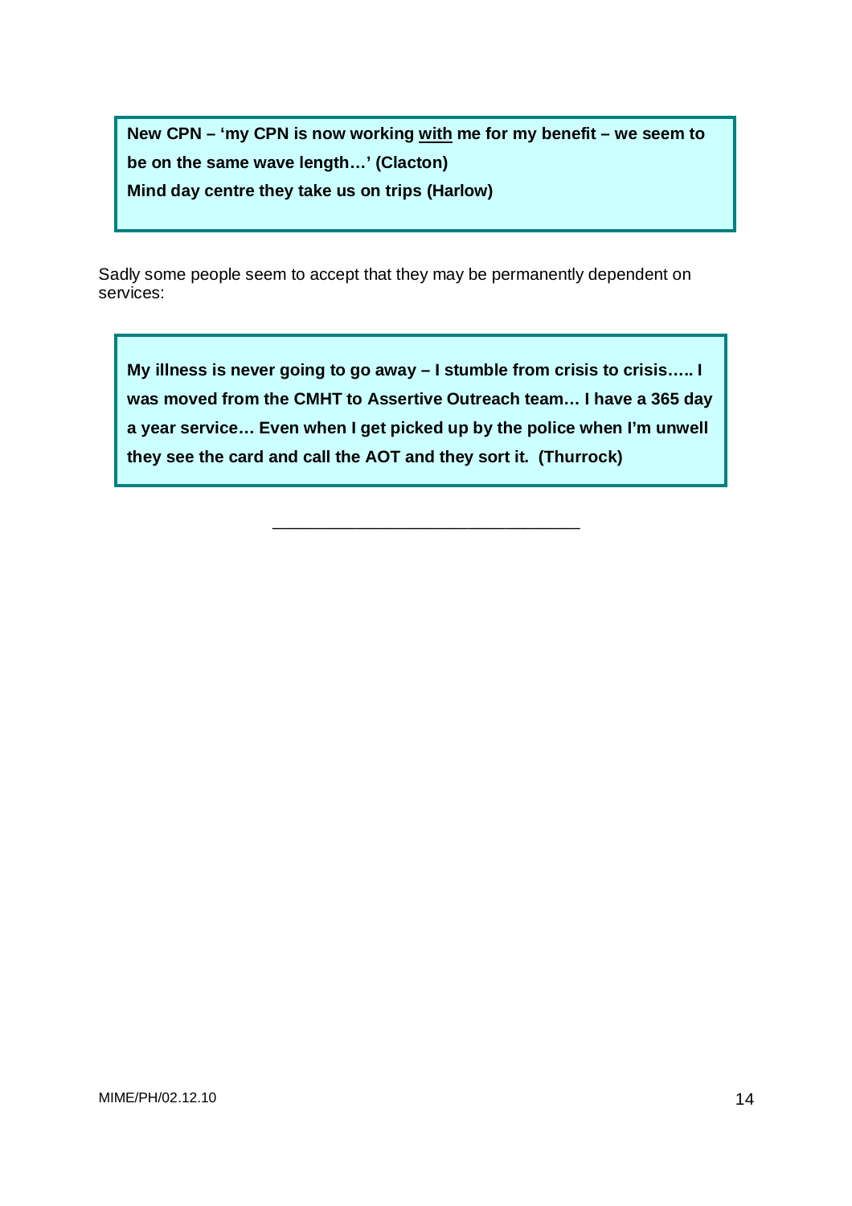**New CPN – 'my CPN is now working <u>with</u> me for my benefit – we seem to be on the same wave length…' (Clacton)**
**Mind day centre they take us on trips (Harlow)**

Sadly some people seem to accept that they may be permanently dependent on services:

**My illness is never going to go away – I stumble from crisis to crisis….. I was moved from the CMHT to Assertive Outreach team… I have a 365 day a year service… Even when I get picked up by the police when I'm unwell they see the card and call the AOT and they sort it. (Thurrock)**

---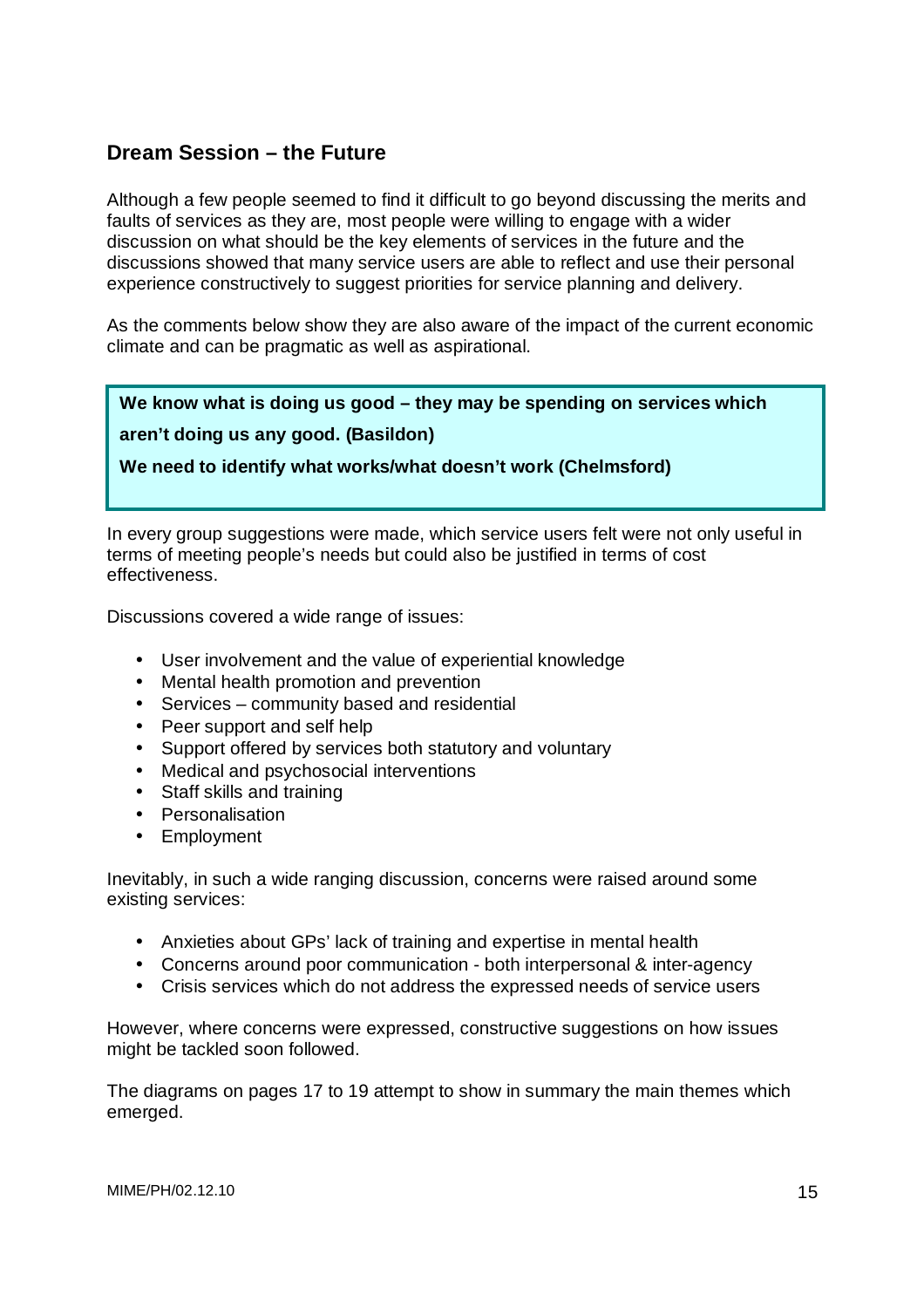## Dream Session – the Future

Although a few people seemed to find it difficult to go beyond discussing the merits and faults of services as they are, most people were willing to engage with a wider discussion on what should be the key elements of services in the future and the discussions showed that many service users are able to reflect and use their personal experience constructively to suggest priorities for service planning and delivery.

As the comments below show they are also aware of the impact of the current economic climate and can be pragmatic as well as aspirational.

> **We know what is doing us good – they may be spending on services which aren't doing us any good. (Basildon)**
>
> **We need to identify what works/what doesn't work (Chelmsford)**

In every group suggestions were made, which service users felt were not only useful in terms of meeting people's needs but could also be justified in terms of cost effectiveness.

Discussions covered a wide range of issues:

- User involvement and the value of experiential knowledge
- Mental health promotion and prevention
- Services – community based and residential
- Peer support and self help
- Support offered by services both statutory and voluntary
- Medical and psychosocial interventions
- Staff skills and training
- Personalisation
- Employment

Inevitably, in such a wide ranging discussion, concerns were raised around some existing services:

- Anxieties about GPs' lack of training and expertise in mental health
- Concerns around poor communication - both interpersonal & inter-agency
- Crisis services which do not address the expressed needs of service users

However, where concerns were expressed, constructive suggestions on how issues might be tackled soon followed.

The diagrams on pages 17 to 19 attempt to show in summary the main themes which emerged.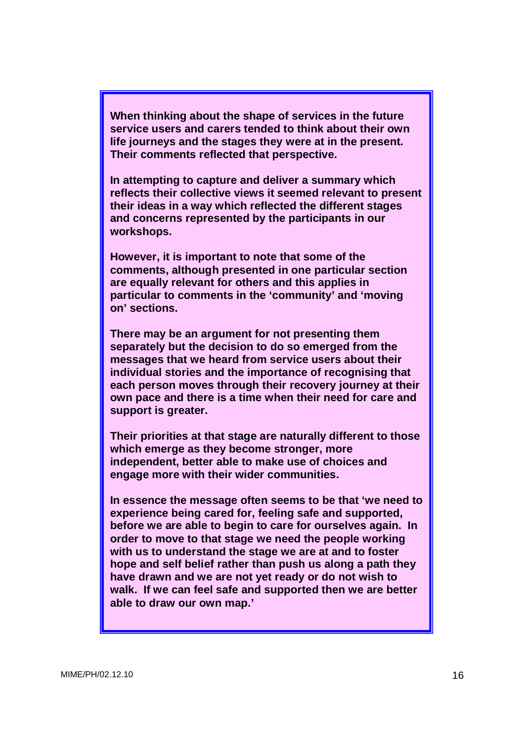**When thinking about the shape of services in the future service users and carers tended to think about their own life journeys and the stages they were at in the present. Their comments reflected that perspective.**

**In attempting to capture and deliver a summary which reflects their collective views it seemed relevant to present their ideas in a way which reflected the different stages and concerns represented by the participants in our workshops.**

**However, it is important to note that some of the comments, although presented in one particular section are equally relevant for others and this applies in particular to comments in the 'community' and 'moving on' sections.**

**There may be an argument for not presenting them separately but the decision to do so emerged from the messages that we heard from service users about their individual stories and the importance of recognising that each person moves through their recovery journey at their own pace and there is a time when their need for care and support is greater.**

**Their priorities at that stage are naturally different to those which emerge as they become stronger, more independent, better able to make use of choices and engage more with their wider communities.**

**In essence the message often seems to be that 'we need to experience being cared for, feeling safe and supported, before we are able to begin to care for ourselves again. In order to move to that stage we need the people working with us to understand the stage we are at and to foster hope and self belief rather than push us along a path they have drawn and we are not yet ready or do not wish to walk. If we can feel safe and supported then we are better able to draw our own map.'**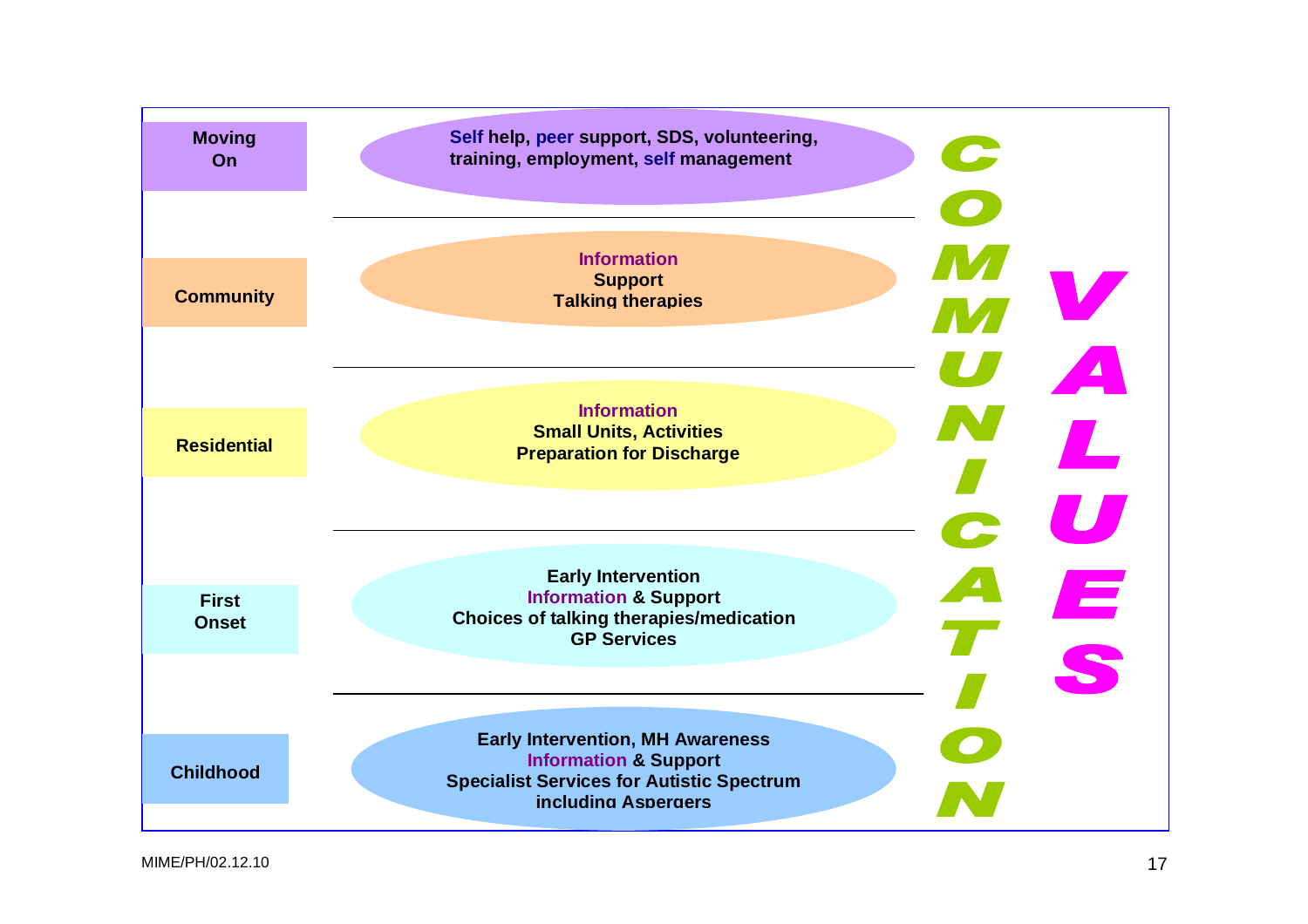| Stage | Services |
| --- | --- |
| Moving On | Self help, peer support, SDS, volunteering, training, employment, self management |
| Community | Information<br>Support<br>Talking therapies |
| Residential | Information<br>Small Units, Activities<br>Preparation for Discharge |
| First Onset | Early Intervention<br>Information & Support<br>Choices of talking therapies/medication<br>GP Services |
| Childhood | Early Intervention, MH Awareness<br>Information & Support<br>Specialist Services for Autistic Spectrum including Aspergers |

COMMUNICATION

VALUES

MIME/PH/02.12.10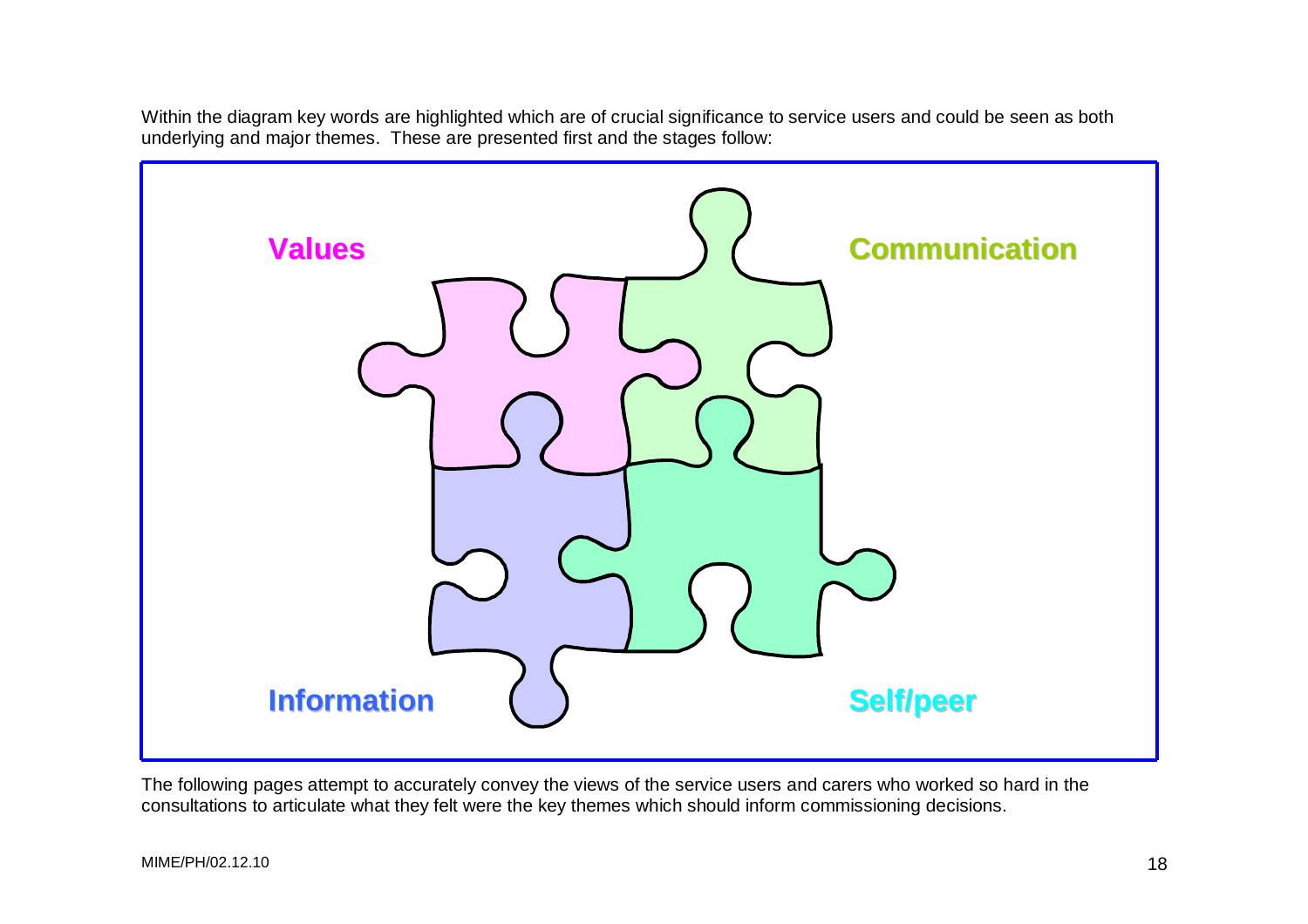Within the diagram key words are highlighted which are of crucial significance to service users and could be seen as both underlying and major themes. These are presented first and the stages follow:

**Values** **Communication**

**Information** **Self/peer**

The following pages attempt to accurately convey the views of the service users and carers who worked so hard in the consultations to articulate what they felt were the key themes which should inform commissioning decisions.

MIME/PH/02.12.10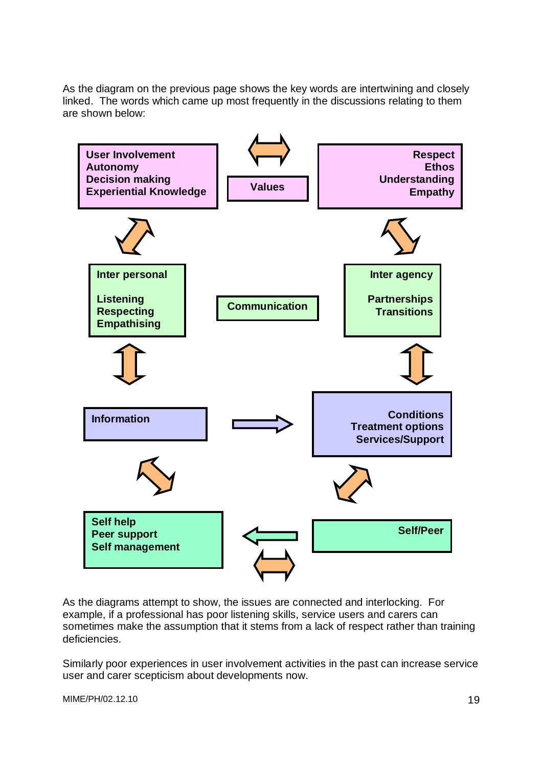As the diagram on the previous page shows the key words are intertwining and closely linked.  The words which came up most frequently in the discussions relating to them are shown below:

**User Involvement**
**Autonomy**
**Decision making**
**Experiential Knowledge**

**Values**

**Respect**
**Ethos**
**Understanding**
**Empathy**

**Inter personal**

**Listening**
**Respecting**
**Empathising**

**Communication**

**Inter agency**

**Partnerships**
**Transitions**

**Information**

**Conditions**
**Treatment options**
**Services/Support**

**Self help**
**Peer support**
**Self management**

**Self/Peer**

As the diagrams attempt to show, the issues are connected and interlocking.  For example, if a professional has poor listening skills, service users and carers can sometimes make the assumption that it stems from a lack of respect rather than training deficiencies.

Similarly poor experiences in user involvement activities in the past can increase service user and carer scepticism about developments now.

MIME/PH/02.12.10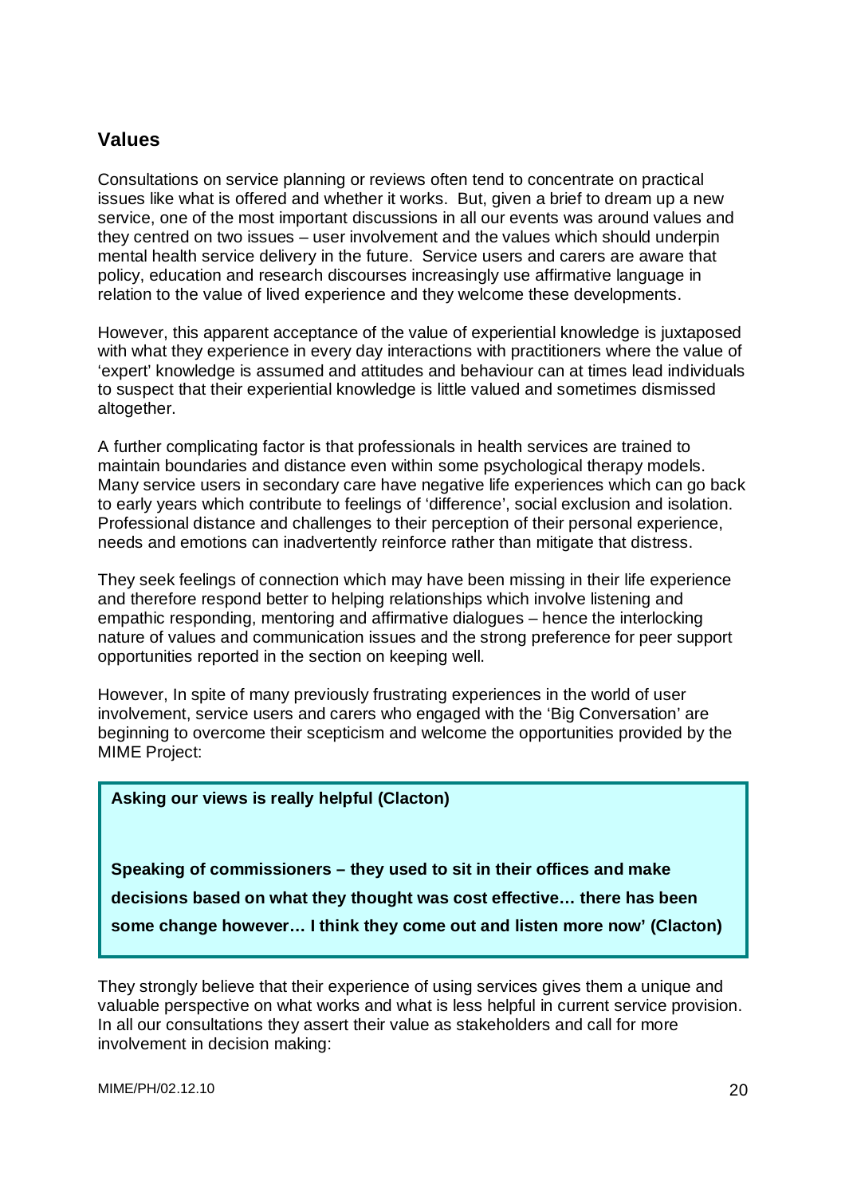## Values

Consultations on service planning or reviews often tend to concentrate on practical issues like what is offered and whether it works. But, given a brief to dream up a new service, one of the most important discussions in all our events was around values and they centred on two issues – user involvement and the values which should underpin mental health service delivery in the future. Service users and carers are aware that policy, education and research discourses increasingly use affirmative language in relation to the value of lived experience and they welcome these developments.

However, this apparent acceptance of the value of experiential knowledge is juxtaposed with what they experience in every day interactions with practitioners where the value of 'expert' knowledge is assumed and attitudes and behaviour can at times lead individuals to suspect that their experiential knowledge is little valued and sometimes dismissed altogether.

A further complicating factor is that professionals in health services are trained to maintain boundaries and distance even within some psychological therapy models. Many service users in secondary care have negative life experiences which can go back to early years which contribute to feelings of 'difference', social exclusion and isolation. Professional distance and challenges to their perception of their personal experience, needs and emotions can inadvertently reinforce rather than mitigate that distress.

They seek feelings of connection which may have been missing in their life experience and therefore respond better to helping relationships which involve listening and empathic responding, mentoring and affirmative dialogues – hence the interlocking nature of values and communication issues and the strong preference for peer support opportunities reported in the section on keeping well.

However, In spite of many previously frustrating experiences in the world of user involvement, service users and carers who engaged with the 'Big Conversation' are beginning to overcome their scepticism and welcome the opportunities provided by the MIME Project:

> **Asking our views is really helpful (Clacton)**
>
> **Speaking of commissioners – they used to sit in their offices and make decisions based on what they thought was cost effective… there has been some change however… I think they come out and listen more now' (Clacton)**

They strongly believe that their experience of using services gives them a unique and valuable perspective on what works and what is less helpful in current service provision. In all our consultations they assert their value as stakeholders and call for more involvement in decision making:

MIME/PH/02.12.10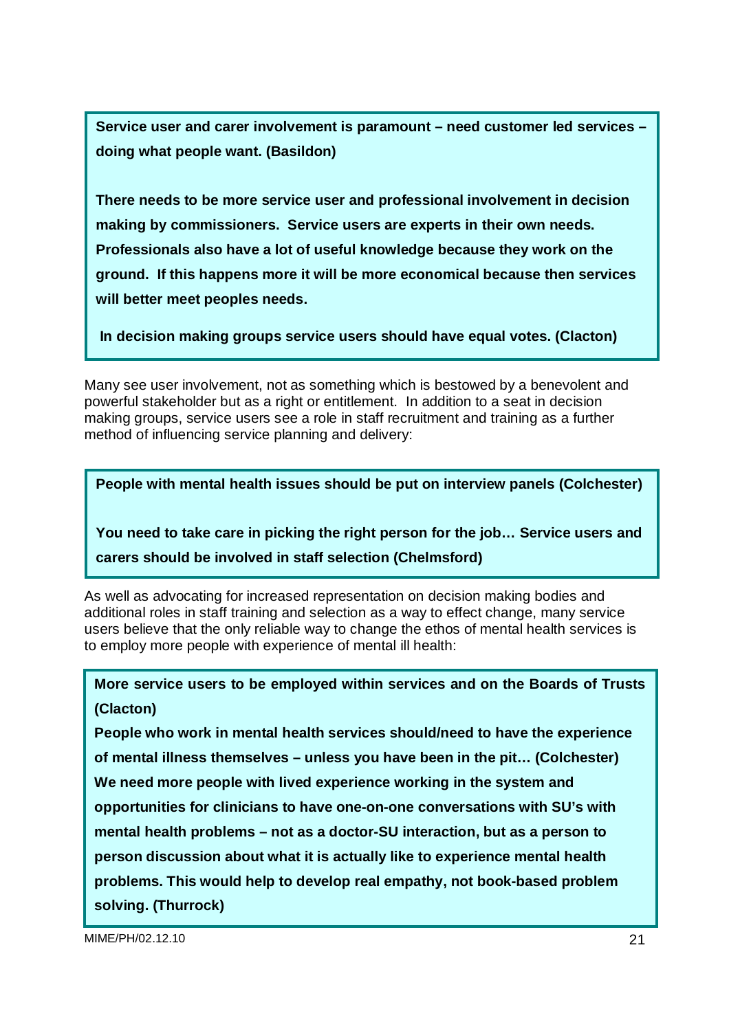**Service user and carer involvement is paramount – need customer led services – doing what people want. (Basildon)**

**There needs to be more service user and professional involvement in decision making by commissioners. Service users are experts in their own needs. Professionals also have a lot of useful knowledge because they work on the ground. If this happens more it will be more economical because then services will better meet peoples needs.**

**In decision making groups service users should have equal votes. (Clacton)**

Many see user involvement, not as something which is bestowed by a benevolent and powerful stakeholder but as a right or entitlement. In addition to a seat in decision making groups, service users see a role in staff recruitment and training as a further method of influencing service planning and delivery:

**People with mental health issues should be put on interview panels (Colchester)**

**You need to take care in picking the right person for the job… Service users and carers should be involved in staff selection (Chelmsford)**

As well as advocating for increased representation on decision making bodies and additional roles in staff training and selection as a way to effect change, many service users believe that the only reliable way to change the ethos of mental health services is to employ more people with experience of mental ill health:

**More service users to be employed within services and on the Boards of Trusts (Clacton)**

**People who work in mental health services should/need to have the experience of mental illness themselves – unless you have been in the pit… (Colchester)**

**We need more people with lived experience working in the system and opportunities for clinicians to have one-on-one conversations with SU's with mental health problems – not as a doctor-SU interaction, but as a person to person discussion about what it is actually like to experience mental health problems. This would help to develop real empathy, not book-based problem solving. (Thurrock)**

MIME/PH/02.12.10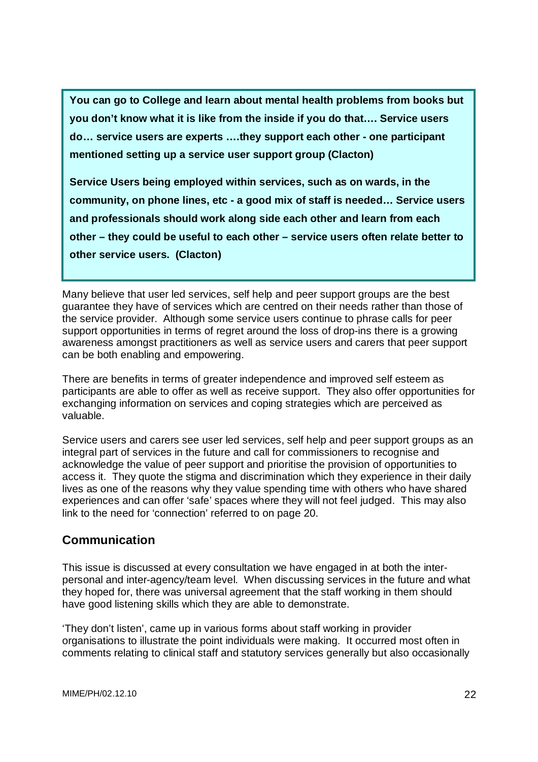**You can go to College and learn about mental health problems from books but you don't know what it is like from the inside if you do that…. Service users do… service users are experts ….they support each other - one participant mentioned setting up a service user support group (Clacton)**

**Service Users being employed within services, such as on wards, in the community, on phone lines, etc - a good mix of staff is needed… Service users and professionals should work along side each other and learn from each other – they could be useful to each other – service users often relate better to other service users. (Clacton)**

Many believe that user led services, self help and peer support groups are the best guarantee they have of services which are centred on their needs rather than those of the service provider. Although some service users continue to phrase calls for peer support opportunities in terms of regret around the loss of drop-ins there is a growing awareness amongst practitioners as well as service users and carers that peer support can be both enabling and empowering.

There are benefits in terms of greater independence and improved self esteem as participants are able to offer as well as receive support. They also offer opportunities for exchanging information on services and coping strategies which are perceived as valuable.

Service users and carers see user led services, self help and peer support groups as an integral part of services in the future and call for commissioners to recognise and acknowledge the value of peer support and prioritise the provision of opportunities to access it. They quote the stigma and discrimination which they experience in their daily lives as one of the reasons why they value spending time with others who have shared experiences and can offer 'safe' spaces where they will not feel judged. This may also link to the need for 'connection' referred to on page 20.

## Communication

This issue is discussed at every consultation we have engaged in at both the inter-personal and inter-agency/team level. When discussing services in the future and what they hoped for, there was universal agreement that the staff working in them should have good listening skills which they are able to demonstrate.

'They don't listen', came up in various forms about staff working in provider organisations to illustrate the point individuals were making. It occurred most often in comments relating to clinical staff and statutory services generally but also occasionally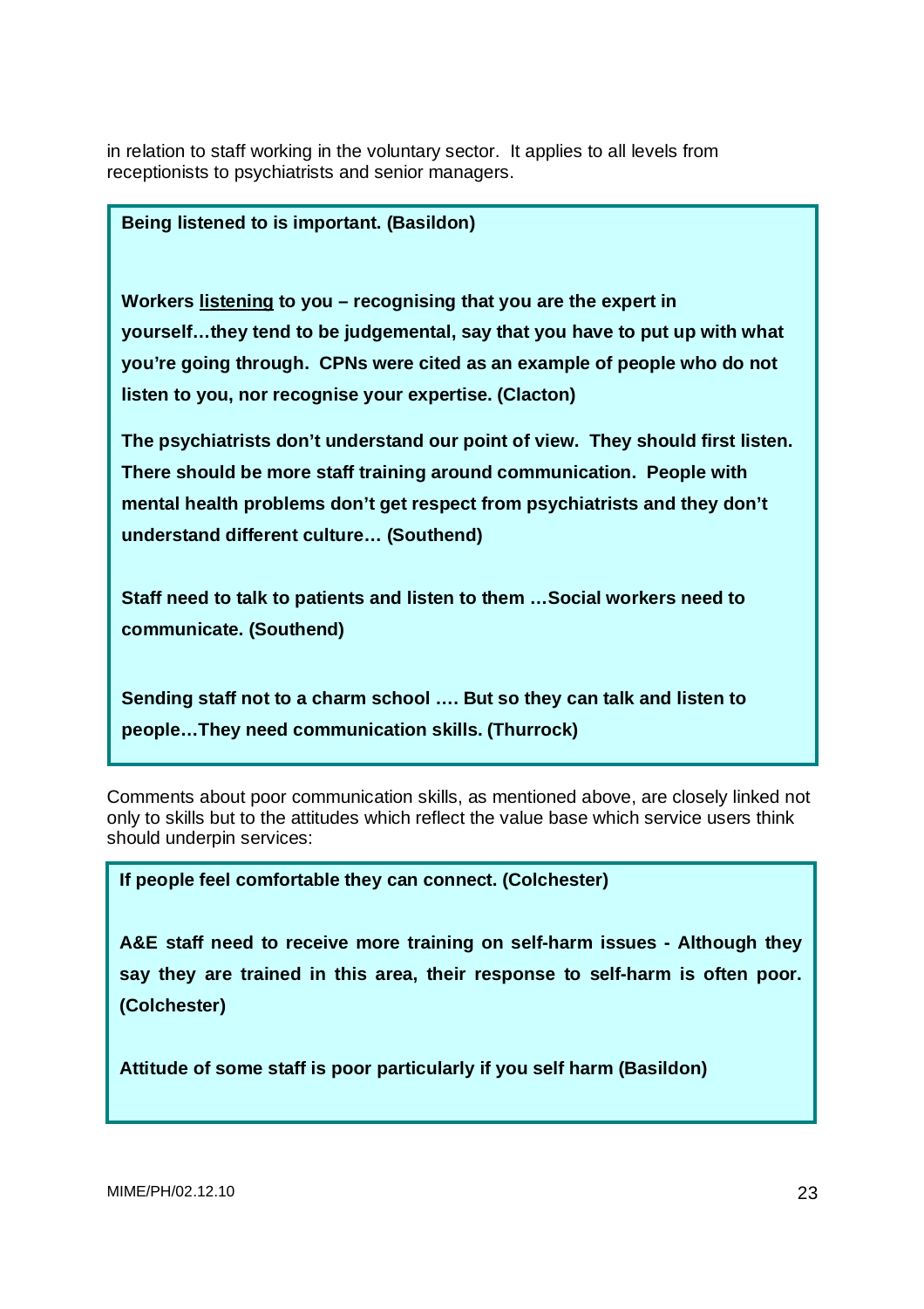in relation to staff working in the voluntary sector. It applies to all levels from receptionists to psychiatrists and senior managers.

> **Being listened to is important. (Basildon)**
>
> **Workers <u>listening</u> to you – recognising that you are the expert in yourself…they tend to be judgemental, say that you have to put up with what you're going through. CPNs were cited as an example of people who do not listen to you, nor recognise your expertise. (Clacton)**
>
> **The psychiatrists don't understand our point of view. They should first listen. There should be more staff training around communication. People with mental health problems don't get respect from psychiatrists and they don't understand different culture… (Southend)**
>
> **Staff need to talk to patients and listen to them …Social workers need to communicate. (Southend)**
>
> **Sending staff not to a charm school …. But so they can talk and listen to people…They need communication skills. (Thurrock)**

Comments about poor communication skills, as mentioned above, are closely linked not only to skills but to the attitudes which reflect the value base which service users think should underpin services:

> **If people feel comfortable they can connect. (Colchester)**
>
> **A&E staff need to receive more training on self-harm issues - Although they say they are trained in this area, their response to self-harm is often poor. (Colchester)**
>
> **Attitude of some staff is poor particularly if you self harm (Basildon)**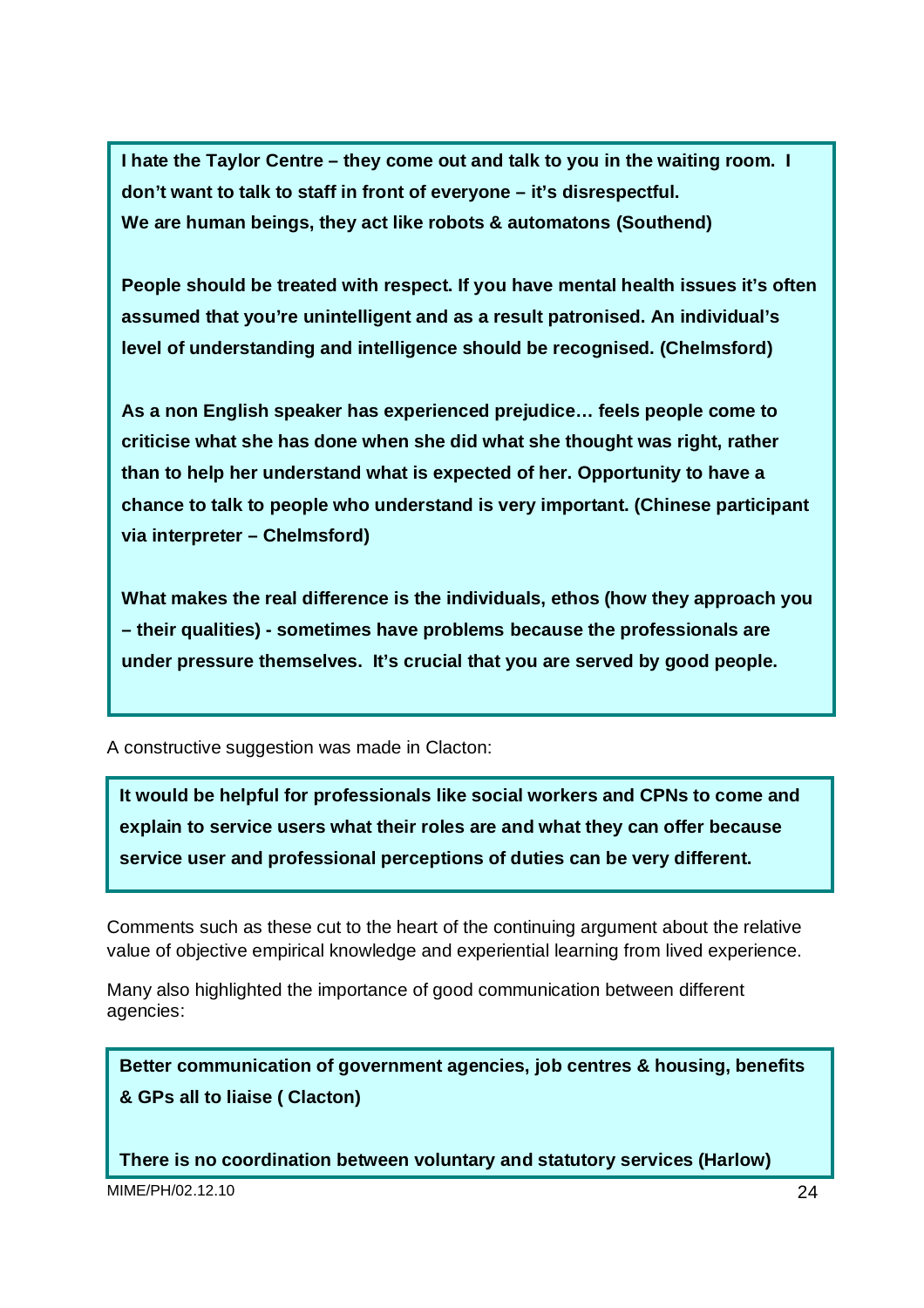**I hate the Taylor Centre – they come out and talk to you in the waiting room. I don't want to talk to staff in front of everyone – it's disrespectful. We are human beings, they act like robots & automatons (Southend)**

**People should be treated with respect. If you have mental health issues it's often assumed that you're unintelligent and as a result patronised. An individual's level of understanding and intelligence should be recognised. (Chelmsford)**

**As a non English speaker has experienced prejudice… feels people come to criticise what she has done when she did what she thought was right, rather than to help her understand what is expected of her. Opportunity to have a chance to talk to people who understand is very important. (Chinese participant via interpreter – Chelmsford)**

**What makes the real difference is the individuals, ethos (how they approach you – their qualities) - sometimes have problems because the professionals are under pressure themselves. It's crucial that you are served by good people.**

A constructive suggestion was made in Clacton:

**It would be helpful for professionals like social workers and CPNs to come and explain to service users what their roles are and what they can offer because service user and professional perceptions of duties can be very different.**

Comments such as these cut to the heart of the continuing argument about the relative value of objective empirical knowledge and experiential learning from lived experience.

Many also highlighted the importance of good communication between different agencies:

**Better communication of government agencies, job centres & housing, benefits & GPs all to liaise ( Clacton)**

**There is no coordination between voluntary and statutory services (Harlow)**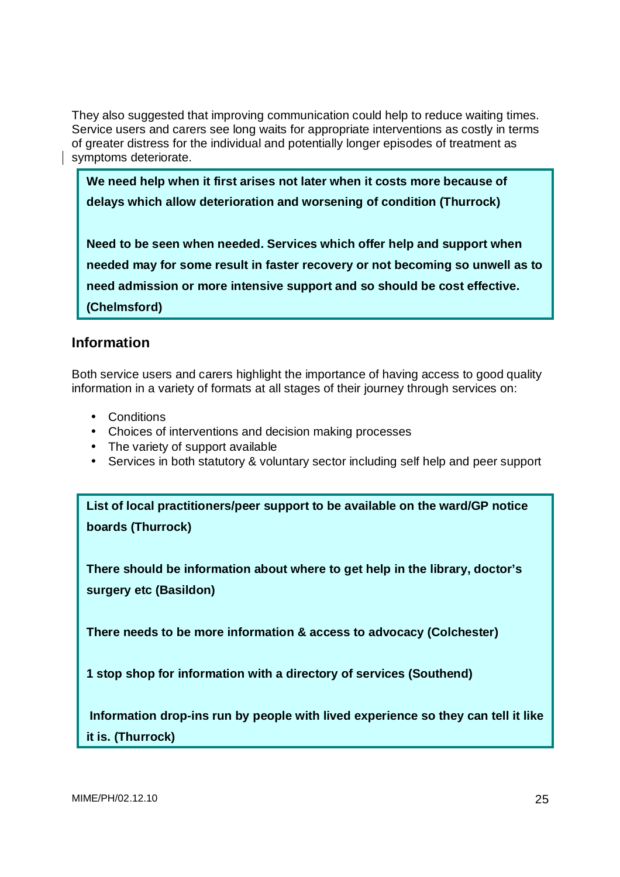They also suggested that improving communication could help to reduce waiting times. Service users and carers see long waits for appropriate interventions as costly in terms of greater distress for the individual and potentially longer episodes of treatment as symptoms deteriorate.

> **We need help when it first arises not later when it costs more because of delays which allow deterioration and worsening of condition (Thurrock)**
>
> **Need to be seen when needed. Services which offer help and support when needed may for some result in faster recovery or not becoming so unwell as to need admission or more intensive support and so should be cost effective. (Chelmsford)**

## Information

Both service users and carers highlight the importance of having access to good quality information in a variety of formats at all stages of their journey through services on:

- Conditions
- Choices of interventions and decision making processes
- The variety of support available
- Services in both statutory & voluntary sector including self help and peer support

> **List of local practitioners/peer support to be available on the ward/GP notice boards (Thurrock)**
>
> **There should be information about where to get help in the library, doctor's surgery etc (Basildon)**
>
> **There needs to be more information & access to advocacy (Colchester)**
>
> **1 stop shop for information with a directory of services (Southend)**
>
> **Information drop-ins run by people with lived experience so they can tell it like it is. (Thurrock)**

MIME/PH/02.12.10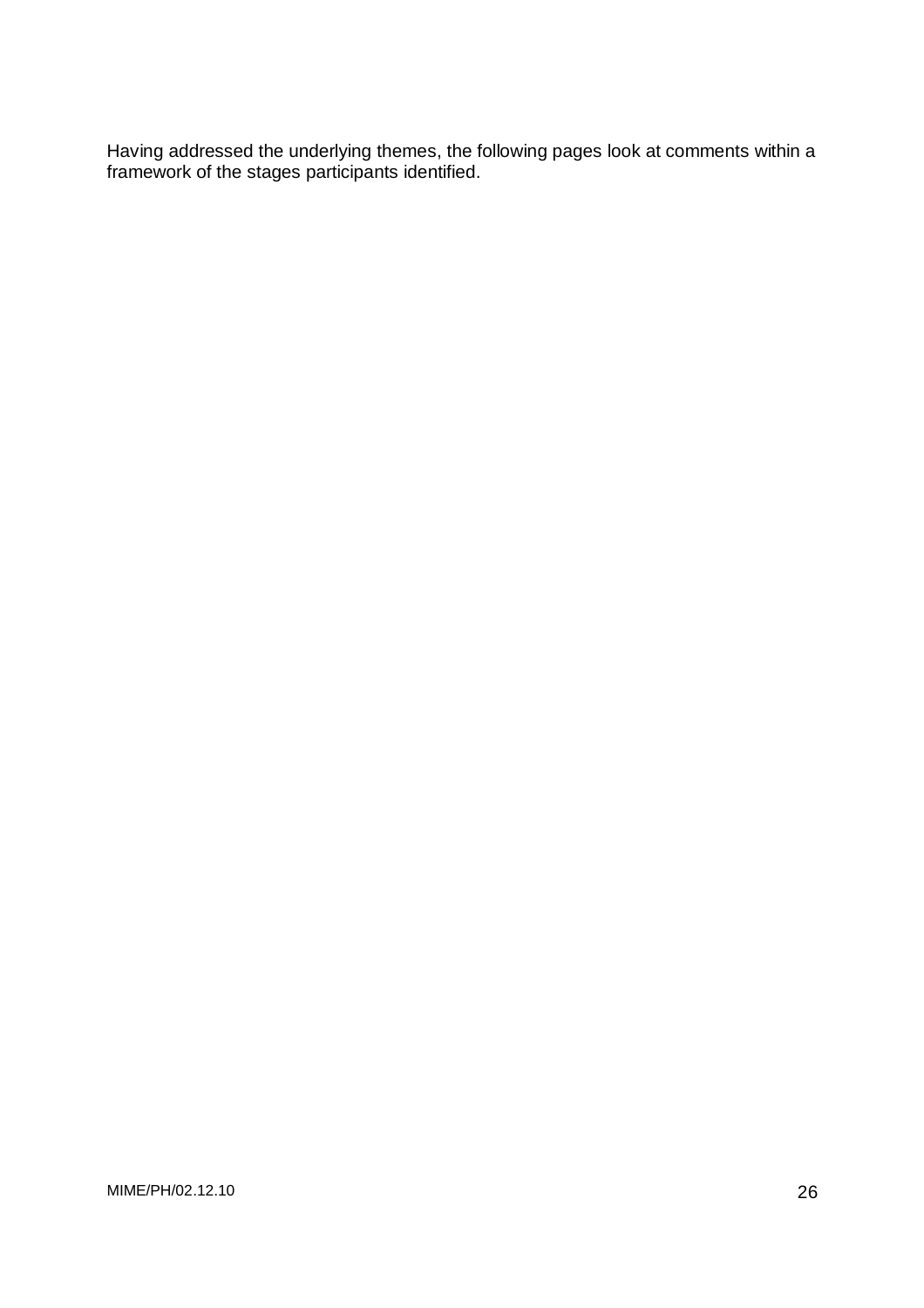Having addressed the underlying themes, the following pages look at comments within a framework of the stages participants identified.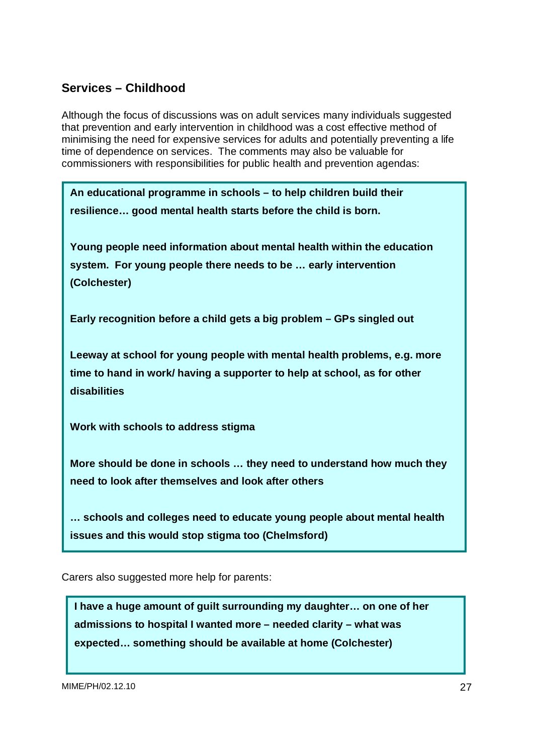## Services – Childhood

Although the focus of discussions was on adult services many individuals suggested that prevention and early intervention in childhood was a cost effective method of minimising the need for expensive services for adults and potentially preventing a life time of dependence on services. The comments may also be valuable for commissioners with responsibilities for public health and prevention agendas:

> **An educational programme in schools – to help children build their resilience… good mental health starts before the child is born.**
>
> **Young people need information about mental health within the education system. For young people there needs to be … early intervention (Colchester)**
>
> **Early recognition before a child gets a big problem – GPs singled out**
>
> **Leeway at school for young people with mental health problems, e.g. more time to hand in work/ having a supporter to help at school, as for other disabilities**
>
> **Work with schools to address stigma**
>
> **More should be done in schools … they need to understand how much they need to look after themselves and look after others**
>
> **… schools and colleges need to educate young people about mental health issues and this would stop stigma too (Chelmsford)**

Carers also suggested more help for parents:

> **I have a huge amount of guilt surrounding my daughter… on one of her admissions to hospital I wanted more – needed clarity – what was expected… something should be available at home (Colchester)**

MIME/PH/02.12.10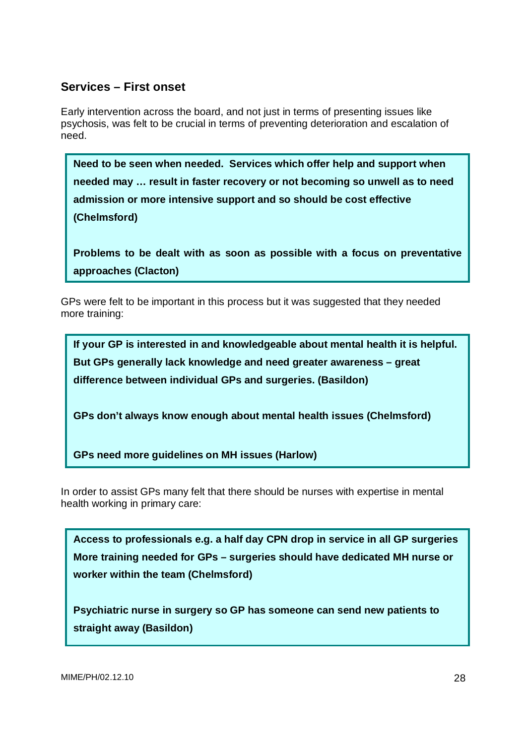## Services – First onset

Early intervention across the board, and not just in terms of presenting issues like psychosis, was felt to be crucial in terms of preventing deterioration and escalation of need.

**Need to be seen when needed. Services which offer help and support when needed may … result in faster recovery or not becoming so unwell as to need admission or more intensive support and so should be cost effective (Chelmsford)**

**Problems to be dealt with as soon as possible with a focus on preventative approaches (Clacton)**

GPs were felt to be important in this process but it was suggested that they needed more training:

**If your GP is interested in and knowledgeable about mental health it is helpful. But GPs generally lack knowledge and need greater awareness – great difference between individual GPs and surgeries. (Basildon)**

**GPs don't always know enough about mental health issues (Chelmsford)**

**GPs need more guidelines on MH issues (Harlow)**

In order to assist GPs many felt that there should be nurses with expertise in mental health working in primary care:

**Access to professionals e.g. a half day CPN drop in service in all GP surgeries More training needed for GPs – surgeries should have dedicated MH nurse or worker within the team (Chelmsford)**

**Psychiatric nurse in surgery so GP has someone can send new patients to straight away (Basildon)**

MIME/PH/02.12.10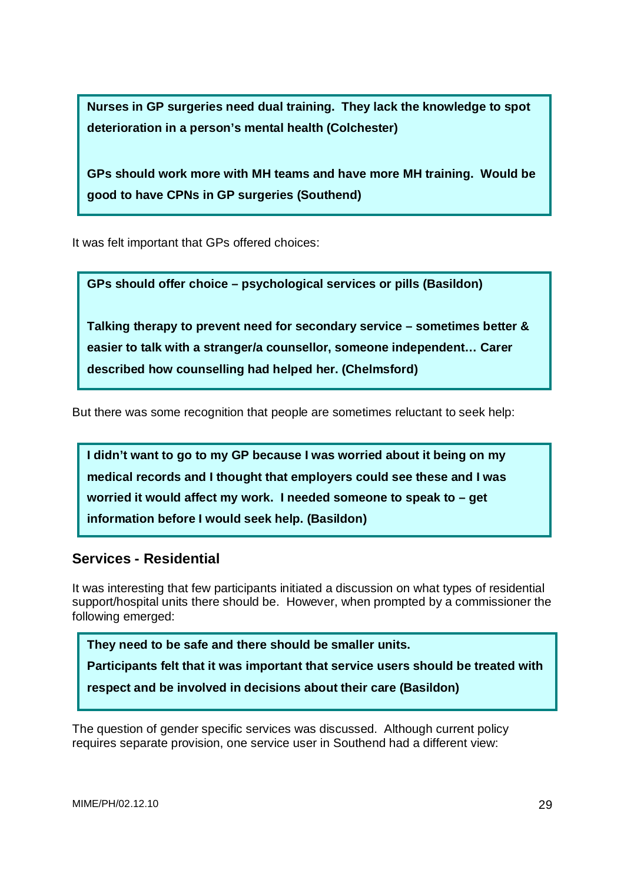**Nurses in GP surgeries need dual training. They lack the knowledge to spot deterioration in a person's mental health (Colchester)**

**GPs should work more with MH teams and have more MH training. Would be good to have CPNs in GP surgeries (Southend)**

It was felt important that GPs offered choices:

**GPs should offer choice – psychological services or pills (Basildon)**

**Talking therapy to prevent need for secondary service – sometimes better & easier to talk with a stranger/a counsellor, someone independent… Carer described how counselling had helped her. (Chelmsford)**

But there was some recognition that people are sometimes reluctant to seek help:

**I didn't want to go to my GP because I was worried about it being on my medical records and I thought that employers could see these and I was worried it would affect my work. I needed someone to speak to – get information before I would seek help. (Basildon)**

## Services - Residential

It was interesting that few participants initiated a discussion on what types of residential support/hospital units there should be. However, when prompted by a commissioner the following emerged:

**They need to be safe and there should be smaller units.**

**Participants felt that it was important that service users should be treated with respect and be involved in decisions about their care (Basildon)**

The question of gender specific services was discussed. Although current policy requires separate provision, one service user in Southend had a different view: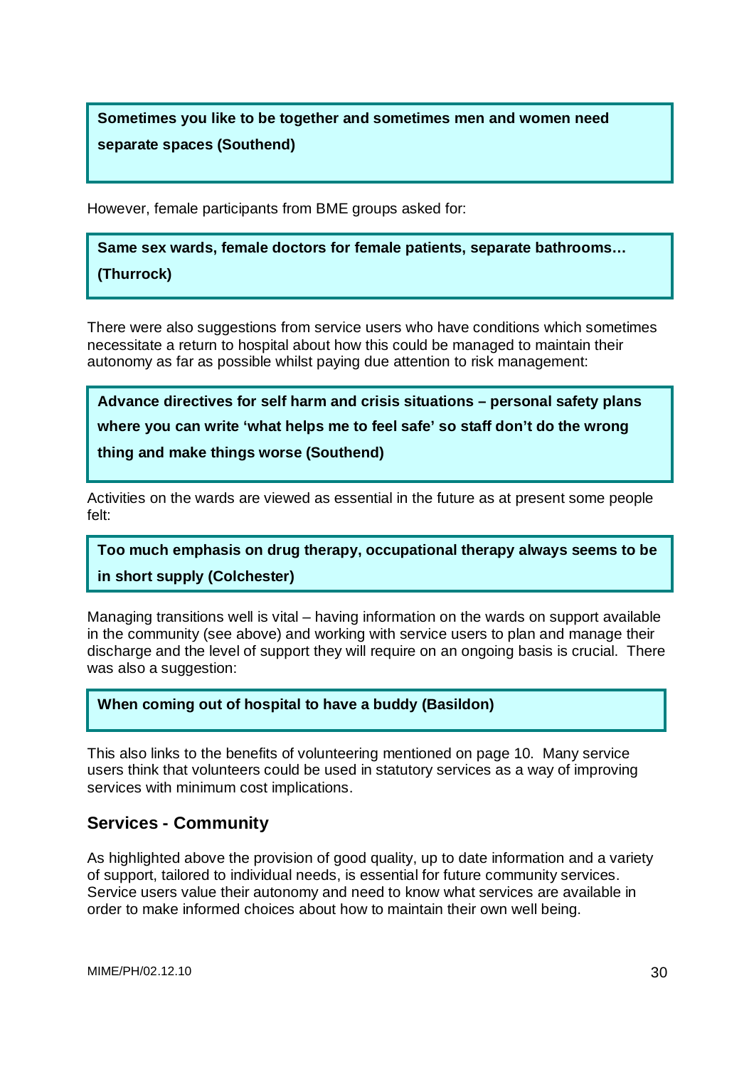**Sometimes you like to be together and sometimes men and women need separate spaces (Southend)**

However, female participants from BME groups asked for:

**Same sex wards, female doctors for female patients, separate bathrooms… (Thurrock)**

There were also suggestions from service users who have conditions which sometimes necessitate a return to hospital about how this could be managed to maintain their autonomy as far as possible whilst paying due attention to risk management:

**Advance directives for self harm and crisis situations – personal safety plans where you can write 'what helps me to feel safe' so staff don't do the wrong thing and make things worse (Southend)**

Activities on the wards are viewed as essential in the future as at present some people felt:

**Too much emphasis on drug therapy, occupational therapy always seems to be in short supply (Colchester)**

Managing transitions well is vital – having information on the wards on support available in the community (see above) and working with service users to plan and manage their discharge and the level of support they will require on an ongoing basis is crucial. There was also a suggestion:

**When coming out of hospital to have a buddy (Basildon)**

This also links to the benefits of volunteering mentioned on page 10. Many service users think that volunteers could be used in statutory services as a way of improving services with minimum cost implications.

## Services - Community

As highlighted above the provision of good quality, up to date information and a variety of support, tailored to individual needs, is essential for future community services. Service users value their autonomy and need to know what services are available in order to make informed choices about how to maintain their own well being.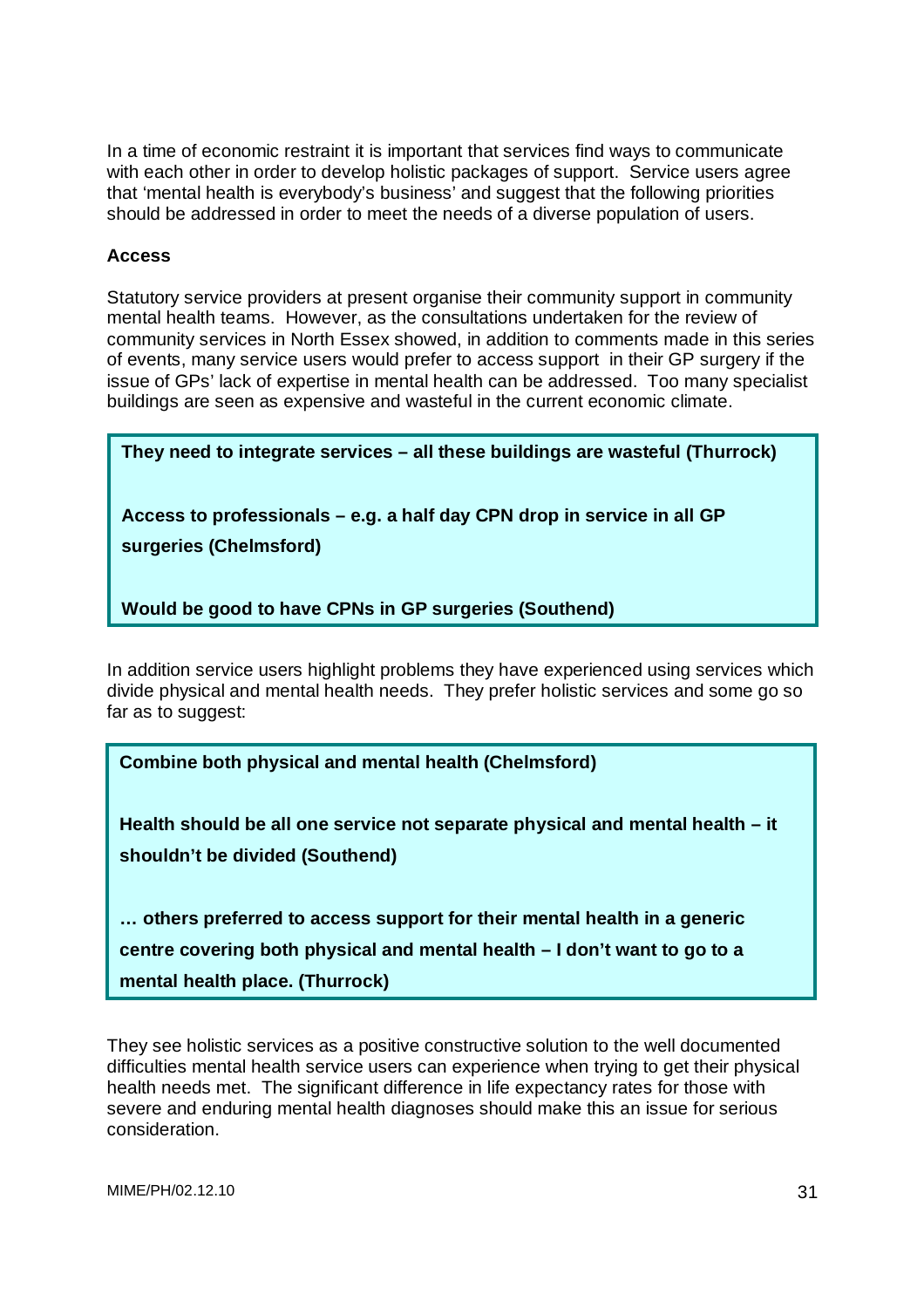In a time of economic restraint it is important that services find ways to communicate with each other in order to develop holistic packages of support. Service users agree that 'mental health is everybody's business' and suggest that the following priorities should be addressed in order to meet the needs of a diverse population of users.

**Access**

Statutory service providers at present organise their community support in community mental health teams. However, as the consultations undertaken for the review of community services in North Essex showed, in addition to comments made in this series of events, many service users would prefer to access support in their GP surgery if the issue of GPs' lack of expertise in mental health can be addressed. Too many specialist buildings are seen as expensive and wasteful in the current economic climate.

> **They need to integrate services – all these buildings are wasteful (Thurrock)**
>
> **Access to professionals – e.g. a half day CPN drop in service in all GP surgeries (Chelmsford)**
>
> **Would be good to have CPNs in GP surgeries (Southend)**

In addition service users highlight problems they have experienced using services which divide physical and mental health needs. They prefer holistic services and some go so far as to suggest:

> **Combine both physical and mental health (Chelmsford)**
>
> **Health should be all one service not separate physical and mental health – it shouldn't be divided (Southend)**
>
> **… others preferred to access support for their mental health in a generic centre covering both physical and mental health – I don't want to go to a mental health place. (Thurrock)**

They see holistic services as a positive constructive solution to the well documented difficulties mental health service users can experience when trying to get their physical health needs met. The significant difference in life expectancy rates for those with severe and enduring mental health diagnoses should make this an issue for serious consideration.

MIME/PH/02.12.10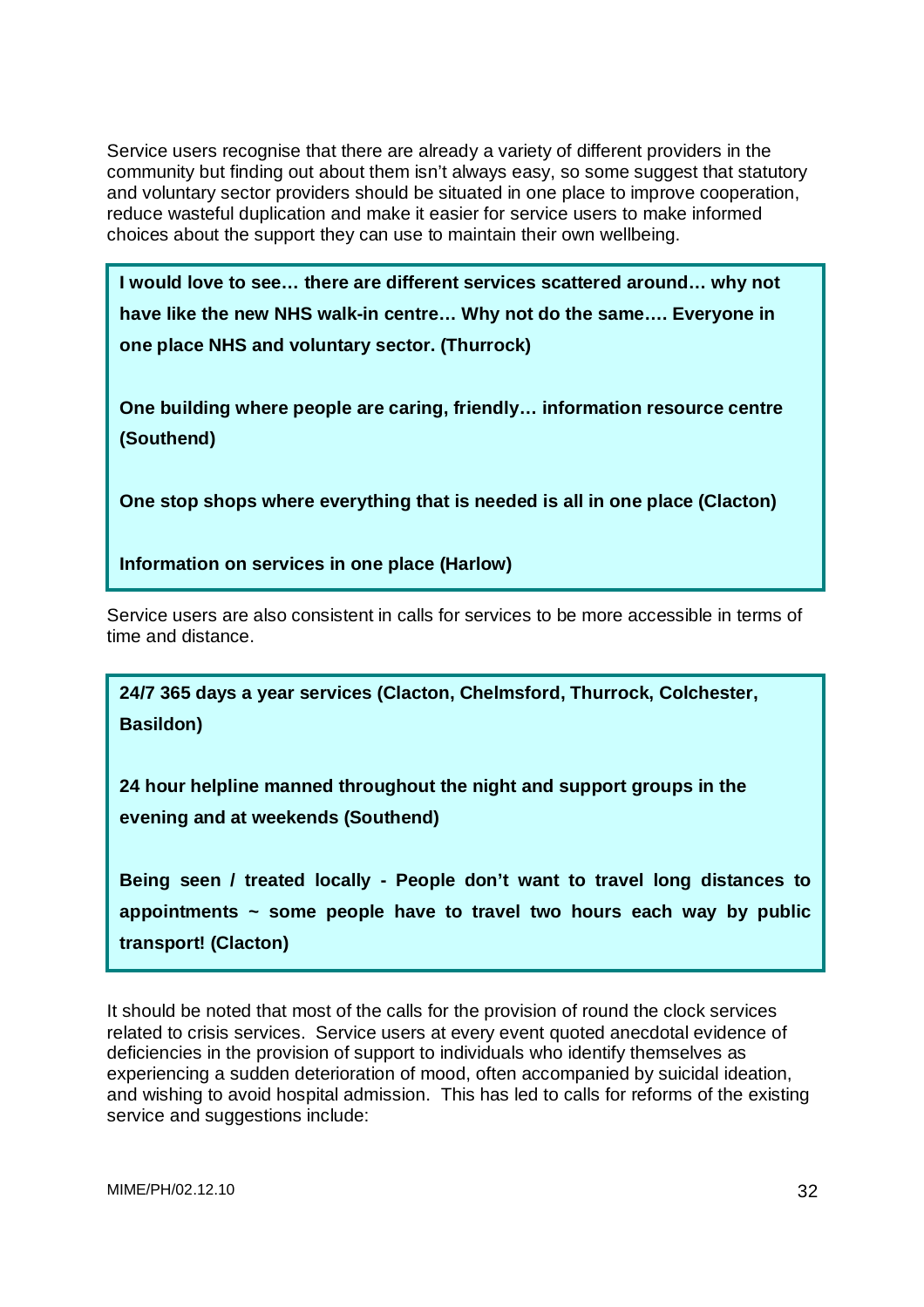Service users recognise that there are already a variety of different providers in the community but finding out about them isn't always easy, so some suggest that statutory and voluntary sector providers should be situated in one place to improve cooperation, reduce wasteful duplication and make it easier for service users to make informed choices about the support they can use to maintain their own wellbeing.

> **I would love to see… there are different services scattered around… why not have like the new NHS walk-in centre… Why not do the same…. Everyone in one place NHS and voluntary sector. (Thurrock)**
>
> **One building where people are caring, friendly… information resource centre (Southend)**
>
> **One stop shops where everything that is needed is all in one place (Clacton)**
>
> **Information on services in one place (Harlow)**

Service users are also consistent in calls for services to be more accessible in terms of time and distance.

> **24/7 365 days a year services (Clacton, Chelmsford, Thurrock, Colchester, Basildon)**
>
> **24 hour helpline manned throughout the night and support groups in the evening and at weekends (Southend)**
>
> **Being seen / treated locally - People don't want to travel long distances to appointments ~ some people have to travel two hours each way by public transport! (Clacton)**

It should be noted that most of the calls for the provision of round the clock services related to crisis services. Service users at every event quoted anecdotal evidence of deficiencies in the provision of support to individuals who identify themselves as experiencing a sudden deterioration of mood, often accompanied by suicidal ideation, and wishing to avoid hospital admission. This has led to calls for reforms of the existing service and suggestions include: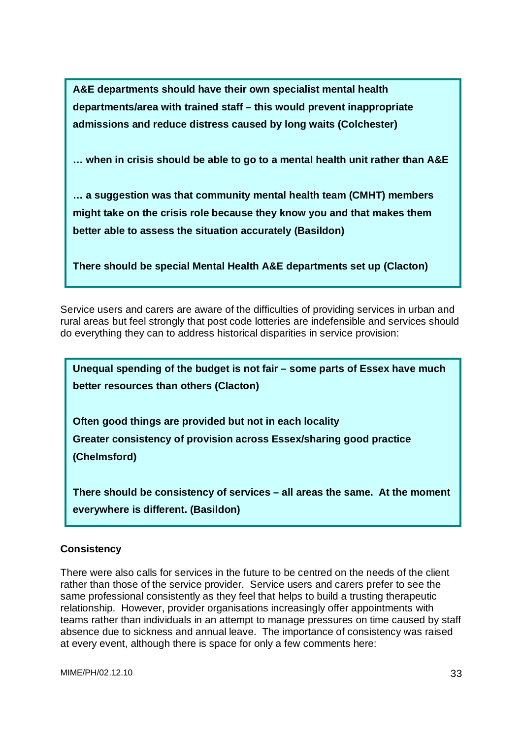**A&E departments should have their own specialist mental health departments/area with trained staff – this would prevent inappropriate admissions and reduce distress caused by long waits (Colchester)**

**… when in crisis should be able to go to a mental health unit rather than A&E**

**… a suggestion was that community mental health team (CMHT) members might take on the crisis role because they know you and that makes them better able to assess the situation accurately (Basildon)**

**There should be special Mental Health A&E departments set up (Clacton)**

Service users and carers are aware of the difficulties of providing services in urban and rural areas but feel strongly that post code lotteries are indefensible and services should do everything they can to address historical disparities in service provision:

**Unequal spending of the budget is not fair – some parts of Essex have much better resources than others (Clacton)**

**Often good things are provided but not in each locality**
**Greater consistency of provision across Essex/sharing good practice (Chelmsford)**

**There should be consistency of services – all areas the same. At the moment everywhere is different. (Basildon)**

### Consistency

There were also calls for services in the future to be centred on the needs of the client rather than those of the service provider. Service users and carers prefer to see the same professional consistently as they feel that helps to build a trusting therapeutic relationship. However, provider organisations increasingly offer appointments with teams rather than individuals in an attempt to manage pressures on time caused by staff absence due to sickness and annual leave. The importance of consistency was raised at every event, although there is space for only a few comments here: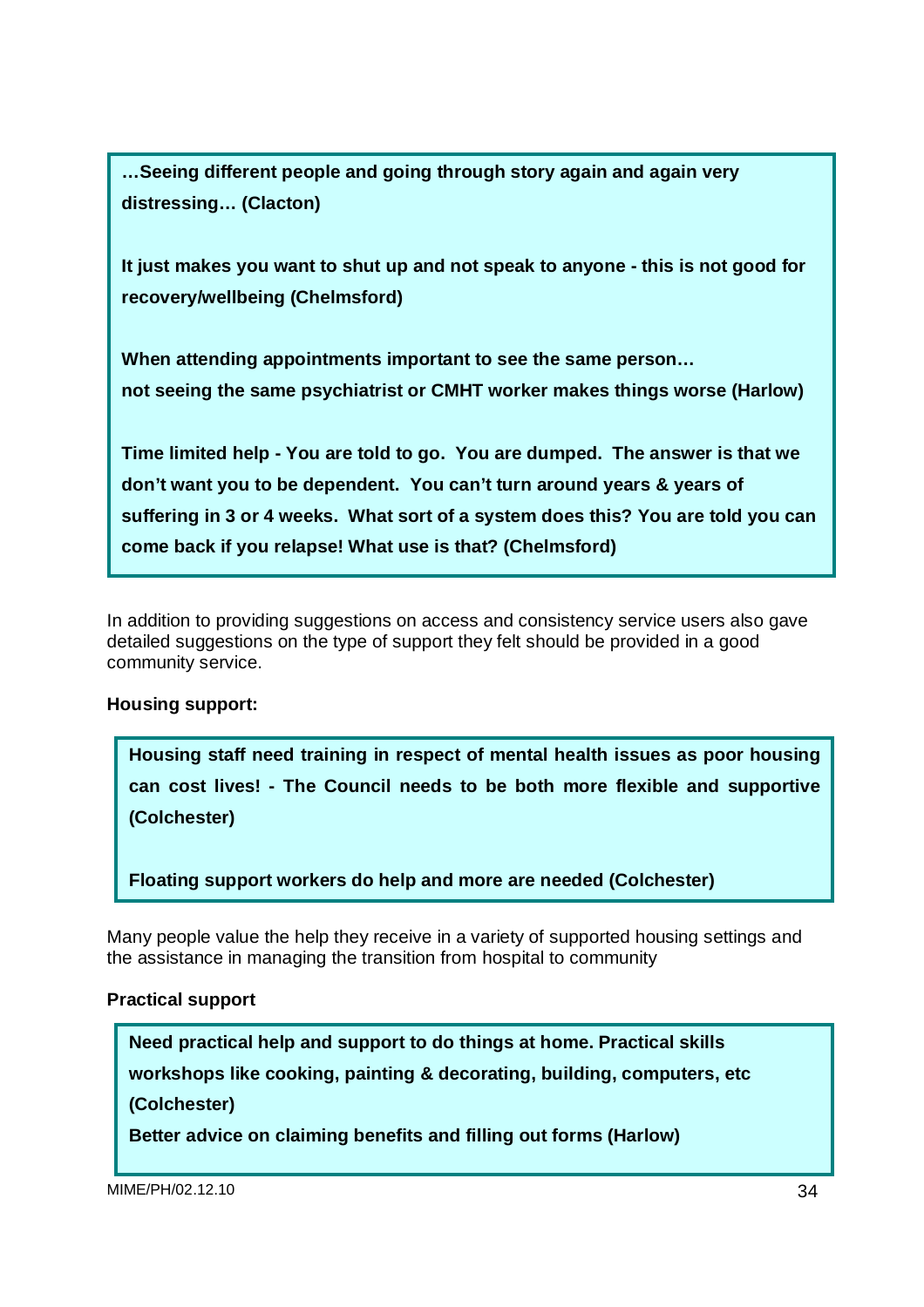**…Seeing different people and going through story again and again very distressing… (Clacton)**

**It just makes you want to shut up and not speak to anyone - this is not good for recovery/wellbeing (Chelmsford)**

**When attending appointments important to see the same person…**
**not seeing the same psychiatrist or CMHT worker makes things worse (Harlow)**

**Time limited help - You are told to go. You are dumped. The answer is that we don't want you to be dependent. You can't turn around years & years of suffering in 3 or 4 weeks. What sort of a system does this? You are told you can come back if you relapse! What use is that? (Chelmsford)**

In addition to providing suggestions on access and consistency service users also gave detailed suggestions on the type of support they felt should be provided in a good community service.

**Housing support:**

**Housing staff need training in respect of mental health issues as poor housing can cost lives! - The Council needs to be both more flexible and supportive (Colchester)**

**Floating support workers do help and more are needed (Colchester)**

Many people value the help they receive in a variety of supported housing settings and the assistance in managing the transition from hospital to community

**Practical support**

**Need practical help and support to do things at home. Practical skills workshops like cooking, painting & decorating, building, computers, etc (Colchester)**

**Better advice on claiming benefits and filling out forms (Harlow)**

MIME/PH/02.12.10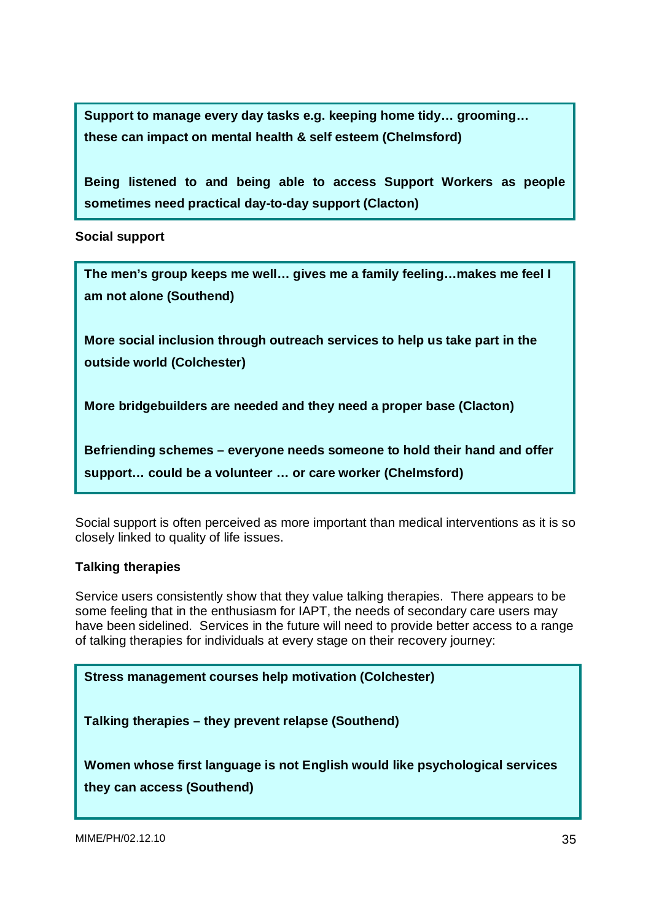**Support to manage every day tasks e.g. keeping home tidy… grooming… these can impact on mental health & self esteem (Chelmsford)**

**Being listened to and being able to access Support Workers as people sometimes need practical day-to-day support (Clacton)**

**Social support**

**The men's group keeps me well… gives me a family feeling…makes me feel I am not alone (Southend)**

**More social inclusion through outreach services to help us take part in the outside world (Colchester)**

**More bridgebuilders are needed and they need a proper base (Clacton)**

**Befriending schemes – everyone needs someone to hold their hand and offer support… could be a volunteer … or care worker (Chelmsford)**

Social support is often perceived as more important than medical interventions as it is so closely linked to quality of life issues.

**Talking therapies**

Service users consistently show that they value talking therapies. There appears to be some feeling that in the enthusiasm for IAPT, the needs of secondary care users may have been sidelined. Services in the future will need to provide better access to a range of talking therapies for individuals at every stage on their recovery journey:

**Stress management courses help motivation (Colchester)**

**Talking therapies – they prevent relapse (Southend)**

**Women whose first language is not English would like psychological services they can access (Southend)**

MIME/PH/02.12.10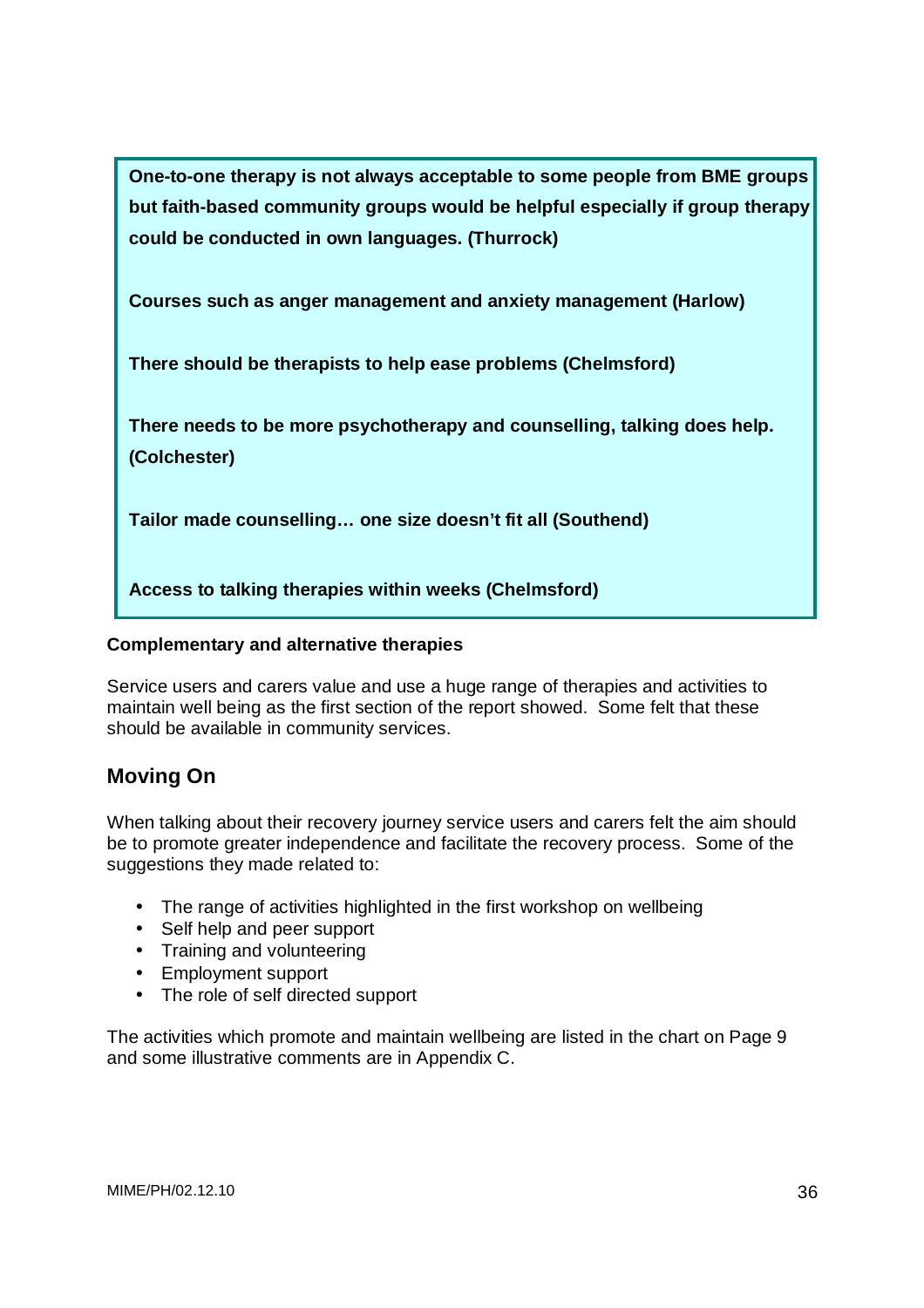**One-to-one therapy is not always acceptable to some people from BME groups but faith-based community groups would be helpful especially if group therapy could be conducted in own languages. (Thurrock)**

**Courses such as anger management and anxiety management (Harlow)**

**There should be therapists to help ease problems (Chelmsford)**

**There needs to be more psychotherapy and counselling, talking does help. (Colchester)**

**Tailor made counselling… one size doesn't fit all (Southend)**

**Access to talking therapies within weeks (Chelmsford)**

**Complementary and alternative therapies**

Service users and carers value and use a huge range of therapies and activities to maintain well being as the first section of the report showed. Some felt that these should be available in community services.

## Moving On

When talking about their recovery journey service users and carers felt the aim should be to promote greater independence and facilitate the recovery process. Some of the suggestions they made related to:

- The range of activities highlighted in the first workshop on wellbeing
- Self help and peer support
- Training and volunteering
- Employment support
- The role of self directed support

The activities which promote and maintain wellbeing are listed in the chart on Page 9 and some illustrative comments are in Appendix C.

MIME/PH/02.12.10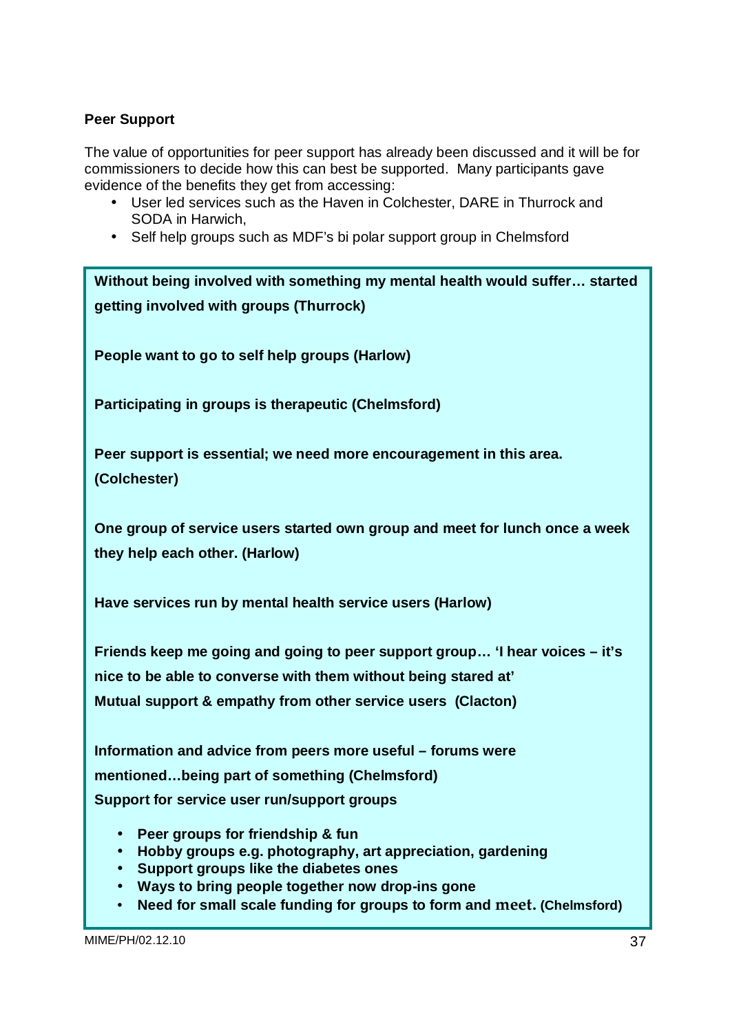**Peer Support**

The value of opportunities for peer support has already been discussed and it will be for commissioners to decide how this can best be supported. Many participants gave evidence of the benefits they get from accessing:

- User led services such as the Haven in Colchester, DARE in Thurrock and SODA in Harwich,
- Self help groups such as MDF's bi polar support group in Chelmsford

**Without being involved with something my mental health would suffer… started getting involved with groups (Thurrock)**

**People want to go to self help groups (Harlow)**

**Participating in groups is therapeutic (Chelmsford)**

**Peer support is essential; we need more encouragement in this area. (Colchester)**

**One group of service users started own group and meet for lunch once a week they help each other. (Harlow)**

**Have services run by mental health service users (Harlow)**

**Friends keep me going and going to peer support group… 'I hear voices – it's nice to be able to converse with them without being stared at'**
**Mutual support & empathy from other service users (Clacton)**

**Information and advice from peers more useful – forums were mentioned…being part of something (Chelmsford)**
**Support for service user run/support groups**

- **Peer groups for friendship & fun**
- **Hobby groups e.g. photography, art appreciation, gardening**
- **Support groups like the diabetes ones**
- **Ways to bring people together now drop-ins gone**
- **Need for small scale funding for groups to form and meet. (Chelmsford)**

MIME/PH/02.12.10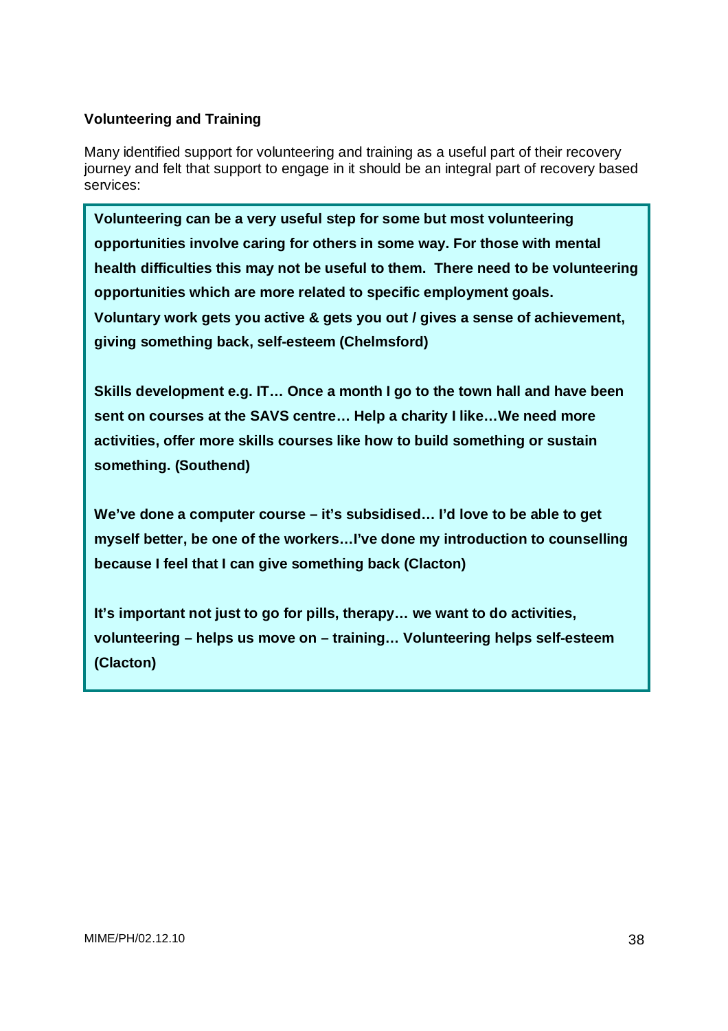**Volunteering and Training**

Many identified support for volunteering and training as a useful part of their recovery journey and felt that support to engage in it should be an integral part of recovery based services:

> **Volunteering can be a very useful step for some but most volunteering opportunities involve caring for others in some way. For those with mental health difficulties this may not be useful to them. There need to be volunteering opportunities which are more related to specific employment goals. Voluntary work gets you active & gets you out / gives a sense of achievement, giving something back, self-esteem (Chelmsford)**
>
> **Skills development e.g. IT… Once a month I go to the town hall and have been sent on courses at the SAVS centre… Help a charity I like…We need more activities, offer more skills courses like how to build something or sustain something. (Southend)**
>
> **We've done a computer course – it's subsidised… I'd love to be able to get myself better, be one of the workers…I've done my introduction to counselling because I feel that I can give something back (Clacton)**
>
> **It's important not just to go for pills, therapy… we want to do activities, volunteering – helps us move on – training… Volunteering helps self-esteem (Clacton)**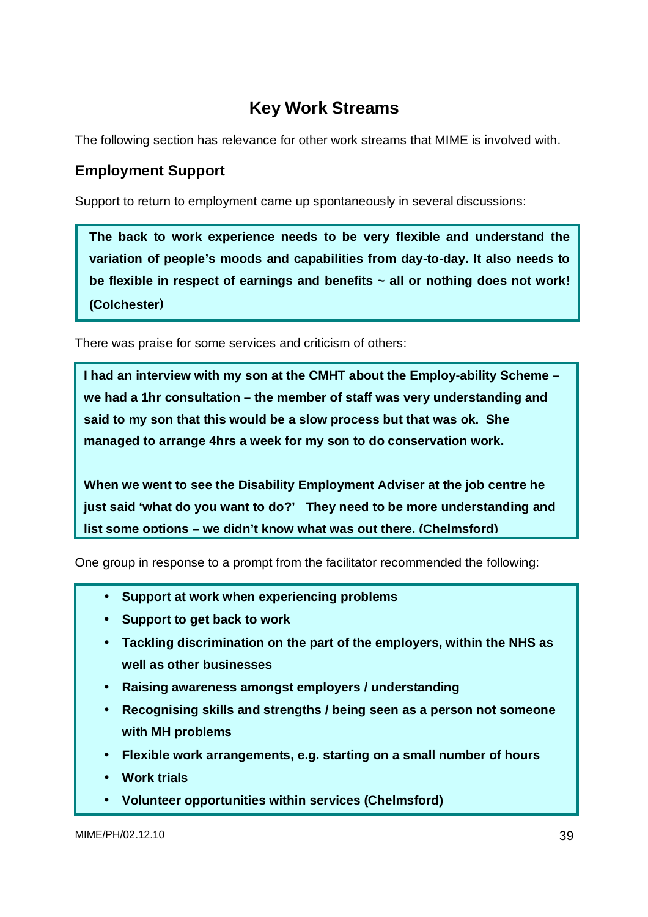# Key Work Streams

The following section has relevance for other work streams that MIME is involved with.

## Employment Support

Support to return to employment came up spontaneously in several discussions:

> **The back to work experience needs to be very flexible and understand the variation of people's moods and capabilities from day-to-day. It also needs to be flexible in respect of earnings and benefits ~ all or nothing does not work! (Colchester)**

There was praise for some services and criticism of others:

> **I had an interview with my son at the CMHT about the Employ-ability Scheme – we had a 1hr consultation – the member of staff was very understanding and said to my son that this would be a slow process but that was ok. She managed to arrange 4hrs a week for my son to do conservation work.**
>
> **When we went to see the Disability Employment Adviser at the job centre he just said 'what do you want to do?' They need to be more understanding and list some options – we didn't know what was out there. (Chelmsford)**

One group in response to a prompt from the facilitator recommended the following:

- **Support at work when experiencing problems**
- **Support to get back to work**
- **Tackling discrimination on the part of the employers, within the NHS as well as other businesses**
- **Raising awareness amongst employers / understanding**
- **Recognising skills and strengths / being seen as a person not someone with MH problems**
- **Flexible work arrangements, e.g. starting on a small number of hours**
- **Work trials**
- **Volunteer opportunities within services (Chelmsford)**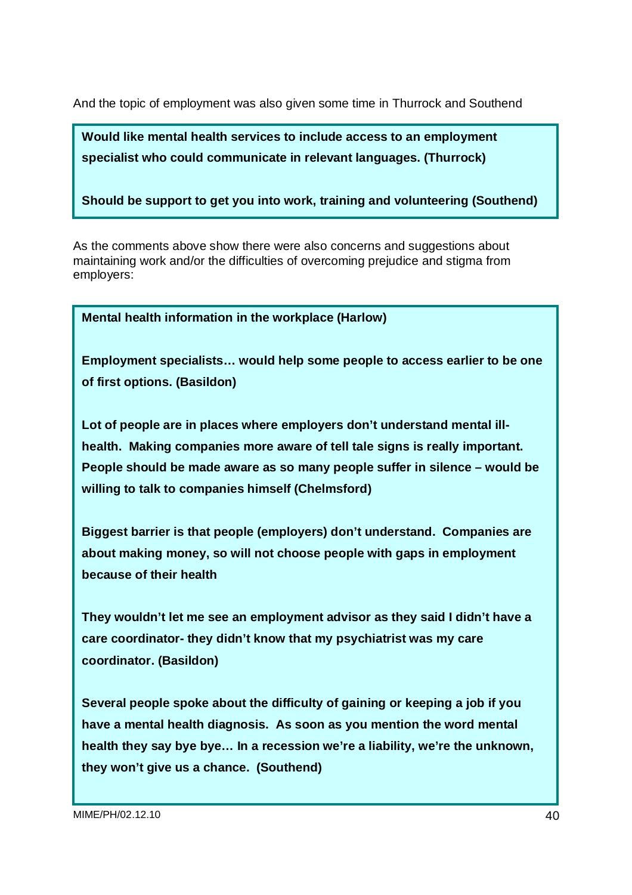And the topic of employment was also given some time in Thurrock and Southend

**Would like mental health services to include access to an employment specialist who could communicate in relevant languages. (Thurrock)**

**Should be support to get you into work, training and volunteering (Southend)**

As the comments above show there were also concerns and suggestions about maintaining work and/or the difficulties of overcoming prejudice and stigma from employers:

**Mental health information in the workplace (Harlow)**

**Employment specialists… would help some people to access earlier to be one of first options. (Basildon)**

**Lot of people are in places where employers don't understand mental ill-health. Making companies more aware of tell tale signs is really important. People should be made aware as so many people suffer in silence – would be willing to talk to companies himself (Chelmsford)**

**Biggest barrier is that people (employers) don't understand. Companies are about making money, so will not choose people with gaps in employment because of their health**

**They wouldn't let me see an employment advisor as they said I didn't have a care coordinator- they didn't know that my psychiatrist was my care coordinator. (Basildon)**

**Several people spoke about the difficulty of gaining or keeping a job if you have a mental health diagnosis. As soon as you mention the word mental health they say bye bye… In a recession we're a liability, we're the unknown, they won't give us a chance. (Southend)**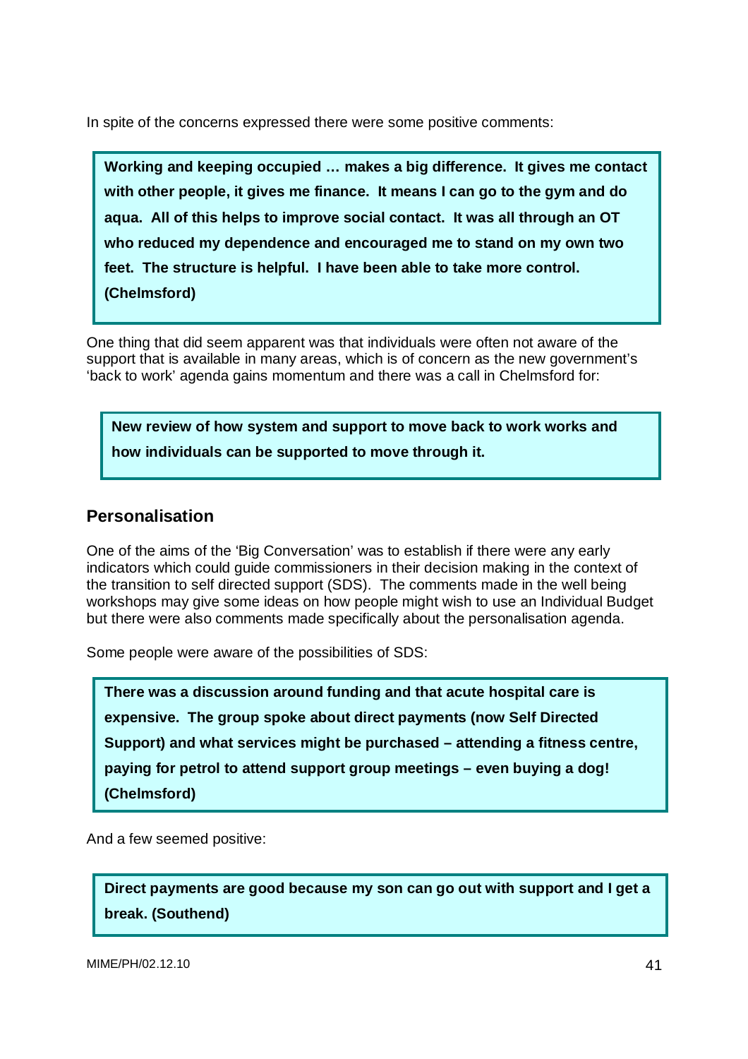In spite of the concerns expressed there were some positive comments:

> **Working and keeping occupied … makes a big difference. It gives me contact with other people, it gives me finance. It means I can go to the gym and do aqua. All of this helps to improve social contact. It was all through an OT who reduced my dependence and encouraged me to stand on my own two feet. The structure is helpful. I have been able to take more control. (Chelmsford)**

One thing that did seem apparent was that individuals were often not aware of the support that is available in many areas, which is of concern as the new government's 'back to work' agenda gains momentum and there was a call in Chelmsford for:

> **New review of how system and support to move back to work works and how individuals can be supported to move through it.**

## Personalisation

One of the aims of the 'Big Conversation' was to establish if there were any early indicators which could guide commissioners in their decision making in the context of the transition to self directed support (SDS). The comments made in the well being workshops may give some ideas on how people might wish to use an Individual Budget but there were also comments made specifically about the personalisation agenda.

Some people were aware of the possibilities of SDS:

> **There was a discussion around funding and that acute hospital care is expensive. The group spoke about direct payments (now Self Directed Support) and what services might be purchased – attending a fitness centre, paying for petrol to attend support group meetings – even buying a dog! (Chelmsford)**

And a few seemed positive:

> **Direct payments are good because my son can go out with support and I get a break. (Southend)**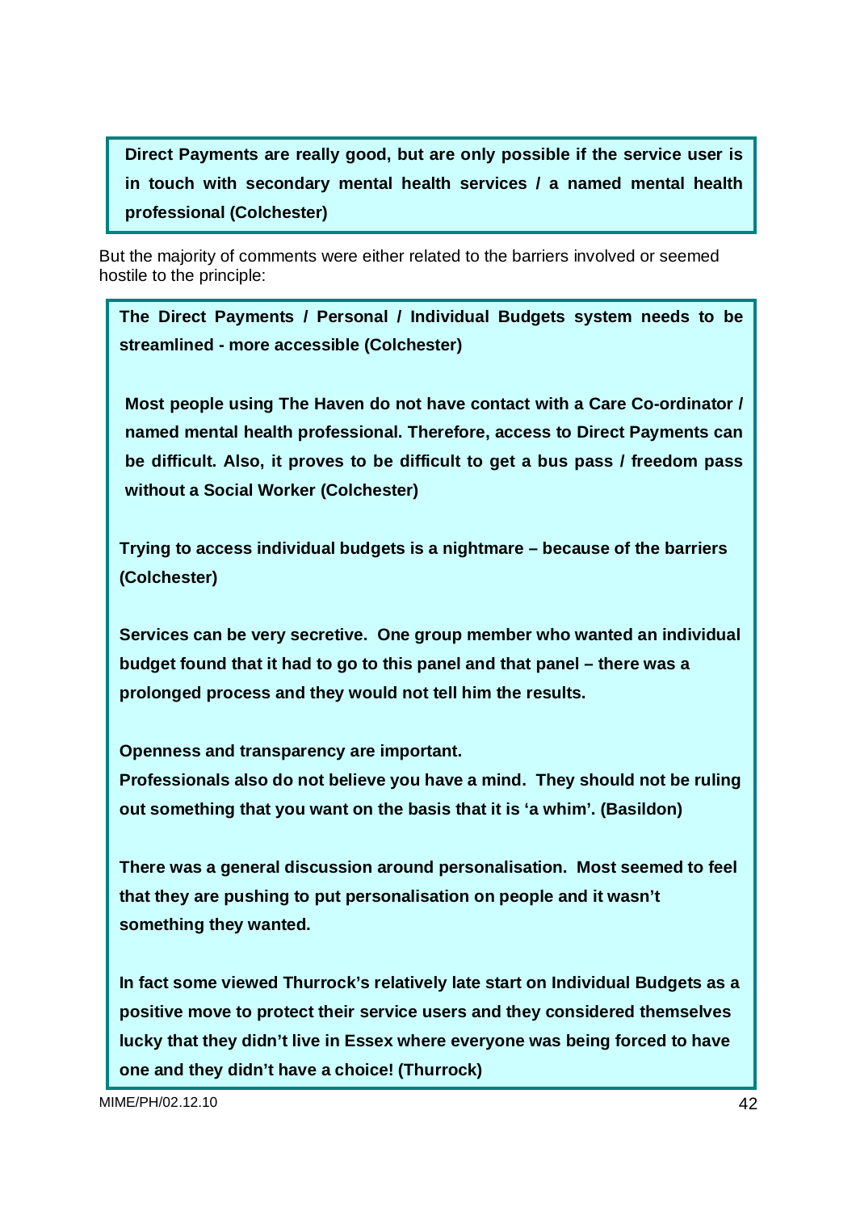**Direct Payments are really good, but are only possible if the service user is in touch with secondary mental health services / a named mental health professional (Colchester)**

But the majority of comments were either related to the barriers involved or seemed hostile to the principle:

**The Direct Payments / Personal / Individual Budgets system needs to be streamlined - more accessible (Colchester)**

**Most people using The Haven do not have contact with a Care Co-ordinator / named mental health professional. Therefore, access to Direct Payments can be difficult. Also, it proves to be difficult to get a bus pass / freedom pass without a Social Worker (Colchester)**

**Trying to access individual budgets is a nightmare – because of the barriers (Colchester)**

**Services can be very secretive. One group member who wanted an individual budget found that it had to go to this panel and that panel – there was a prolonged process and they would not tell him the results.**

**Openness and transparency are important.**
**Professionals also do not believe you have a mind. They should not be ruling out something that you want on the basis that it is 'a whim'. (Basildon)**

**There was a general discussion around personalisation. Most seemed to feel that they are pushing to put personalisation on people and it wasn't something they wanted.**

**In fact some viewed Thurrock's relatively late start on Individual Budgets as a positive move to protect their service users and they considered themselves lucky that they didn't live in Essex where everyone was being forced to have one and they didn't have a choice! (Thurrock)**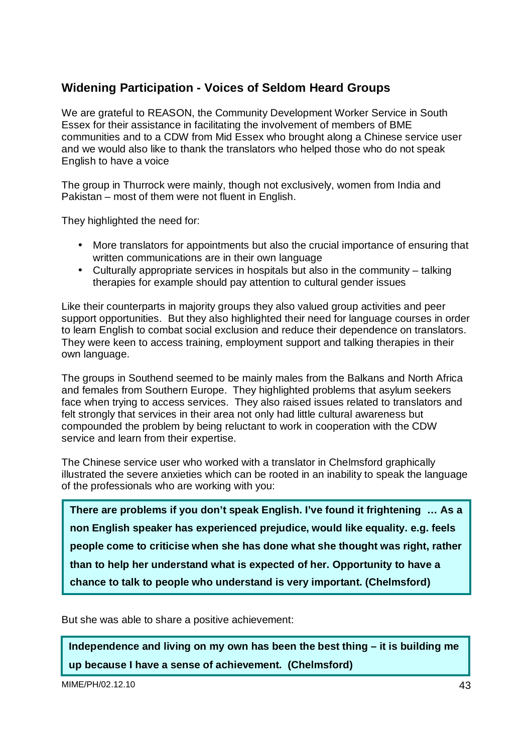## Widening Participation - Voices of Seldom Heard Groups

We are grateful to REASON, the Community Development Worker Service in South Essex for their assistance in facilitating the involvement of members of BME communities and to a CDW from Mid Essex who brought along a Chinese service user and we would also like to thank the translators who helped those who do not speak English to have a voice

The group in Thurrock were mainly, though not exclusively, women from India and Pakistan – most of them were not fluent in English.

They highlighted the need for:

- More translators for appointments but also the crucial importance of ensuring that written communications are in their own language
- Culturally appropriate services in hospitals but also in the community – talking therapies for example should pay attention to cultural gender issues

Like their counterparts in majority groups they also valued group activities and peer support opportunities. But they also highlighted their need for language courses in order to learn English to combat social exclusion and reduce their dependence on translators. They were keen to access training, employment support and talking therapies in their own language.

The groups in Southend seemed to be mainly males from the Balkans and North Africa and females from Southern Europe. They highlighted problems that asylum seekers face when trying to access services. They also raised issues related to translators and felt strongly that services in their area not only had little cultural awareness but compounded the problem by being reluctant to work in cooperation with the CDW service and learn from their expertise.

The Chinese service user who worked with a translator in Chelmsford graphically illustrated the severe anxieties which can be rooted in an inability to speak the language of the professionals who are working with you:

> **There are problems if you don't speak English. I've found it frightening … As a non English speaker has experienced prejudice, would like equality. e.g. feels people come to criticise when she has done what she thought was right, rather than to help her understand what is expected of her. Opportunity to have a chance to talk to people who understand is very important. (Chelmsford)**

But she was able to share a positive achievement:

> **Independence and living on my own has been the best thing – it is building me up because I have a sense of achievement. (Chelmsford)**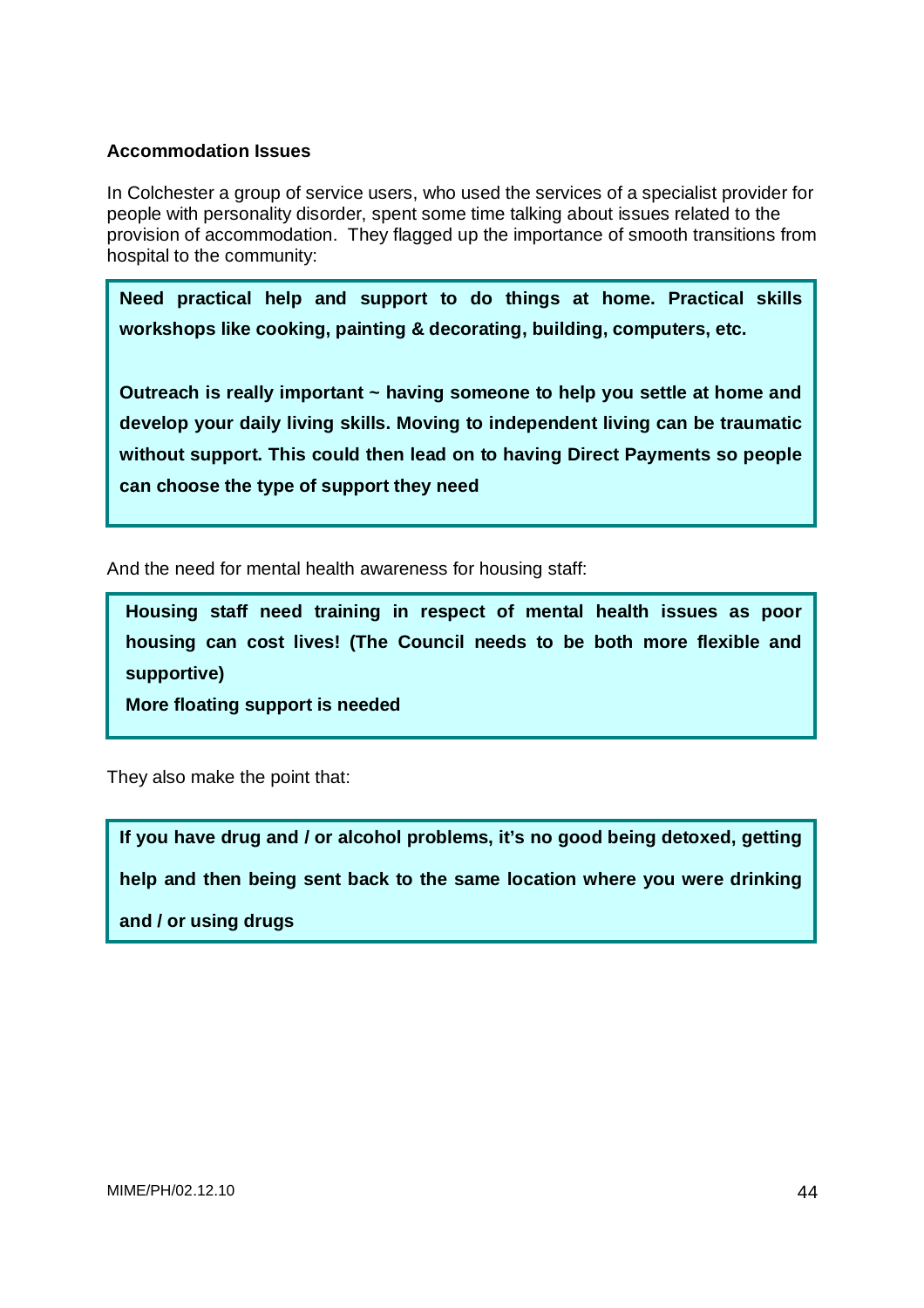**Accommodation Issues**

In Colchester a group of service users, who used the services of a specialist provider for people with personality disorder, spent some time talking about issues related to the provision of accommodation. They flagged up the importance of smooth transitions from hospital to the community:

> **Need practical help and support to do things at home. Practical skills workshops like cooking, painting & decorating, building, computers, etc.**
>
> **Outreach is really important ~ having someone to help you settle at home and develop your daily living skills. Moving to independent living can be traumatic without support. This could then lead on to having Direct Payments so people can choose the type of support they need**

And the need for mental health awareness for housing staff:

> **Housing staff need training in respect of mental health issues as poor housing can cost lives! (The Council needs to be both more flexible and supportive)**
>
> **More floating support is needed**

They also make the point that:

> **If you have drug and / or alcohol problems, it's no good being detoxed, getting help and then being sent back to the same location where you were drinking and / or using drugs**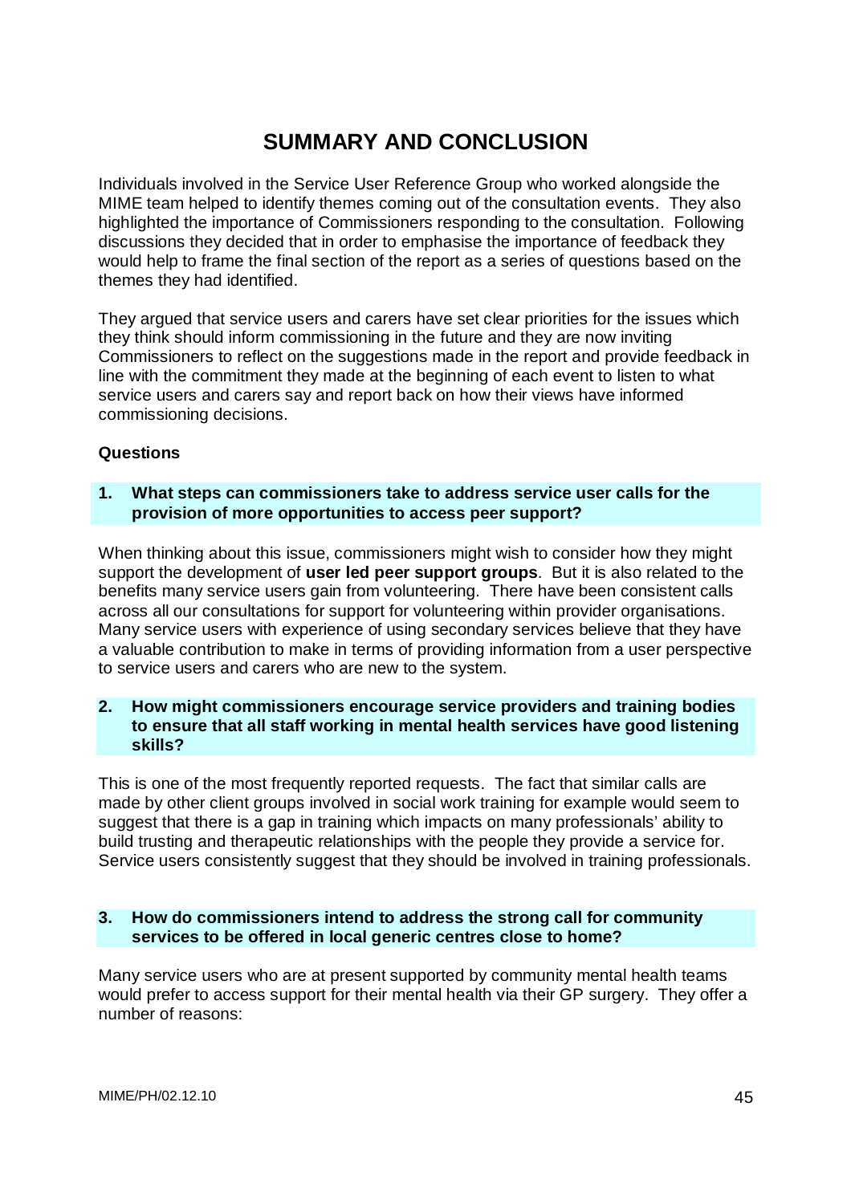# SUMMARY AND CONCLUSION

Individuals involved in the Service User Reference Group who worked alongside the MIME team helped to identify themes coming out of the consultation events. They also highlighted the importance of Commissioners responding to the consultation. Following discussions they decided that in order to emphasise the importance of feedback they would help to frame the final section of the report as a series of questions based on the themes they had identified.

They argued that service users and carers have set clear priorities for the issues which they think should inform commissioning in the future and they are now inviting Commissioners to reflect on the suggestions made in the report and provide feedback in line with the commitment they made at the beginning of each event to listen to what service users and carers say and report back on how their views have informed commissioning decisions.

**Questions**

**1. What steps can commissioners take to address service user calls for the provision of more opportunities to access peer support?**

When thinking about this issue, commissioners might wish to consider how they might support the development of **user led peer support groups**. But it is also related to the benefits many service users gain from volunteering. There have been consistent calls across all our consultations for support for volunteering within provider organisations. Many service users with experience of using secondary services believe that they have a valuable contribution to make in terms of providing information from a user perspective to service users and carers who are new to the system.

**2. How might commissioners encourage service providers and training bodies to ensure that all staff working in mental health services have good listening skills?**

This is one of the most frequently reported requests. The fact that similar calls are made by other client groups involved in social work training for example would seem to suggest that there is a gap in training which impacts on many professionals' ability to build trusting and therapeutic relationships with the people they provide a service for. Service users consistently suggest that they should be involved in training professionals.

**3. How do commissioners intend to address the strong call for community services to be offered in local generic centres close to home?**

Many service users who are at present supported by community mental health teams would prefer to access support for their mental health via their GP surgery. They offer a number of reasons: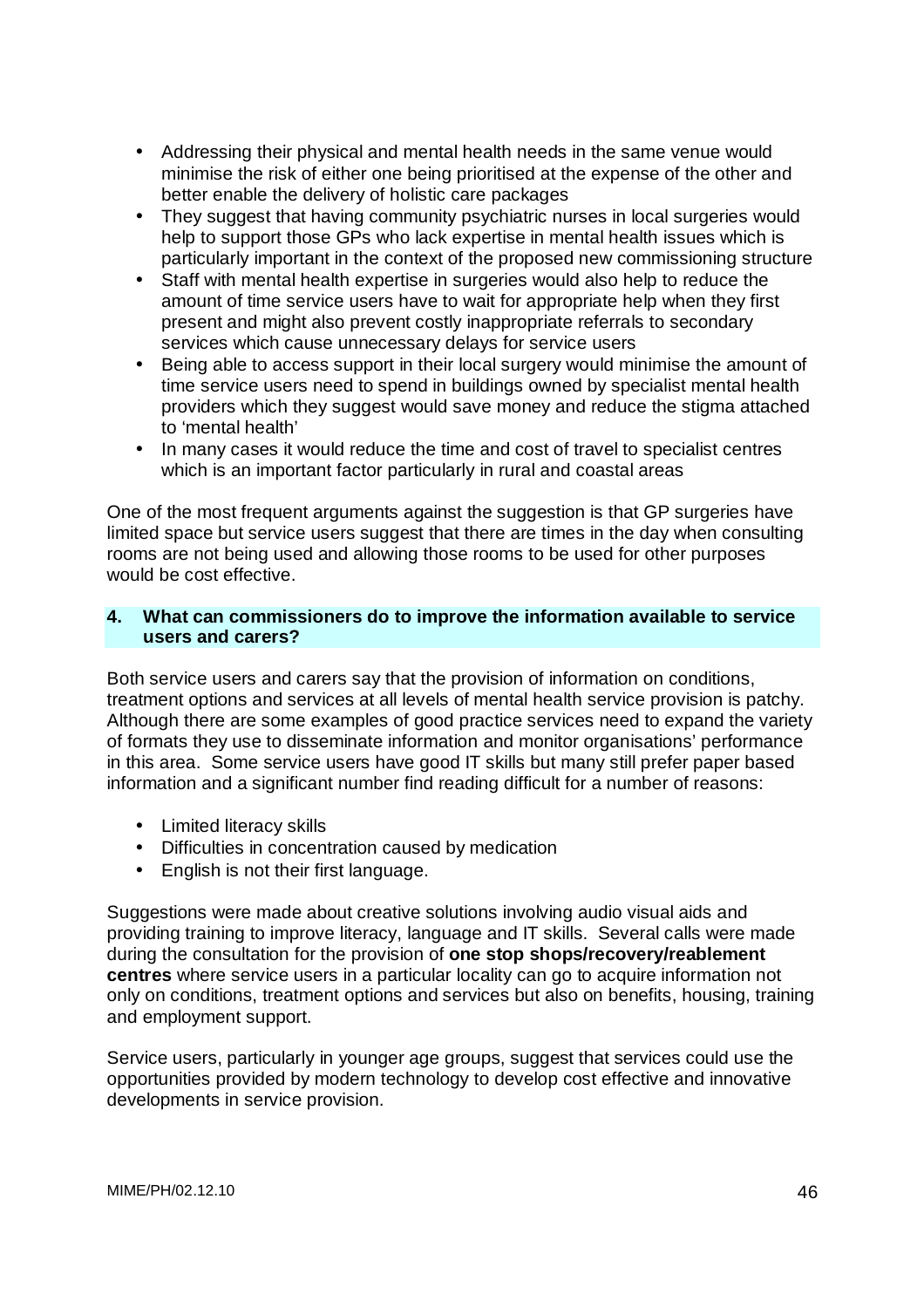- Addressing their physical and mental health needs in the same venue would minimise the risk of either one being prioritised at the expense of the other and better enable the delivery of holistic care packages
- They suggest that having community psychiatric nurses in local surgeries would help to support those GPs who lack expertise in mental health issues which is particularly important in the context of the proposed new commissioning structure
- Staff with mental health expertise in surgeries would also help to reduce the amount of time service users have to wait for appropriate help when they first present and might also prevent costly inappropriate referrals to secondary services which cause unnecessary delays for service users
- Being able to access support in their local surgery would minimise the amount of time service users need to spend in buildings owned by specialist mental health providers which they suggest would save money and reduce the stigma attached to 'mental health'
- In many cases it would reduce the time and cost of travel to specialist centres which is an important factor particularly in rural and coastal areas

One of the most frequent arguments against the suggestion is that GP surgeries have limited space but service users suggest that there are times in the day when consulting rooms are not being used and allowing those rooms to be used for other purposes would be cost effective.

### 4. What can commissioners do to improve the information available to service users and carers?

Both service users and carers say that the provision of information on conditions, treatment options and services at all levels of mental health service provision is patchy. Although there are some examples of good practice services need to expand the variety of formats they use to disseminate information and monitor organisations' performance in this area. Some service users have good IT skills but many still prefer paper based information and a significant number find reading difficult for a number of reasons:

- Limited literacy skills
- Difficulties in concentration caused by medication
- English is not their first language.

Suggestions were made about creative solutions involving audio visual aids and providing training to improve literacy, language and IT skills. Several calls were made during the consultation for the provision of **one stop shops/recovery/reablement centres** where service users in a particular locality can go to acquire information not only on conditions, treatment options and services but also on benefits, housing, training and employment support.

Service users, particularly in younger age groups, suggest that services could use the opportunities provided by modern technology to develop cost effective and innovative developments in service provision.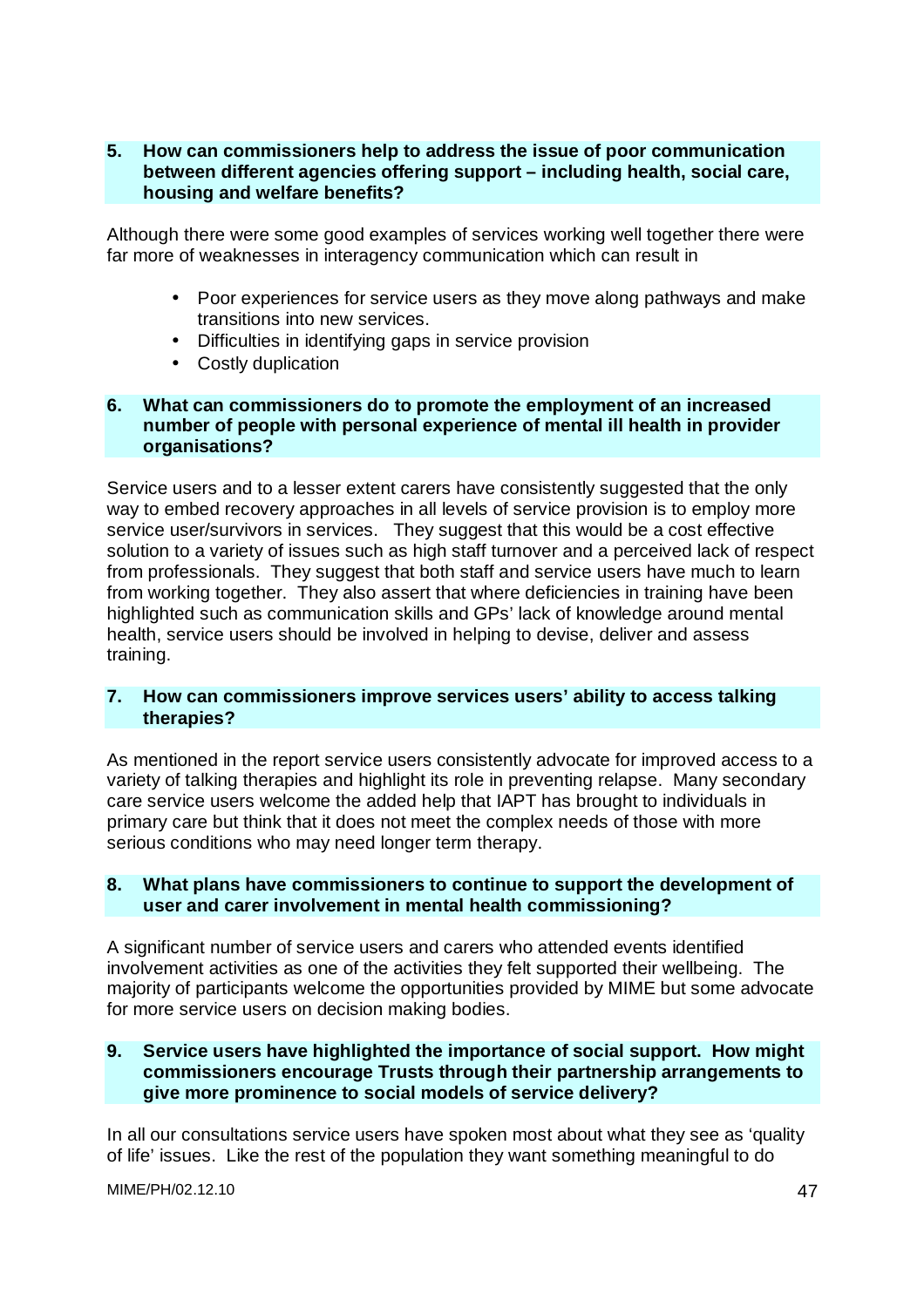**5. How can commissioners help to address the issue of poor communication between different agencies offering support – including health, social care, housing and welfare benefits?**

Although there were some good examples of services working well together there were far more of weaknesses in interagency communication which can result in

- Poor experiences for service users as they move along pathways and make transitions into new services.
- Difficulties in identifying gaps in service provision
- Costly duplication

**6. What can commissioners do to promote the employment of an increased number of people with personal experience of mental ill health in provider organisations?**

Service users and to a lesser extent carers have consistently suggested that the only way to embed recovery approaches in all levels of service provision is to employ more service user/survivors in services. They suggest that this would be a cost effective solution to a variety of issues such as high staff turnover and a perceived lack of respect from professionals. They suggest that both staff and service users have much to learn from working together. They also assert that where deficiencies in training have been highlighted such as communication skills and GPs' lack of knowledge around mental health, service users should be involved in helping to devise, deliver and assess training.

**7. How can commissioners improve services users' ability to access talking therapies?**

As mentioned in the report service users consistently advocate for improved access to a variety of talking therapies and highlight its role in preventing relapse. Many secondary care service users welcome the added help that IAPT has brought to individuals in primary care but think that it does not meet the complex needs of those with more serious conditions who may need longer term therapy.

**8. What plans have commissioners to continue to support the development of user and carer involvement in mental health commissioning?**

A significant number of service users and carers who attended events identified involvement activities as one of the activities they felt supported their wellbeing. The majority of participants welcome the opportunities provided by MIME but some advocate for more service users on decision making bodies.

**9. Service users have highlighted the importance of social support. How might commissioners encourage Trusts through their partnership arrangements to give more prominence to social models of service delivery?**

In all our consultations service users have spoken most about what they see as 'quality of life' issues. Like the rest of the population they want something meaningful to do

MIME/PH/02.12.10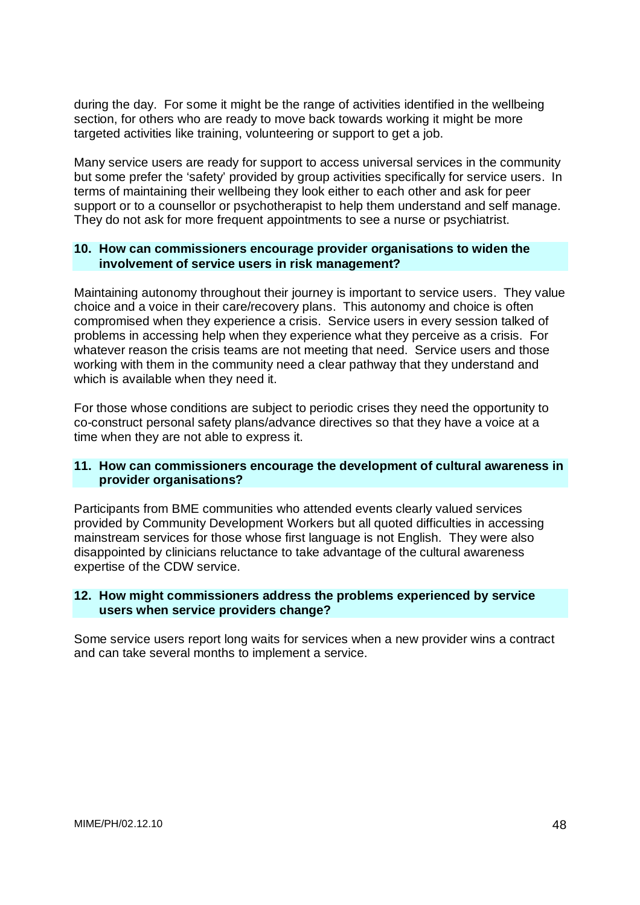during the day. For some it might be the range of activities identified in the wellbeing section, for others who are ready to move back towards working it might be more targeted activities like training, volunteering or support to get a job.

Many service users are ready for support to access universal services in the community but some prefer the 'safety' provided by group activities specifically for service users. In terms of maintaining their wellbeing they look either to each other and ask for peer support or to a counsellor or psychotherapist to help them understand and self manage. They do not ask for more frequent appointments to see a nurse or psychiatrist.

### 10. How can commissioners encourage provider organisations to widen the involvement of service users in risk management?

Maintaining autonomy throughout their journey is important to service users. They value choice and a voice in their care/recovery plans. This autonomy and choice is often compromised when they experience a crisis. Service users in every session talked of problems in accessing help when they experience what they perceive as a crisis. For whatever reason the crisis teams are not meeting that need. Service users and those working with them in the community need a clear pathway that they understand and which is available when they need it.

For those whose conditions are subject to periodic crises they need the opportunity to co-construct personal safety plans/advance directives so that they have a voice at a time when they are not able to express it.

### 11. How can commissioners encourage the development of cultural awareness in provider organisations?

Participants from BME communities who attended events clearly valued services provided by Community Development Workers but all quoted difficulties in accessing mainstream services for those whose first language is not English. They were also disappointed by clinicians reluctance to take advantage of the cultural awareness expertise of the CDW service.

### 12. How might commissioners address the problems experienced by service users when service providers change?

Some service users report long waits for services when a new provider wins a contract and can take several months to implement a service.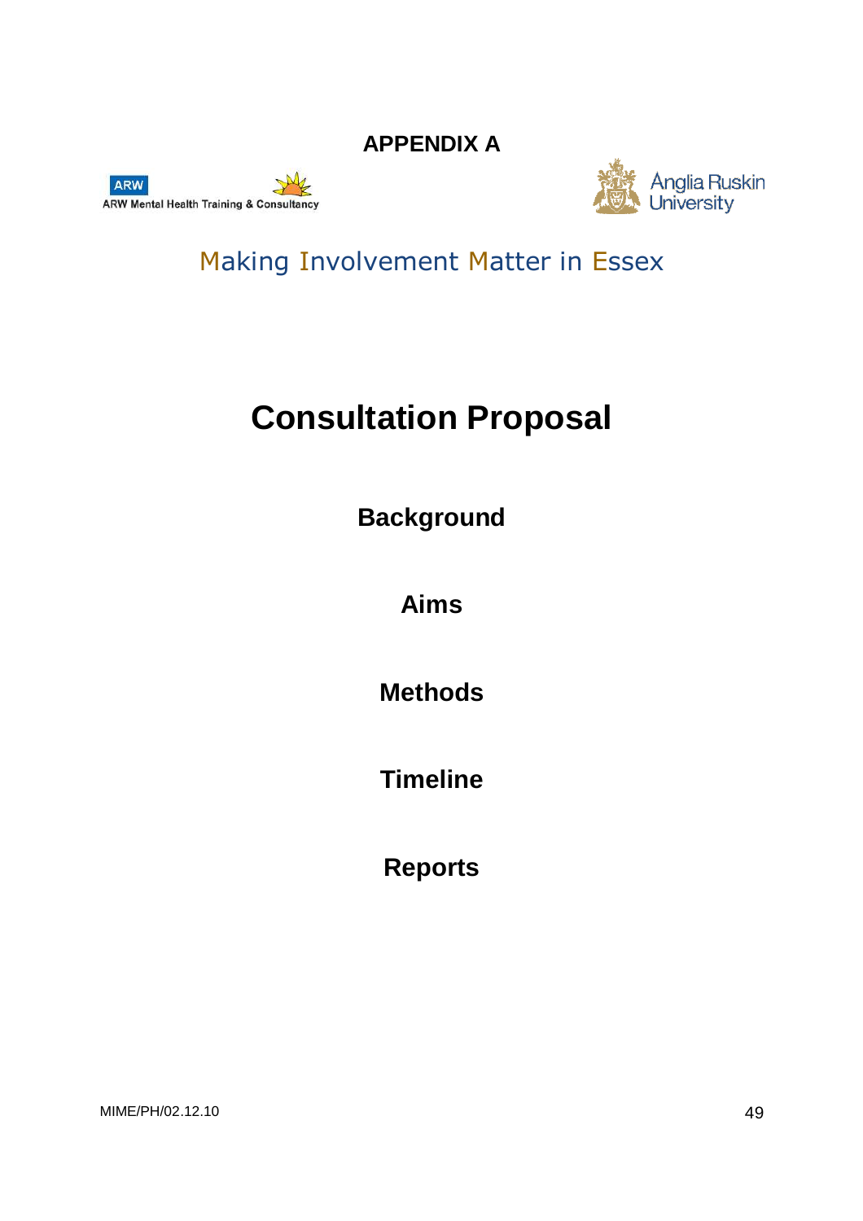**APPENDIX A**

ARW Mental Health Training & Consultancy

Anglia Ruskin University

Making Involvement Matter in Essex

# Consultation Proposal

## Background

## Aims

## Methods

## Timeline

## Reports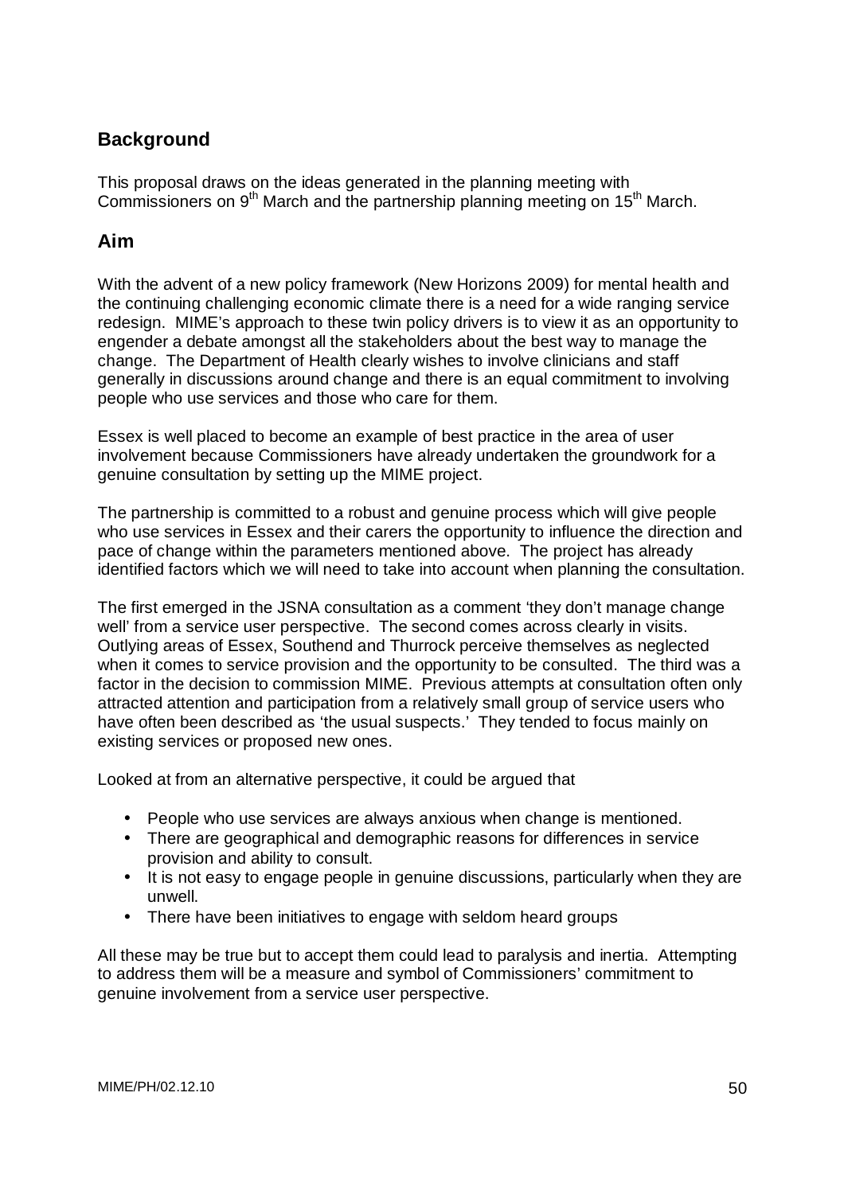## Background

This proposal draws on the ideas generated in the planning meeting with Commissioners on 9th March and the partnership planning meeting on 15th March.

## Aim

With the advent of a new policy framework (New Horizons 2009) for mental health and the continuing challenging economic climate there is a need for a wide ranging service redesign. MIME's approach to these twin policy drivers is to view it as an opportunity to engender a debate amongst all the stakeholders about the best way to manage the change. The Department of Health clearly wishes to involve clinicians and staff generally in discussions around change and there is an equal commitment to involving people who use services and those who care for them.

Essex is well placed to become an example of best practice in the area of user involvement because Commissioners have already undertaken the groundwork for a genuine consultation by setting up the MIME project.

The partnership is committed to a robust and genuine process which will give people who use services in Essex and their carers the opportunity to influence the direction and pace of change within the parameters mentioned above. The project has already identified factors which we will need to take into account when planning the consultation.

The first emerged in the JSNA consultation as a comment 'they don't manage change well' from a service user perspective. The second comes across clearly in visits. Outlying areas of Essex, Southend and Thurrock perceive themselves as neglected when it comes to service provision and the opportunity to be consulted. The third was a factor in the decision to commission MIME. Previous attempts at consultation often only attracted attention and participation from a relatively small group of service users who have often been described as 'the usual suspects.' They tended to focus mainly on existing services or proposed new ones.

Looked at from an alternative perspective, it could be argued that

- People who use services are always anxious when change is mentioned.
- There are geographical and demographic reasons for differences in service provision and ability to consult.
- It is not easy to engage people in genuine discussions, particularly when they are unwell.
- There have been initiatives to engage with seldom heard groups

All these may be true but to accept them could lead to paralysis and inertia. Attempting to address them will be a measure and symbol of Commissioners' commitment to genuine involvement from a service user perspective.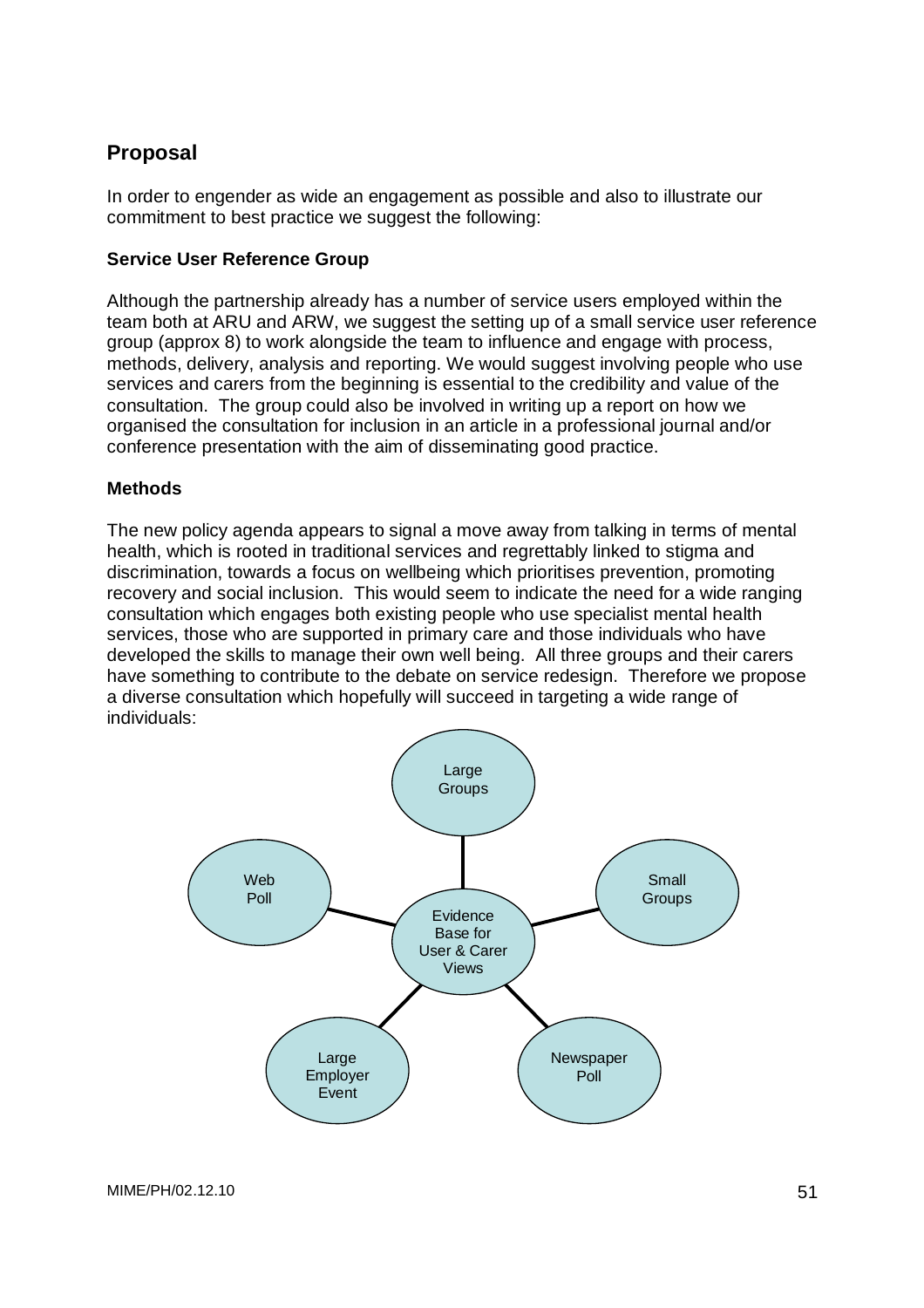## Proposal

In order to engender as wide an engagement as possible and also to illustrate our commitment to best practice we suggest the following:

### Service User Reference Group

Although the partnership already has a number of service users employed within the team both at ARU and ARW, we suggest the setting up of a small service user reference group (approx 8) to work alongside the team to influence and engage with process, methods, delivery, analysis and reporting. We would suggest involving people who use services and carers from the beginning is essential to the credibility and value of the consultation. The group could also be involved in writing up a report on how we organised the consultation for inclusion in an article in a professional journal and/or conference presentation with the aim of disseminating good practice.

### Methods

The new policy agenda appears to signal a move away from talking in terms of mental health, which is rooted in traditional services and regrettably linked to stigma and discrimination, towards a focus on wellbeing which prioritises prevention, promoting recovery and social inclusion. This would seem to indicate the need for a wide ranging consultation which engages both existing people who use specialist mental health services, those who are supported in primary care and those individuals who have developed the skills to manage their own well being. All three groups and their carers have something to contribute to the debate on service redesign. Therefore we propose a diverse consultation which hopefully will succeed in targeting a wide range of individuals:

Evidence Base for User & Carer Views

- Large Groups
- Small Groups
- Newspaper Poll
- Large Employer Event
- Web Poll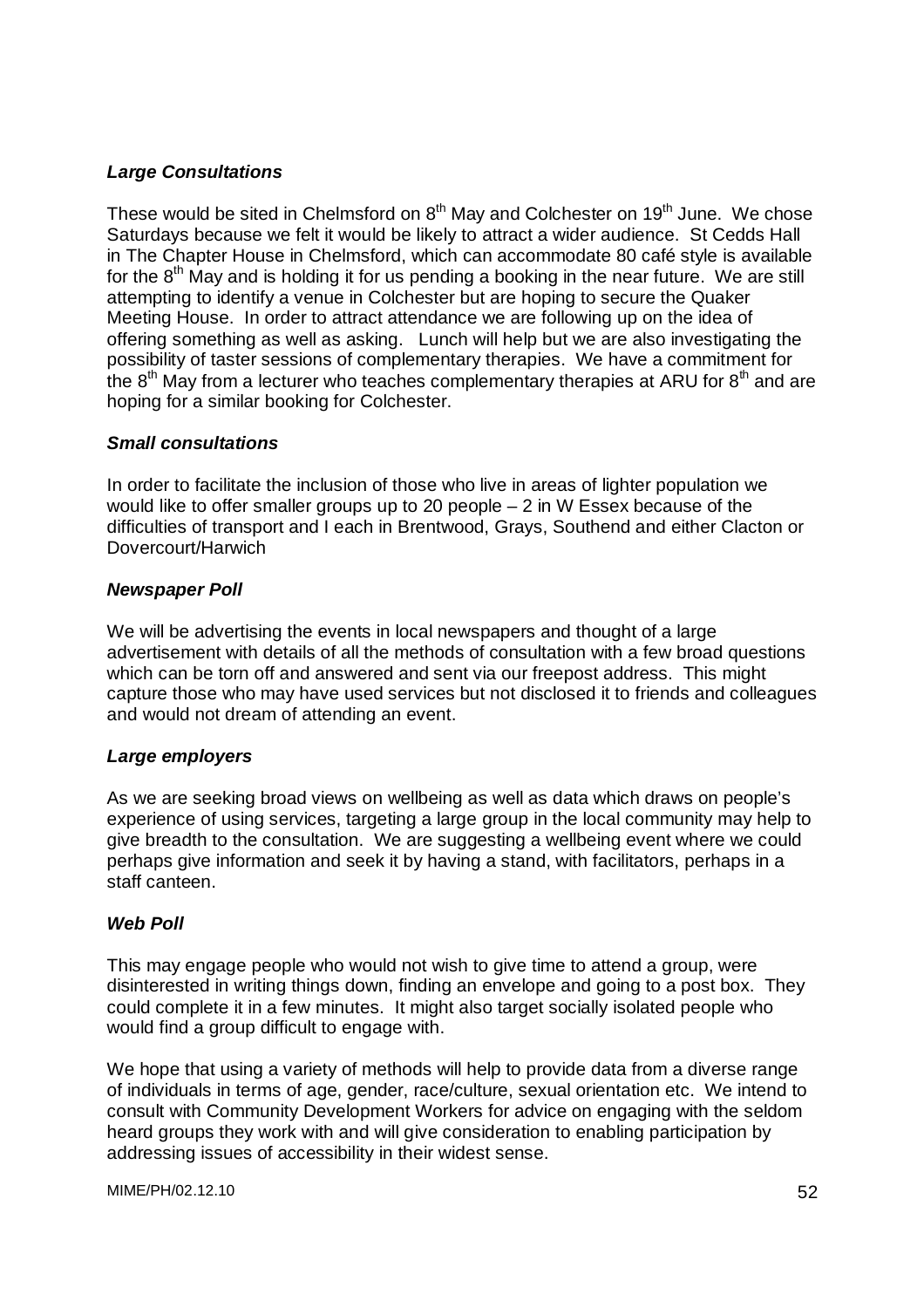***Large Consultations***

These would be sited in Chelmsford on 8th May and Colchester on 19th June. We chose Saturdays because we felt it would be likely to attract a wider audience. St Cedds Hall in The Chapter House in Chelmsford, which can accommodate 80 café style is available for the 8th May and is holding it for us pending a booking in the near future. We are still attempting to identify a venue in Colchester but are hoping to secure the Quaker Meeting House. In order to attract attendance we are following up on the idea of offering something as well as asking. Lunch will help but we are also investigating the possibility of taster sessions of complementary therapies. We have a commitment for the 8th May from a lecturer who teaches complementary therapies at ARU for 8th and are hoping for a similar booking for Colchester.

***Small consultations***

In order to facilitate the inclusion of those who live in areas of lighter population we would like to offer smaller groups up to 20 people – 2 in W Essex because of the difficulties of transport and I each in Brentwood, Grays, Southend and either Clacton or Dovercourt/Harwich

***Newspaper Poll***

We will be advertising the events in local newspapers and thought of a large advertisement with details of all the methods of consultation with a few broad questions which can be torn off and answered and sent via our freepost address. This might capture those who may have used services but not disclosed it to friends and colleagues and would not dream of attending an event.

***Large employers***

As we are seeking broad views on wellbeing as well as data which draws on people's experience of using services, targeting a large group in the local community may help to give breadth to the consultation. We are suggesting a wellbeing event where we could perhaps give information and seek it by having a stand, with facilitators, perhaps in a staff canteen.

***Web Poll***

This may engage people who would not wish to give time to attend a group, were disinterested in writing things down, finding an envelope and going to a post box. They could complete it in a few minutes. It might also target socially isolated people who would find a group difficult to engage with.

We hope that using a variety of methods will help to provide data from a diverse range of individuals in terms of age, gender, race/culture, sexual orientation etc. We intend to consult with Community Development Workers for advice on engaging with the seldom heard groups they work with and will give consideration to enabling participation by addressing issues of accessibility in their widest sense.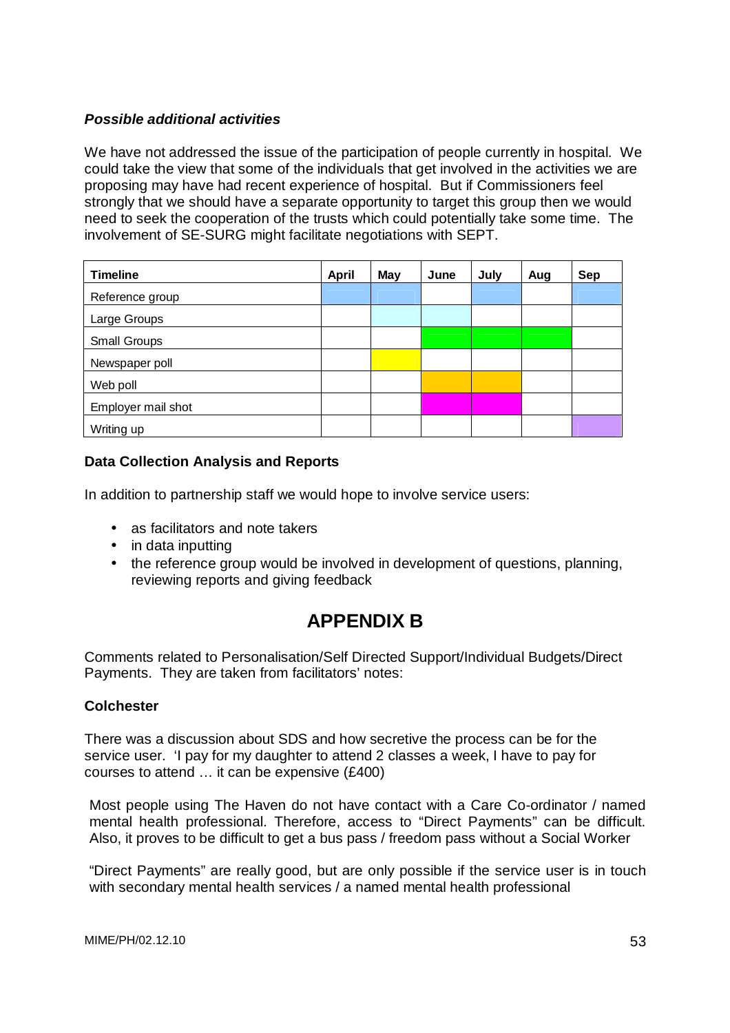### *Possible additional activities*

We have not addressed the issue of the participation of people currently in hospital. We could take the view that some of the individuals that get involved in the activities we are proposing may have had recent experience of hospital. But if Commissioners feel strongly that we should have a separate opportunity to target this group then we would need to seek the cooperation of the trusts which could potentially take some time. The involvement of SE-SURG might facilitate negotiations with SEPT.

| Timeline | April | May | June | July | Aug | Sep |
|---|---|---|---|---|---|---|
| Reference group | ■ | ■ | | ■ | | ■ |
| Large Groups | | ■ | ■ | | | |
| Small Groups | | | ■ | ■ | ■ | |
| Newspaper poll | | ■ | | | | |
| Web poll | | | ■ | ■ | | |
| Employer mail shot | | | ■ | ■ | | |
| Writing up | | | | | | ■ |

### Data Collection Analysis and Reports

In addition to partnership staff we would hope to involve service users:

- as facilitators and note takers
- in data inputting
- the reference group would be involved in development of questions, planning, reviewing reports and giving feedback

# APPENDIX B

Comments related to Personalisation/Self Directed Support/Individual Budgets/Direct Payments. They are taken from facilitators' notes:

### Colchester

There was a discussion about SDS and how secretive the process can be for the service user. 'I pay for my daughter to attend 2 classes a week, I have to pay for courses to attend … it can be expensive (£400)

Most people using The Haven do not have contact with a Care Co-ordinator / named mental health professional. Therefore, access to "Direct Payments" can be difficult. Also, it proves to be difficult to get a bus pass / freedom pass without a Social Worker

"Direct Payments" are really good, but are only possible if the service user is in touch with secondary mental health services / a named mental health professional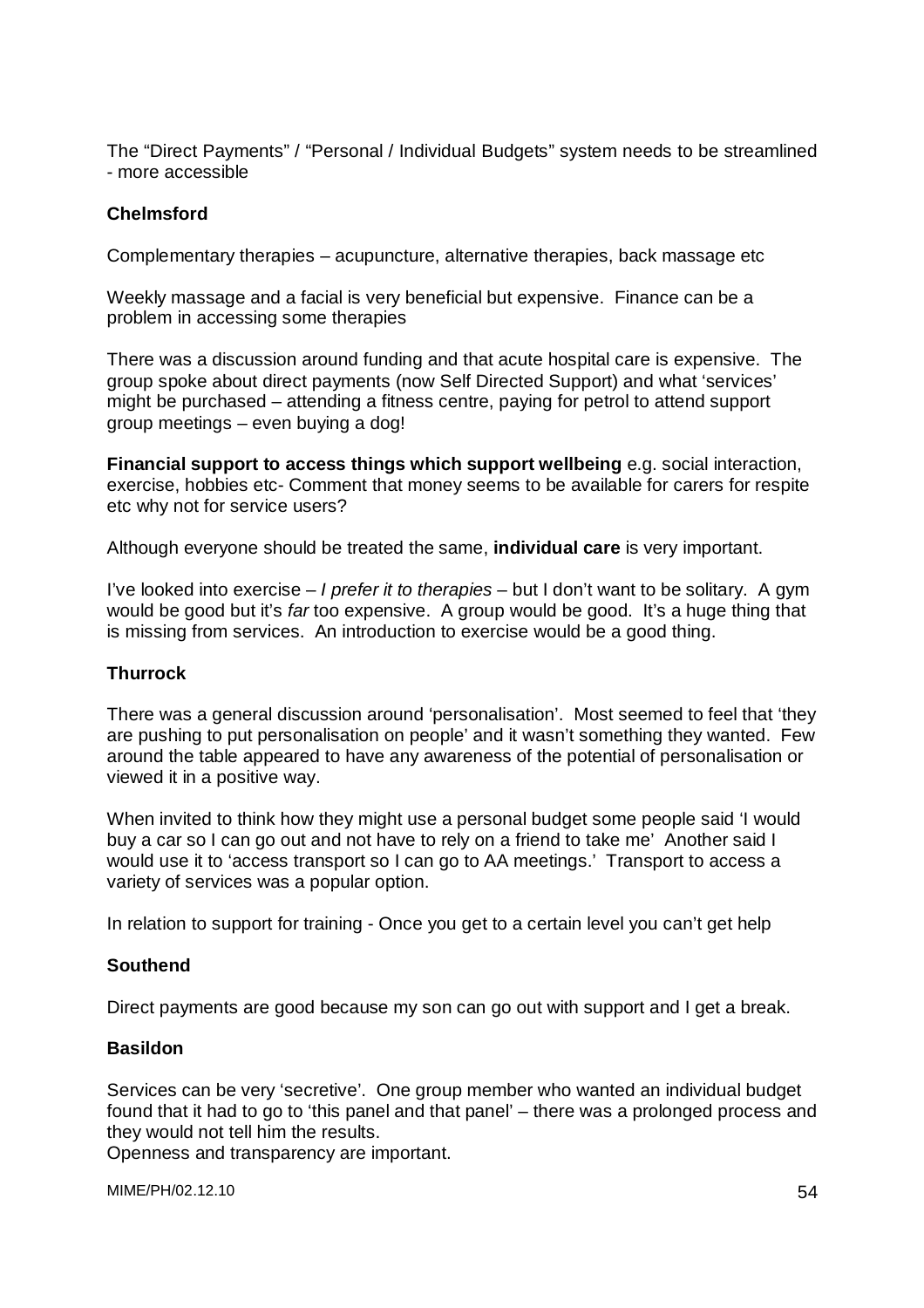The "Direct Payments" / "Personal / Individual Budgets" system needs to be streamlined - more accessible

**Chelmsford**

Complementary therapies – acupuncture, alternative therapies, back massage etc

Weekly massage and a facial is very beneficial but expensive. Finance can be a problem in accessing some therapies

There was a discussion around funding and that acute hospital care is expensive. The group spoke about direct payments (now Self Directed Support) and what 'services' might be purchased – attending a fitness centre, paying for petrol to attend support group meetings – even buying a dog!

**Financial support to access things which support wellbeing** e.g. social interaction, exercise, hobbies etc- Comment that money seems to be available for carers for respite etc why not for service users?

Although everyone should be treated the same, **individual care** is very important.

I've looked into exercise – *I prefer it to therapies* – but I don't want to be solitary. A gym would be good but it's *far* too expensive. A group would be good. It's a huge thing that is missing from services. An introduction to exercise would be a good thing.

**Thurrock**

There was a general discussion around 'personalisation'. Most seemed to feel that 'they are pushing to put personalisation on people' and it wasn't something they wanted. Few around the table appeared to have any awareness of the potential of personalisation or viewed it in a positive way.

When invited to think how they might use a personal budget some people said 'I would buy a car so I can go out and not have to rely on a friend to take me' Another said I would use it to 'access transport so I can go to AA meetings.' Transport to access a variety of services was a popular option.

In relation to support for training - Once you get to a certain level you can't get help

**Southend**

Direct payments are good because my son can go out with support and I get a break.

**Basildon**

Services can be very 'secretive'. One group member who wanted an individual budget found that it had to go to 'this panel and that panel' – there was a prolonged process and they would not tell him the results.
Openness and transparency are important.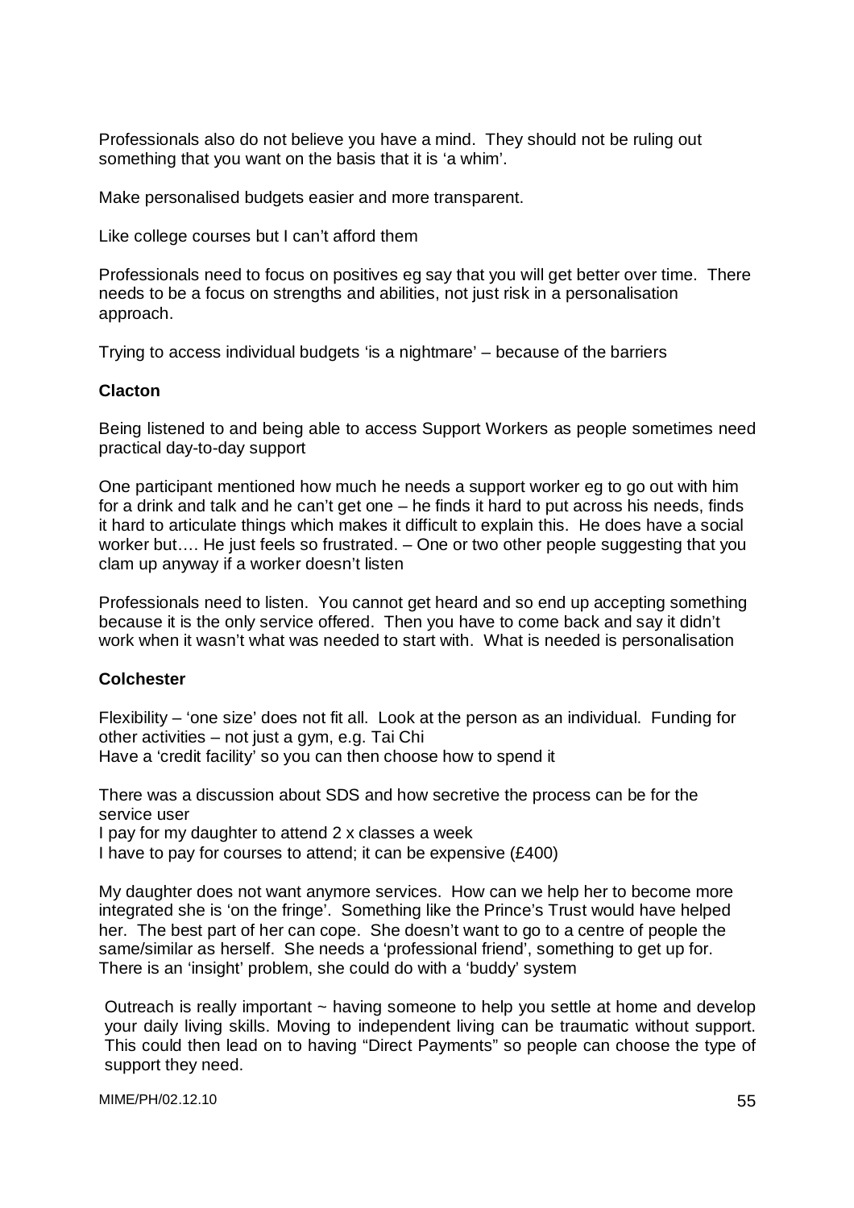Professionals also do not believe you have a mind. They should not be ruling out something that you want on the basis that it is 'a whim'.

Make personalised budgets easier and more transparent.

Like college courses but I can't afford them

Professionals need to focus on positives eg say that you will get better over time. There needs to be a focus on strengths and abilities, not just risk in a personalisation approach.

Trying to access individual budgets 'is a nightmare' – because of the barriers

**Clacton**

Being listened to and being able to access Support Workers as people sometimes need practical day-to-day support

One participant mentioned how much he needs a support worker eg to go out with him for a drink and talk and he can't get one – he finds it hard to put across his needs, finds it hard to articulate things which makes it difficult to explain this. He does have a social worker but…. He just feels so frustrated. – One or two other people suggesting that you clam up anyway if a worker doesn't listen

Professionals need to listen. You cannot get heard and so end up accepting something because it is the only service offered. Then you have to come back and say it didn't work when it wasn't what was needed to start with. What is needed is personalisation

**Colchester**

Flexibility – 'one size' does not fit all. Look at the person as an individual. Funding for other activities – not just a gym, e.g. Tai Chi
Have a 'credit facility' so you can then choose how to spend it

There was a discussion about SDS and how secretive the process can be for the service user
I pay for my daughter to attend 2 x classes a week
I have to pay for courses to attend; it can be expensive (£400)

My daughter does not want anymore services. How can we help her to become more integrated she is 'on the fringe'. Something like the Prince's Trust would have helped her. The best part of her can cope. She doesn't want to go to a centre of people the same/similar as herself. She needs a 'professional friend', something to get up for. There is an 'insight' problem, she could do with a 'buddy' system

Outreach is really important ~ having someone to help you settle at home and develop your daily living skills. Moving to independent living can be traumatic without support. This could then lead on to having "Direct Payments" so people can choose the type of support they need.

MIME/PH/02.12.10